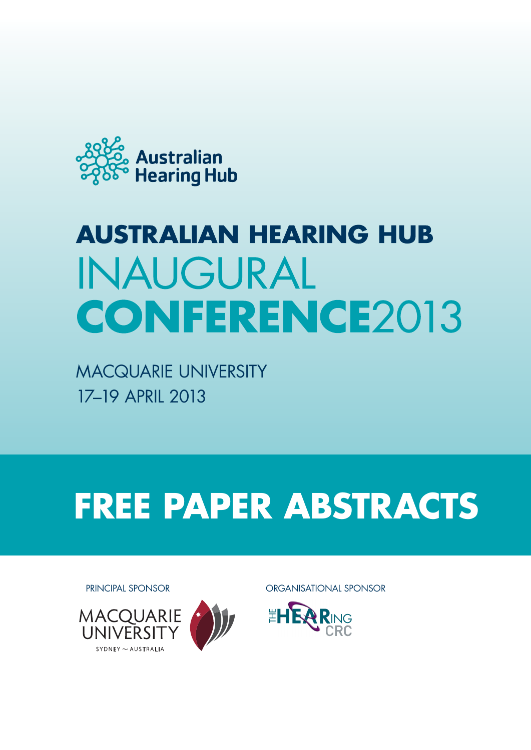Australian Hearing Hub

# AUSTRALIAN HEARING HUB INAUGURAL CONFERENCE2013

MACQUARIE UNIVERSITY
17–19 APRIL 2013

# FREE PAPER ABSTRACTS

PRINCIPAL SPONSOR

MACQUARIE UNIVERSITY
SYDNEY ~ AUSTRALIA

ORGANISATIONAL SPONSOR

THE HEARING CRC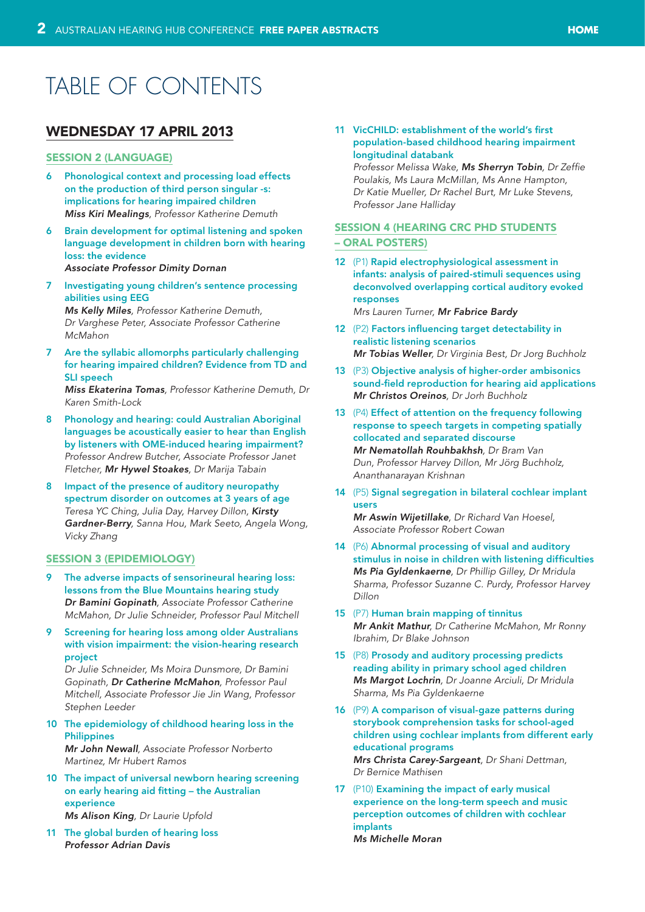# TABLE OF CONTENTS

## WEDNESDAY 17 APRIL 2013

### SESSION 2 (LANGUAGE)

6 **Phonological context and processing load effects on the production of third person singular -s: implications for hearing impaired children**
***Miss Kiri Mealings***, *Professor Katherine Demuth*

6 **Brain development for optimal listening and spoken language development in children born with hearing loss: the evidence**
***Associate Professor Dimity Dornan***

7 **Investigating young children's sentence processing abilities using EEG**
***Ms Kelly Miles***, *Professor Katherine Demuth, Dr Varghese Peter, Associate Professor Catherine McMahon*

7 **Are the syllabic allomorphs particularly challenging for hearing impaired children? Evidence from TD and SLI speech**
***Miss Ekaterina Tomas***, *Professor Katherine Demuth, Dr Karen Smith-Lock*

8 **Phonology and hearing: could Australian Aboriginal languages be acoustically easier to hear than English by listeners with OME-induced hearing impairment?**
*Professor Andrew Butcher, Associate Professor Janet Fletcher,* ***Mr Hywel Stoakes***, *Dr Marija Tabain*

8 **Impact of the presence of auditory neuropathy spectrum disorder on outcomes at 3 years of age**
*Teresa YC Ching, Julia Day, Harvey Dillon,* ***Kirsty Gardner-Berry***, *Sanna Hou, Mark Seeto, Angela Wong, Vicky Zhang*

### SESSION 3 (EPIDEMIOLOGY)

9 **The adverse impacts of sensorineural hearing loss: lessons from the Blue Mountains hearing study**
***Dr Bamini Gopinath***, *Associate Professor Catherine McMahon, Dr Julie Schneider, Professor Paul Mitchell*

9 **Screening for hearing loss among older Australians with vision impairment: the vision-hearing research project**
*Dr Julie Schneider, Ms Moira Dunsmore, Dr Bamini Gopinath,* ***Dr Catherine McMahon***, *Professor Paul Mitchell, Associate Professor Jie Jin Wang, Professor Stephen Leeder*

10 **The epidemiology of childhood hearing loss in the Philippines**
***Mr John Newall***, *Associate Professor Norberto Martinez, Mr Hubert Ramos*

10 **The impact of universal newborn hearing screening on early hearing aid fitting – the Australian experience**
***Ms Alison King***, *Dr Laurie Upfold*

11 **The global burden of hearing loss**
***Professor Adrian Davis***

11 **VicCHILD: establishment of the world's first population-based childhood hearing impairment longitudinal databank**
*Professor Melissa Wake,* ***Ms Sherryn Tobin***, *Dr Zeffie Poulakis, Ms Laura McMillan, Ms Anne Hampton, Dr Katie Mueller, Dr Rachel Burt, Mr Luke Stevens, Professor Jane Halliday*

### SESSION 4 (HEARING CRC PHD STUDENTS – ORAL POSTERS)

12 (P1) **Rapid electrophysiological assessment in infants: analysis of paired-stimuli sequences using deconvolved overlapping cortical auditory evoked responses**
*Mrs Lauren Turner,* ***Mr Fabrice Bardy***

12 (P2) **Factors influencing target detectability in realistic listening scenarios**
***Mr Tobias Weller***, *Dr Virginia Best, Dr Jorg Buchholz*

13 (P3) **Objective analysis of higher-order ambisonics sound-field reproduction for hearing aid applications**
***Mr Christos Oreinos***, *Dr Jorh Buchholz*

13 (P4) **Effect of attention on the frequency following response to speech targets in competing spatially collocated and separated discourse**
***Mr Nematollah Rouhbakhsh***, *Dr Bram Van Dun, Professor Harvey Dillon, Mr Jörg Buchholz, Ananthanarayan Krishnan*

14 (P5) **Signal segregation in bilateral cochlear implant users**
***Mr Aswin Wijetillake***, *Dr Richard Van Hoesel, Associate Professor Robert Cowan*

14 (P6) **Abnormal processing of visual and auditory stimulus in noise in children with listening difficulties**
***Ms Pia Gyldenkaerne***, *Dr Phillip Gilley, Dr Mridula Sharma, Professor Suzanne C. Purdy, Professor Harvey Dillon*

15 (P7) **Human brain mapping of tinnitus**
***Mr Ankit Mathur***, *Dr Catherine McMahon, Mr Ronny Ibrahim, Dr Blake Johnson*

15 (P8) **Prosody and auditory processing predicts reading ability in primary school aged children**
***Ms Margot Lochrin***, *Dr Joanne Arciuli, Dr Mridula Sharma, Ms Pia Gyldenkaerne*

16 (P9) **A comparison of visual-gaze patterns during storybook comprehension tasks for school-aged children using cochlear implants from different early educational programs**
***Mrs Christa Carey-Sargeant***, *Dr Shani Dettman, Dr Bernice Mathisen*

17 (P10) **Examining the impact of early musical experience on the long-term speech and music perception outcomes of children with cochlear implants**
***Ms Michelle Moran***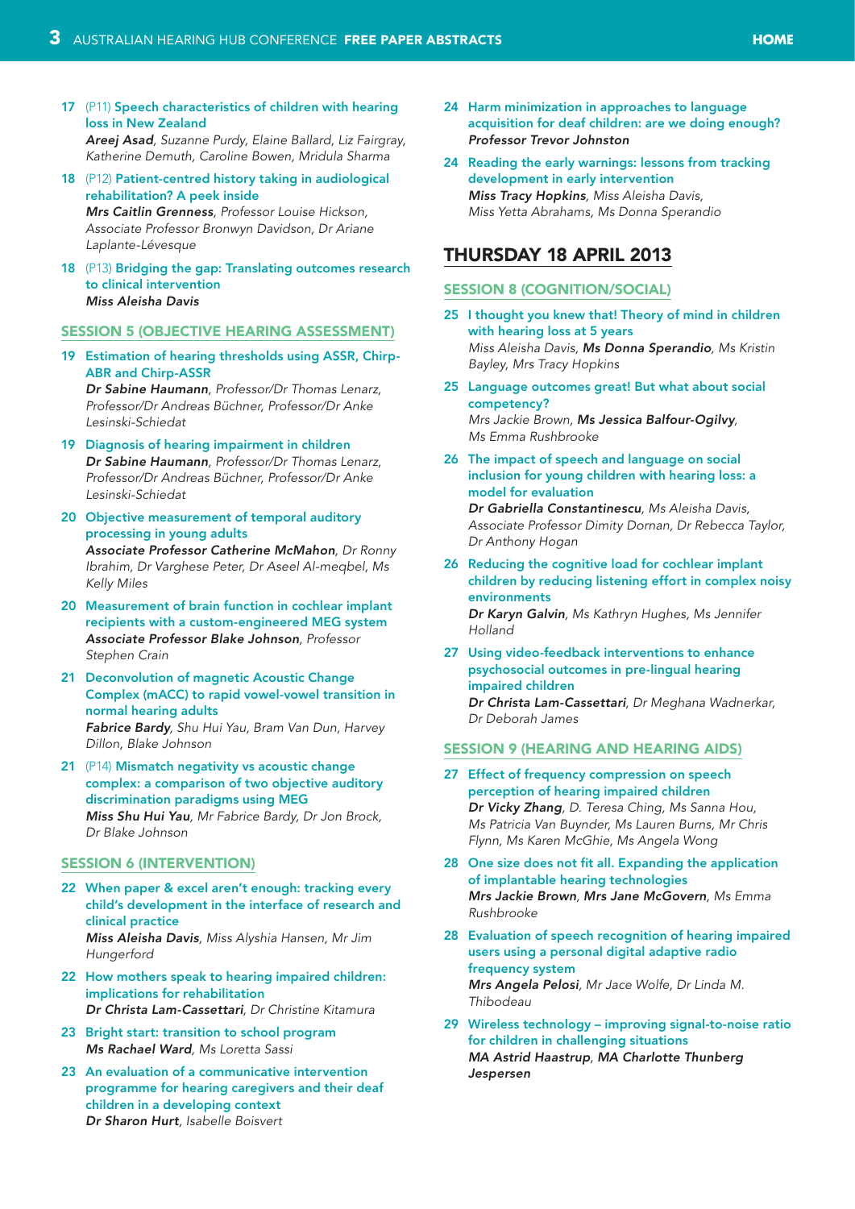17 (P11) **Speech characteristics of children with hearing loss in New Zealand**
***Areej Asad***, *Suzanne Purdy, Elaine Ballard, Liz Fairgray, Katherine Demuth, Caroline Bowen, Mridula Sharma*

18 (P12) **Patient-centred history taking in audiological rehabilitation? A peek inside**
***Mrs Caitlin Grenness***, *Professor Louise Hickson, Associate Professor Bronwyn Davidson, Dr Ariane Laplante-Lévesque*

18 (P13) **Bridging the gap: Translating outcomes research to clinical intervention**
***Miss Aleisha Davis***

## SESSION 5 (OBJECTIVE HEARING ASSESSMENT)

19 **Estimation of hearing thresholds using ASSR, Chirp-ABR and Chirp-ASSR**
***Dr Sabine Haumann***, *Professor/Dr Thomas Lenarz, Professor/Dr Andreas Büchner, Professor/Dr Anke Lesinski-Schiedat*

19 **Diagnosis of hearing impairment in children**
***Dr Sabine Haumann***, *Professor/Dr Thomas Lenarz, Professor/Dr Andreas Büchner, Professor/Dr Anke Lesinski-Schiedat*

20 **Objective measurement of temporal auditory processing in young adults**
***Associate Professor Catherine McMahon***, *Dr Ronny Ibrahim, Dr Varghese Peter, Dr Aseel Al-meqbel, Ms Kelly Miles*

20 **Measurement of brain function in cochlear implant recipients with a custom-engineered MEG system**
***Associate Professor Blake Johnson***, *Professor Stephen Crain*

21 **Deconvolution of magnetic Acoustic Change Complex (mACC) to rapid vowel-vowel transition in normal hearing adults**
***Fabrice Bardy***, *Shu Hui Yau, Bram Van Dun, Harvey Dillon, Blake Johnson*

21 (P14) **Mismatch negativity vs acoustic change complex: a comparison of two objective auditory discrimination paradigms using MEG**
***Miss Shu Hui Yau***, *Mr Fabrice Bardy, Dr Jon Brock, Dr Blake Johnson*

## SESSION 6 (INTERVENTION)

22 **When paper & excel aren't enough: tracking every child's development in the interface of research and clinical practice**
***Miss Aleisha Davis***, *Miss Alyshia Hansen, Mr Jim Hungerford*

22 **How mothers speak to hearing impaired children: implications for rehabilitation**
***Dr Christa Lam-Cassettari***, *Dr Christine Kitamura*

23 **Bright start: transition to school program**
***Ms Rachael Ward***, *Ms Loretta Sassi*

23 **An evaluation of a communicative intervention programme for hearing caregivers and their deaf children in a developing context**
***Dr Sharon Hurt***, *Isabelle Boisvert*

24 **Harm minimization in approaches to language acquisition for deaf children: are we doing enough?**
***Professor Trevor Johnston***

24 **Reading the early warnings: lessons from tracking development in early intervention**
***Miss Tracy Hopkins***, *Miss Aleisha Davis, Miss Yetta Abrahams, Ms Donna Sperandio*

# THURSDAY 18 APRIL 2013

## SESSION 8 (COGNITION/SOCIAL)

25 **I thought you knew that! Theory of mind in children with hearing loss at 5 years**
*Miss Aleisha Davis,* ***Ms Donna Sperandio***, *Ms Kristin Bayley, Mrs Tracy Hopkins*

25 **Language outcomes great! But what about social competency?**
*Mrs Jackie Brown,* ***Ms Jessica Balfour-Ogilvy***, *Ms Emma Rushbrooke*

26 **The impact of speech and language on social inclusion for young children with hearing loss: a model for evaluation**
***Dr Gabriella Constantinescu***, *Ms Aleisha Davis, Associate Professor Dimity Dornan, Dr Rebecca Taylor, Dr Anthony Hogan*

26 **Reducing the cognitive load for cochlear implant children by reducing listening effort in complex noisy environments**
***Dr Karyn Galvin***, *Ms Kathryn Hughes, Ms Jennifer Holland*

27 **Using video-feedback interventions to enhance psychosocial outcomes in pre-lingual hearing impaired children**
***Dr Christa Lam-Cassettari***, *Dr Meghana Wadnerkar, Dr Deborah James*

## SESSION 9 (HEARING AND HEARING AIDS)

27 **Effect of frequency compression on speech perception of hearing impaired children**
***Dr Vicky Zhang***, *D. Teresa Ching, Ms Sanna Hou, Ms Patricia Van Buynder, Ms Lauren Burns, Mr Chris Flynn, Ms Karen McGhie, Ms Angela Wong*

28 **One size does not fit all. Expanding the application of implantable hearing technologies**
***Mrs Jackie Brown***, ***Mrs Jane McGovern***, *Ms Emma Rushbrooke*

28 **Evaluation of speech recognition of hearing impaired users using a personal digital adaptive radio frequency system**
***Mrs Angela Pelosi***, *Mr Jace Wolfe, Dr Linda M. Thibodeau*

29 **Wireless technology – improving signal-to-noise ratio for children in challenging situations**
***MA Astrid Haastrup***, ***MA Charlotte Thunberg Jespersen***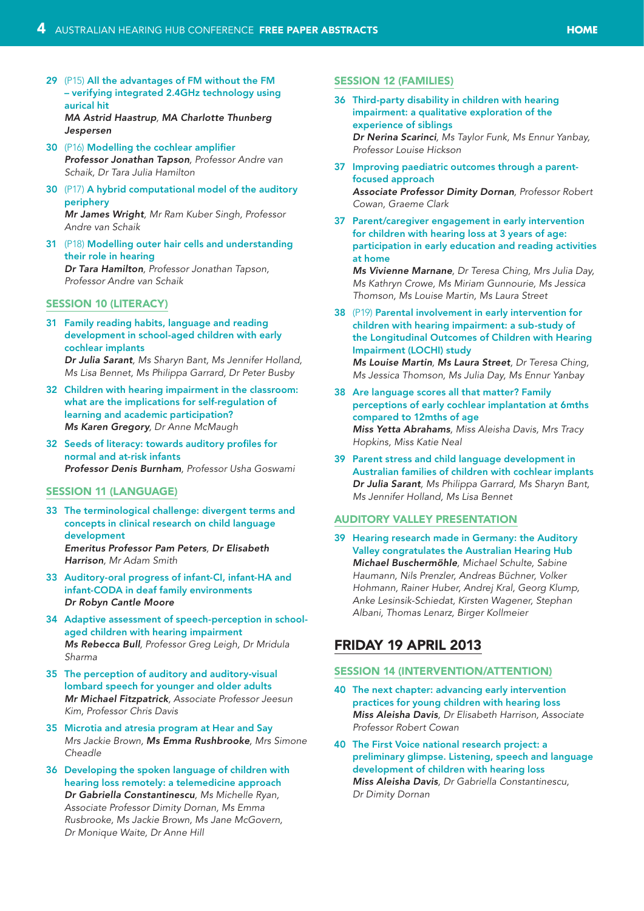29 (P15) All the advantages of FM without the FM – verifying integrated 2.4GHz technology using aurical hit
***MA Astrid Haastrup**, **MA Charlotte Thunberg Jespersen***

30 (P16) Modelling the cochlear amplifier
***Professor Jonathan Tapson**, Professor Andre van Schaik, Dr Tara Julia Hamilton*

30 (P17) A hybrid computational model of the auditory periphery
***Mr James Wright**, Mr Ram Kuber Singh, Professor Andre van Schaik*

31 (P18) Modelling outer hair cells and understanding their role in hearing
***Dr Tara Hamilton**, Professor Jonathan Tapson, Professor Andre van Schaik*

## SESSION 10 (LITERACY)

31 Family reading habits, language and reading development in school-aged children with early cochlear implants
***Dr Julia Sarant**, Ms Sharyn Bant, Ms Jennifer Holland, Ms Lisa Bennet, Ms Philippa Garrard, Dr Peter Busby*

32 Children with hearing impairment in the classroom: what are the implications for self-regulation of learning and academic participation?
***Ms Karen Gregory**, Dr Anne McMaugh*

32 Seeds of literacy: towards auditory profiles for normal and at-risk infants
***Professor Denis Burnham**, Professor Usha Goswami*

## SESSION 11 (LANGUAGE)

33 The terminological challenge: divergent terms and concepts in clinical research on child language development
***Emeritus Professor Pam Peters**, **Dr Elisabeth Harrison**, Mr Adam Smith*

33 Auditory-oral progress of infant-CI, infant-HA and infant-CODA in deaf family environments
***Dr Robyn Cantle Moore***

34 Adaptive assessment of speech-perception in school-aged children with hearing impairment
***Ms Rebecca Bull**, Professor Greg Leigh, Dr Mridula Sharma*

35 The perception of auditory and auditory-visual lombard speech for younger and older adults
***Mr Michael Fitzpatrick**, Associate Professor Jeesun Kim, Professor Chris Davis*

35 Microtia and atresia program at Hear and Say
*Mrs Jackie Brown, **Ms Emma Rushbrooke**, Mrs Simone Cheadle*

36 Developing the spoken language of children with hearing loss remotely: a telemedicine approach
***Dr Gabriella Constantinescu**, Ms Michelle Ryan, Associate Professor Dimity Dornan, Ms Emma Rusbrooke, Ms Jackie Brown, Ms Jane McGovern, Dr Monique Waite, Dr Anne Hill*

## SESSION 12 (FAMILIES)

36 Third-party disability in children with hearing impairment: a qualitative exploration of the experience of siblings
***Dr Nerina Scarinci**, Ms Taylor Funk, Ms Ennur Yanbay, Professor Louise Hickson*

37 Improving paediatric outcomes through a parent-focused approach
***Associate Professor Dimity Dornan**, Professor Robert Cowan, Graeme Clark*

37 Parent/caregiver engagement in early intervention for children with hearing loss at 3 years of age: participation in early education and reading activities at home
***Ms Vivienne Marnane**, Dr Teresa Ching, Mrs Julia Day, Ms Kathryn Crowe, Ms Miriam Gunnourie, Ms Jessica Thomson, Ms Louise Martin, Ms Laura Street*

38 (P19) Parental involvement in early intervention for children with hearing impairment: a sub-study of the Longitudinal Outcomes of Children with Hearing Impairment (LOCHI) study
***Ms Louise Martin**, **Ms Laura Street**, Dr Teresa Ching, Ms Jessica Thomson, Ms Julia Day, Ms Ennur Yanbay*

38 Are language scores all that matter? Family perceptions of early cochlear implantation at 6mths compared to 12mths of age
***Miss Yetta Abrahams**, Miss Aleisha Davis, Mrs Tracy Hopkins, Miss Katie Neal*

39 Parent stress and child language development in Australian families of children with cochlear implants
***Dr Julia Sarant**, Ms Philippa Garrard, Ms Sharyn Bant, Ms Jennifer Holland, Ms Lisa Bennet*

## AUDITORY VALLEY PRESENTATION

39 Hearing research made in Germany: the Auditory Valley congratulates the Australian Hearing Hub
***Michael Buschermöhle**, Michael Schulte, Sabine Haumann, Nils Prenzler, Andreas Büchner, Volker Hohmann, Rainer Huber, Andrej Kral, Georg Klump, Anke Lesinsik-Schiedat, Kirsten Wagener, Stephan Albani, Thomas Lenarz, Birger Kollmeier*

# FRIDAY 19 APRIL 2013

## SESSION 14 (INTERVENTION/ATTENTION)

40 The next chapter: advancing early intervention practices for young children with hearing loss
***Miss Aleisha Davis**, Dr Elisabeth Harrison, Associate Professor Robert Cowan*

40 The First Voice national research project: a preliminary glimpse. Listening, speech and language development of children with hearing loss
***Miss Aleisha Davis**, Dr Gabriella Constantinescu, Dr Dimity Dornan*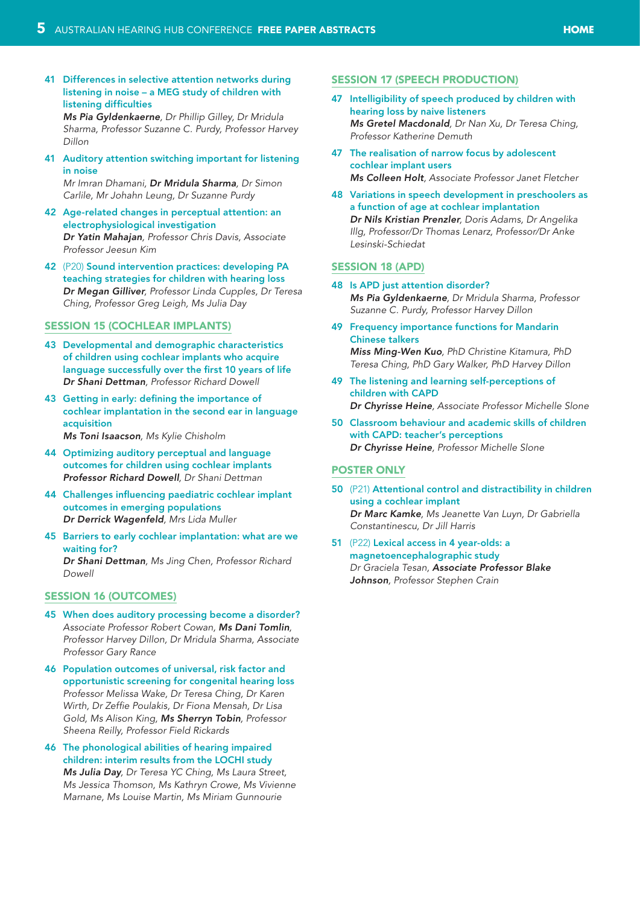41 **Differences in selective attention networks during listening in noise – a MEG study of children with listening difficulties**
***Ms Pia Gyldenkaerne***, *Dr Phillip Gilley, Dr Mridula Sharma, Professor Suzanne C. Purdy, Professor Harvey Dillon*

41 **Auditory attention switching important for listening in noise**
*Mr Imran Dhamani,* ***Dr Mridula Sharma****, Dr Simon Carlile, Mr Johahn Leung, Dr Suzanne Purdy*

42 **Age-related changes in perceptual attention: an electrophysiological investigation**
***Dr Yatin Mahajan***, *Professor Chris Davis, Associate Professor Jeesun Kim*

42 (P20) **Sound intervention practices: developing PA teaching strategies for children with hearing loss**
***Dr Megan Gilliver***, *Professor Linda Cupples, Dr Teresa Ching, Professor Greg Leigh, Ms Julia Day*

## SESSION 15 (COCHLEAR IMPLANTS)

43 **Developmental and demographic characteristics of children using cochlear implants who acquire language successfully over the first 10 years of life**
***Dr Shani Dettman***, *Professor Richard Dowell*

43 **Getting in early: defining the importance of cochlear implantation in the second ear in language acquisition**
***Ms Toni Isaacson***, *Ms Kylie Chisholm*

44 **Optimizing auditory perceptual and language outcomes for children using cochlear implants**
***Professor Richard Dowell***, *Dr Shani Dettman*

44 **Challenges influencing paediatric cochlear implant outcomes in emerging populations**
***Dr Derrick Wagenfeld***, *Mrs Lida Muller*

45 **Barriers to early cochlear implantation: what are we waiting for?**
***Dr Shani Dettman***, *Ms Jing Chen, Professor Richard Dowell*

## SESSION 16 (OUTCOMES)

45 **When does auditory processing become a disorder?**
*Associate Professor Robert Cowan,* ***Ms Dani Tomlin****, Professor Harvey Dillon, Dr Mridula Sharma, Associate Professor Gary Rance*

46 **Population outcomes of universal, risk factor and opportunistic screening for congenital hearing loss**
*Professor Melissa Wake, Dr Teresa Ching, Dr Karen Wirth, Dr Zeffie Poulakis, Dr Fiona Mensah, Dr Lisa Gold, Ms Alison King,* ***Ms Sherryn Tobin****, Professor Sheena Reilly, Professor Field Rickards*

46 **The phonological abilities of hearing impaired children: interim results from the LOCHI study**
***Ms Julia Day***, *Dr Teresa YC Ching, Ms Laura Street, Ms Jessica Thomson, Ms Kathryn Crowe, Ms Vivienne Marnane, Ms Louise Martin, Ms Miriam Gunnourie*

## SESSION 17 (SPEECH PRODUCTION)

47 **Intelligibility of speech produced by children with hearing loss by naive listeners**
***Ms Gretel Macdonald***, *Dr Nan Xu, Dr Teresa Ching, Professor Katherine Demuth*

47 **The realisation of narrow focus by adolescent cochlear implant users**
***Ms Colleen Holt***, *Associate Professor Janet Fletcher*

48 **Variations in speech development in preschoolers as a function of age at cochlear implantation**
***Dr Nils Kristian Prenzler***, *Doris Adams, Dr Angelika Illg, Professor/Dr Thomas Lenarz, Professor/Dr Anke Lesinski-Schiedat*

## SESSION 18 (APD)

48 **Is APD just attention disorder?**
***Ms Pia Gyldenkaerne***, *Dr Mridula Sharma, Professor Suzanne C. Purdy, Professor Harvey Dillon*

49 **Frequency importance functions for Mandarin Chinese talkers**
***Miss Ming-Wen Kuo***, *PhD Christine Kitamura, PhD Teresa Ching, PhD Gary Walker, PhD Harvey Dillon*

49 **The listening and learning self-perceptions of children with CAPD**
***Dr Chyrisse Heine***, *Associate Professor Michelle Slone*

50 **Classroom behaviour and academic skills of children with CAPD: teacher's perceptions**
***Dr Chyrisse Heine***, *Professor Michelle Slone*

## POSTER ONLY

50 (P21) **Attentional control and distractibility in children using a cochlear implant**
***Dr Marc Kamke***, *Ms Jeanette Van Luyn, Dr Gabriella Constantinescu, Dr Jill Harris*

51 (P22) **Lexical access in 4 year-olds: a magnetoencephalographic study**
*Dr Graciela Tesan,* ***Associate Professor Blake Johnson****, Professor Stephen Crain*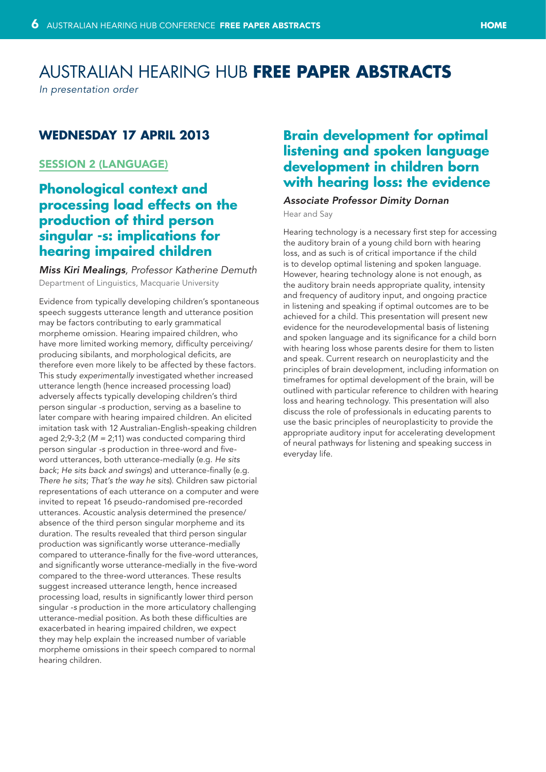# AUSTRALIAN HEARING HUB **FREE PAPER ABSTRACTS**

*In presentation order*

## WEDNESDAY 17 APRIL 2013

### SESSION 2 (LANGUAGE)

### Phonological context and processing load effects on the production of third person singular -s: implications for hearing impaired children

***Miss Kiri Mealings**, Professor Katherine Demuth*

Department of Linguistics, Macquarie University

Evidence from typically developing children's spontaneous speech suggests utterance length and utterance position may be factors contributing to early grammatical morpheme omission. Hearing impaired children, who have more limited working memory, difficulty perceiving/producing sibilants, and morphological deficits, are therefore even more likely to be affected by these factors. This study *experimentally* investigated whether increased utterance length (hence increased processing load) adversely affects typically developing children's third person singular *-s* production, serving as a baseline to later compare with hearing impaired children. An elicited imitation task with 12 Australian-English-speaking children aged 2;9-3;2 (*M* = 2;11) was conducted comparing third person singular *-s* production in three-word and five-word utterances, both utterance-medially (e.g. *He sits back*; *He sits back and swings*) and utterance-finally (e.g. *There he sits*; *That's the way he sits*). Children saw pictorial representations of each utterance on a computer and were invited to repeat 16 pseudo-randomised pre-recorded utterances. Acoustic analysis determined the presence/absence of the third person singular morpheme and its duration. The results revealed that third person singular production was significantly worse utterance-medially compared to utterance-finally for the five-word utterances, and significantly worse utterance-medially in the five-word compared to the three-word utterances. These results suggest increased utterance length, hence increased processing load, results in significantly lower third person singular *-s* production in the more articulatory challenging utterance-medial position. As both these difficulties are exacerbated in hearing impaired children, we expect they may help explain the increased number of variable morpheme omissions in their speech compared to normal hearing children.

### Brain development for optimal listening and spoken language development in children born with hearing loss: the evidence

***Associate Professor Dimity Dornan***

Hear and Say

Hearing technology is a necessary first step for accessing the auditory brain of a young child born with hearing loss, and as such is of critical importance if the child is to develop optimal listening and spoken language. However, hearing technology alone is not enough, as the auditory brain needs appropriate quality, intensity and frequency of auditory input, and ongoing practice in listening and speaking if optimal outcomes are to be achieved for a child. This presentation will present new evidence for the neurodevelopmental basis of listening and spoken language and its significance for a child born with hearing loss whose parents desire for them to listen and speak. Current research on neuroplasticity and the principles of brain development, including information on timeframes for optimal development of the brain, will be outlined with particular reference to children with hearing loss and hearing technology. This presentation will also discuss the role of professionals in educating parents to use the basic principles of neuroplasticity to provide the appropriate auditory input for accelerating development of neural pathways for listening and speaking success in everyday life.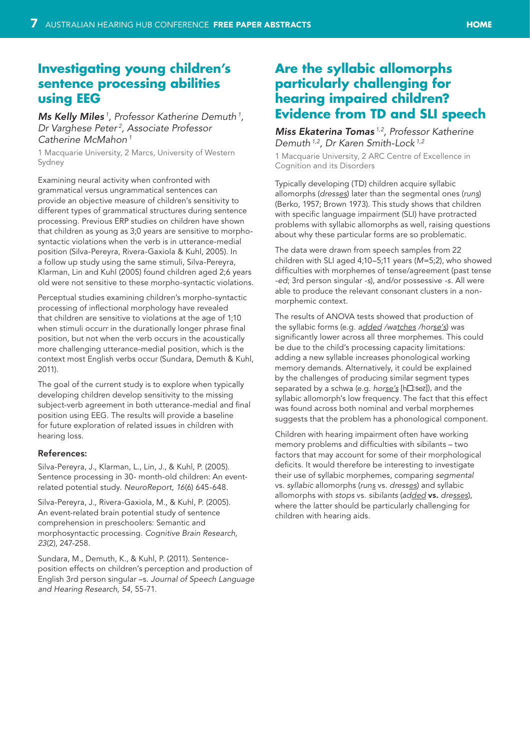## Investigating young children's sentence processing abilities using EEG

***Ms Kelly Miles** [1], Professor Katherine Demuth [1], Dr Varghese Peter [2], Associate Professor Catherine McMahon [1]*

1 Macquarie University, 2 Marcs, University of Western Sydney

Examining neural activity when confronted with grammatical versus ungrammatical sentences can provide an objective measure of children's sensitivity to different types of grammatical structures during sentence processing. Previous ERP studies on children have shown that children as young as 3;0 years are sensitive to morpho-syntactic violations when the verb is in utterance-medial position (Silva-Pereyra, Rivera-Gaxiola & Kuhl, 2005). In a follow up study using the same stimuli, Silva-Pereyra, Klarman, Lin and Kuhl (2005) found children aged 2;6 years old were not sensitive to these morpho-syntactic violations.

Perceptual studies examining children's morpho-syntactic processing of inflectional morphology have revealed that children are sensitive to violations at the age of 1;10 when stimuli occurr in the durationally longer phrase final position, but not when the verb occurs in the acoustically more challenging utterance-medial position, which is the context most English verbs occur (Sundara, Demuth & Kuhl, 2011).

The goal of the current study is to explore when typically developing children develop sensitivity to the missing subject-verb agreement in both utterance-medial and final position using EEG. The results will provide a baseline for future exploration of related issues in children with hearing loss.

### References:

Silva-Pereyra, J., Klarman, L., Lin, J., & Kuhl, P. (2005). Sentence processing in 30- month-old children: An event-related potential study. *NeuroReport, 16*(6) 645-648.

Silva-Pereyra, J., Rivera-Gaxiola, M., & Kuhl, P. (2005). An event-related brain potential study of sentence comprehension in preschoolers: Semantic and morphosyntactic processing. *Cognitive Brain Research, 23*(2), 247-258.

Sundara, M., Demuth, K., & Kuhl, P. (2011). Sentence-position effects on children's perception and production of English 3rd person singular –s. *Journal of Speech Language and Hearing Research, 54*, 55-71.

## Are the syllabic allomorphs particularly challenging for hearing impaired children? Evidence from TD and SLI speech

***Miss Ekaterina Tomas** [1,2], Professor Katherine Demuth [1,2], Dr Karen Smith-Lock [1,2]*

1 Macquarie University, 2 ARC Centre of Excellence in Cognition and its Disorders

Typically developing (TD) children acquire syllabic allomorphs (*dresses*) later than the segmental ones (*runs*) (Berko, 1957; Brown 1973). This study shows that children with specific language impairment (SLI) have protracted problems with syllabic allomorphs as well, raising questions about why these particular forms are so problematic.

The data were drawn from speech samples from 22 children with SLI aged 4;10–5;11 years (*M*=5;2), who showed difficulties with morphemes of tense/agreement (past tense *-ed*; 3rd person singular *-s*), and/or possessive *-s*. All were able to produce the relevant consonant clusters in a non-morphemic context.

The results of ANOVA tests showed that production of the syllabic forms (e.g. *added /watches /horse's*) was significantly lower across all three morphemes. This could be due to the child's processing capacity limitations: adding a new syllable increases phonological working memory demands. Alternatively, it could be explained by the challenges of producing similar segment types separated by a schwa (e.g. *horse's* [h□:səz]), and the syllabic allomorph's low frequency. The fact that this effect was found across both nominal and verbal morphemes suggests that the problem has a phonological component.

Children with hearing impairment often have working memory problems and difficulties with sibilants – two factors that may account for some of their morphological deficits. It would therefore be interesting to investigate their use of syllabic morphemes, comparing *segmental* vs. *syllabic* allomorphs (*runs* vs. *dresses*) and syllabic allomorphs with *stops* vs. *sibilants* (*added* **vs.** *dresses*), where the latter should be particularly challenging for children with hearing aids.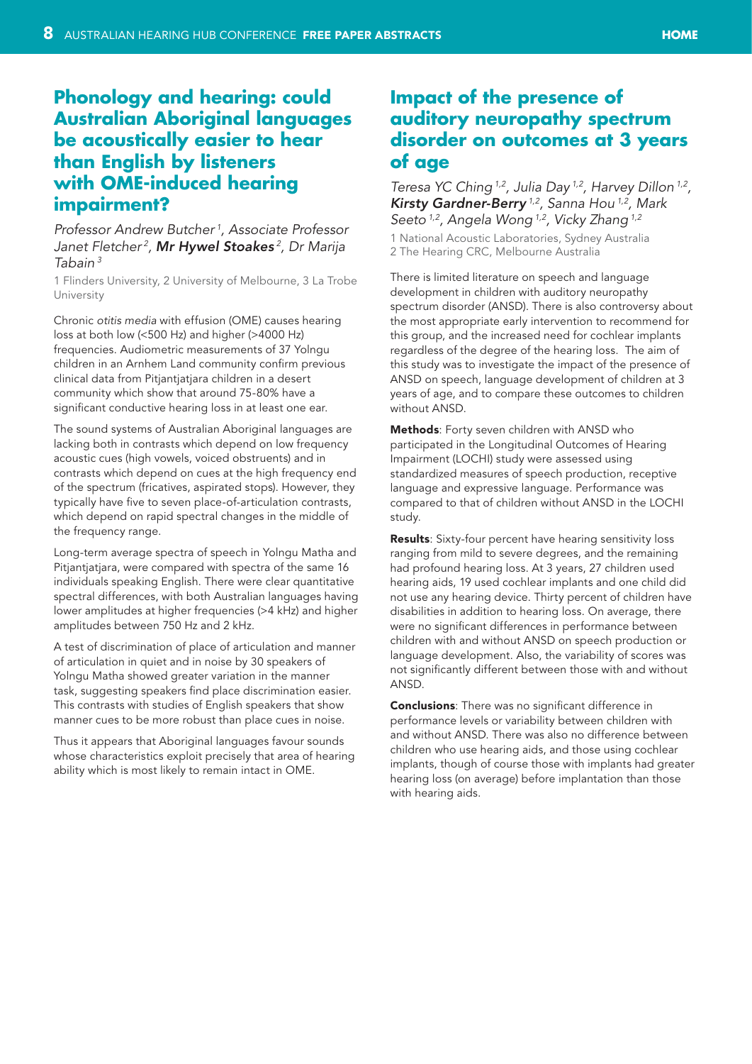## Phonology and hearing: could Australian Aboriginal languages be acoustically easier to hear than English by listeners with OME-induced hearing impairment?

*Professor Andrew Butcher[1], Associate Professor Janet Fletcher[2], **Mr Hywel Stoakes**[2], Dr Marija Tabain[3]*

1 Flinders University, 2 University of Melbourne, 3 La Trobe University

Chronic *otitis media* with effusion (OME) causes hearing loss at both low (<500 Hz) and higher (>4000 Hz) frequencies. Audiometric measurements of 37 Yolngu children in an Arnhem Land community confirm previous clinical data from Pitjantjatjara children in a desert community which show that around 75-80% have a significant conductive hearing loss in at least one ear.

The sound systems of Australian Aboriginal languages are lacking both in contrasts which depend on low frequency acoustic cues (high vowels, voiced obstruents) and in contrasts which depend on cues at the high frequency end of the spectrum (fricatives, aspirated stops). However, they typically have five to seven place-of-articulation contrasts, which depend on rapid spectral changes in the middle of the frequency range.

Long-term average spectra of speech in Yolngu Matha and Pitjantjatjara, were compared with spectra of the same 16 individuals speaking English. There were clear quantitative spectral differences, with both Australian languages having lower amplitudes at higher frequencies (>4 kHz) and higher amplitudes between 750 Hz and 2 kHz.

A test of discrimination of place of articulation and manner of articulation in quiet and in noise by 30 speakers of Yolngu Matha showed greater variation in the manner task, suggesting speakers find place discrimination easier. This contrasts with studies of English speakers that show manner cues to be more robust than place cues in noise.

Thus it appears that Aboriginal languages favour sounds whose characteristics exploit precisely that area of hearing ability which is most likely to remain intact in OME.

## Impact of the presence of auditory neuropathy spectrum disorder on outcomes at 3 years of age

*Teresa YC Ching[1,2], Julia Day[1,2], Harvey Dillon[1,2], **Kirsty Gardner-Berry**[1,2], Sanna Hou[1,2], Mark Seeto[1,2], Angela Wong[1,2], Vicky Zhang[1,2]*

1 National Acoustic Laboratories, Sydney Australia
2 The Hearing CRC, Melbourne Australia

There is limited literature on speech and language development in children with auditory neuropathy spectrum disorder (ANSD). There is also controversy about the most appropriate early intervention to recommend for this group, and the increased need for cochlear implants regardless of the degree of the hearing loss. The aim of this study was to investigate the impact of the presence of ANSD on speech, language development of children at 3 years of age, and to compare these outcomes to children without ANSD.

**Methods**: Forty seven children with ANSD who participated in the Longitudinal Outcomes of Hearing Impairment (LOCHI) study were assessed using standardized measures of speech production, receptive language and expressive language. Performance was compared to that of children without ANSD in the LOCHI study.

**Results**: Sixty-four percent have hearing sensitivity loss ranging from mild to severe degrees, and the remaining had profound hearing loss. At 3 years, 27 children used hearing aids, 19 used cochlear implants and one child did not use any hearing device. Thirty percent of children have disabilities in addition to hearing loss. On average, there were no significant differences in performance between children with and without ANSD on speech production or language development. Also, the variability of scores was not significantly different between those with and without ANSD.

**Conclusions**: There was no significant difference in performance levels or variability between children with and without ANSD. There was also no difference between children who use hearing aids, and those using cochlear implants, though of course those with implants had greater hearing loss (on average) before implantation than those with hearing aids.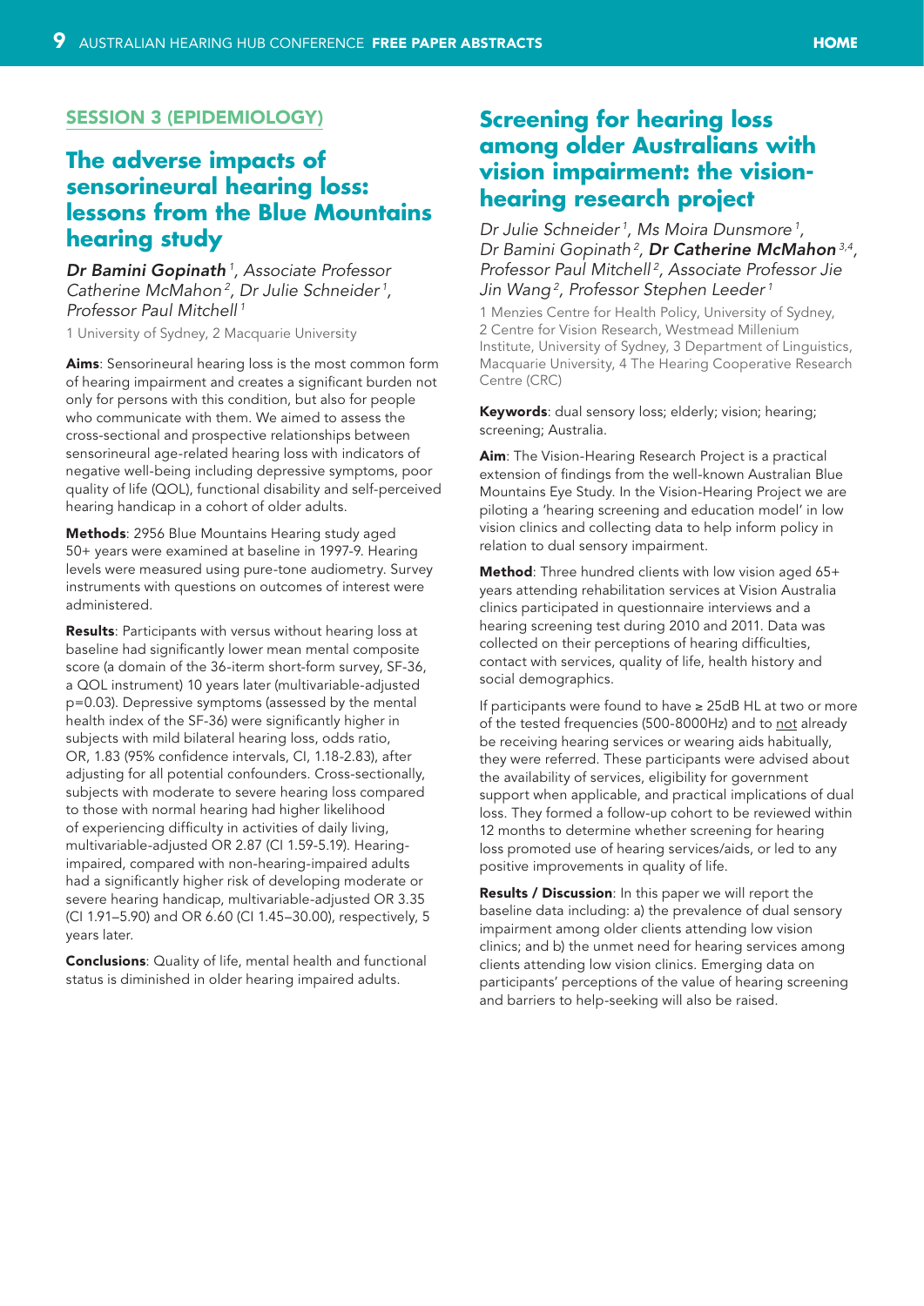## SESSION 3 (EPIDEMIOLOGY)

# The adverse impacts of sensorineural hearing loss: lessons from the Blue Mountains hearing study

***Dr Bamini Gopinath*** *[1], Associate Professor Catherine McMahon [2], Dr Julie Schneider [1], Professor Paul Mitchell [1]*

1 University of Sydney, 2 Macquarie University

**Aims**: Sensorineural hearing loss is the most common form of hearing impairment and creates a significant burden not only for persons with this condition, but also for people who communicate with them. We aimed to assess the cross-sectional and prospective relationships between sensorineural age-related hearing loss with indicators of negative well-being including depressive symptoms, poor quality of life (QOL), functional disability and self-perceived hearing handicap in a cohort of older adults.

**Methods**: 2956 Blue Mountains Hearing study aged 50+ years were examined at baseline in 1997-9. Hearing levels were measured using pure-tone audiometry. Survey instruments with questions on outcomes of interest were administered.

**Results**: Participants with versus without hearing loss at baseline had significantly lower mean mental composite score (a domain of the 36-iterm short-form survey, SF-36, a QOL instrument) 10 years later (multivariable-adjusted p=0.03). Depressive symptoms (assessed by the mental health index of the SF-36) were significantly higher in subjects with mild bilateral hearing loss, odds ratio, OR, 1.83 (95% confidence intervals, CI, 1.18-2.83), after adjusting for all potential confounders. Cross-sectionally, subjects with moderate to severe hearing loss compared to those with normal hearing had higher likelihood of experiencing difficulty in activities of daily living, multivariable-adjusted OR 2.87 (CI 1.59-5.19). Hearing-impaired, compared with non-hearing-impaired adults had a significantly higher risk of developing moderate or severe hearing handicap, multivariable-adjusted OR 3.35 (CI 1.91–5.90) and OR 6.60 (CI 1.45–30.00), respectively, 5 years later.

**Conclusions**: Quality of life, mental health and functional status is diminished in older hearing impaired adults.

# Screening for hearing loss among older Australians with vision impairment: the vision-hearing research project

*Dr Julie Schneider [1], Ms Moira Dunsmore [1], Dr Bamini Gopinath [2],* ***Dr Catherine McMahon*** *[3,4], Professor Paul Mitchell [2], Associate Professor Jie Jin Wang [2], Professor Stephen Leeder [1]*

1 Menzies Centre for Health Policy, University of Sydney, 2 Centre for Vision Research, Westmead Millenium Institute, University of Sydney, 3 Department of Linguistics, Macquarie University, 4 The Hearing Cooperative Research Centre (CRC)

**Keywords**: dual sensory loss; elderly; vision; hearing; screening; Australia.

**Aim**: The Vision-Hearing Research Project is a practical extension of findings from the well-known Australian Blue Mountains Eye Study. In the Vision-Hearing Project we are piloting a 'hearing screening and education model' in low vision clinics and collecting data to help inform policy in relation to dual sensory impairment.

**Method**: Three hundred clients with low vision aged 65+ years attending rehabilitation services at Vision Australia clinics participated in questionnaire interviews and a hearing screening test during 2010 and 2011. Data was collected on their perceptions of hearing difficulties, contact with services, quality of life, health history and social demographics.

If participants were found to have ≥ 25dB HL at two or more of the tested frequencies (500-8000Hz) and to not already be receiving hearing services or wearing aids habitually, they were referred. These participants were advised about the availability of services, eligibility for government support when applicable, and practical implications of dual loss. They formed a follow-up cohort to be reviewed within 12 months to determine whether screening for hearing loss promoted use of hearing services/aids, or led to any positive improvements in quality of life.

**Results / Discussion**: In this paper we will report the baseline data including: a) the prevalence of dual sensory impairment among older clients attending low vision clinics; and b) the unmet need for hearing services among clients attending low vision clinics. Emerging data on participants' perceptions of the value of hearing screening and barriers to help-seeking will also be raised.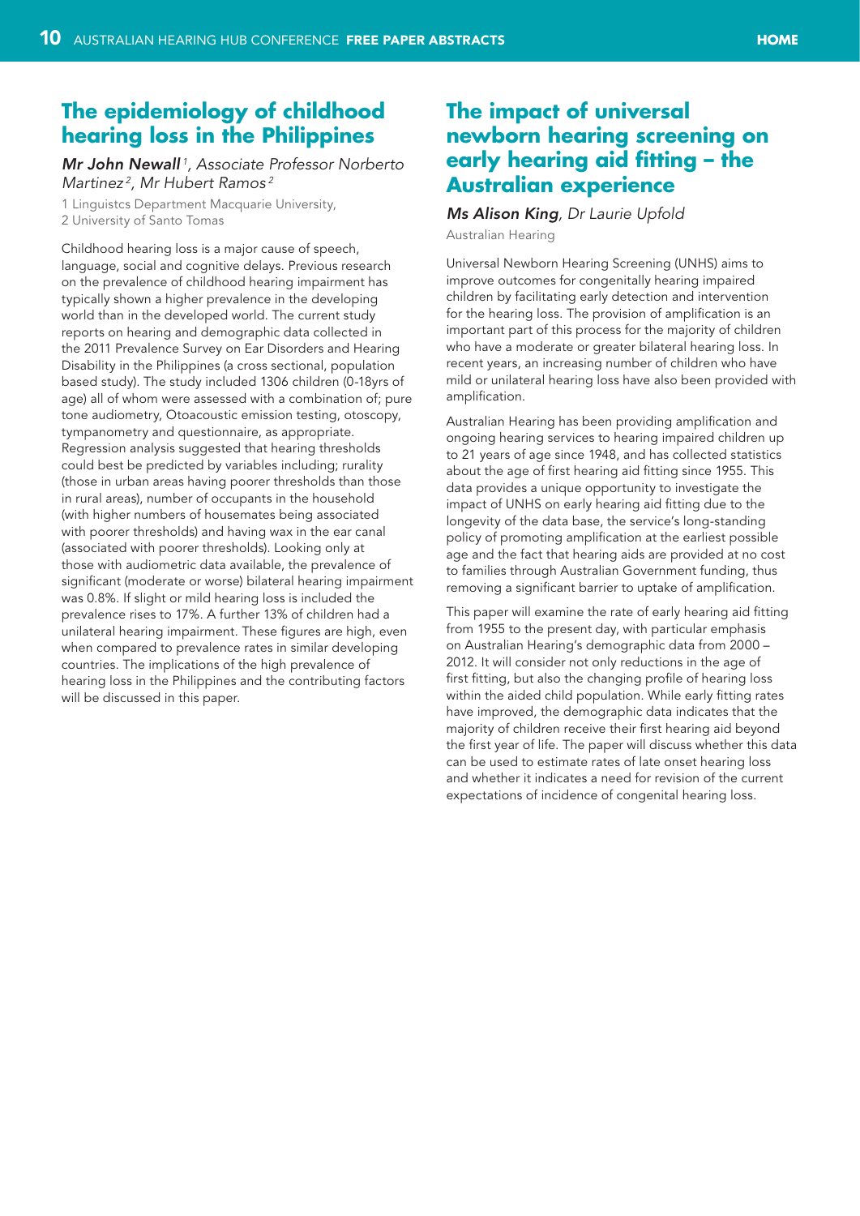## The epidemiology of childhood hearing loss in the Philippines

***Mr John Newall*** [1]*, Associate Professor Norberto Martinez* [2]*, Mr Hubert Ramos* [2]

1 Linguistcs Department Macquarie University,
2 University of Santo Tomas

Childhood hearing loss is a major cause of speech, language, social and cognitive delays. Previous research on the prevalence of childhood hearing impairment has typically shown a higher prevalence in the developing world than in the developed world. The current study reports on hearing and demographic data collected in the 2011 Prevalence Survey on Ear Disorders and Hearing Disability in the Philippines (a cross sectional, population based study). The study included 1306 children (0-18yrs of age) all of whom were assessed with a combination of; pure tone audiometry, Otoacoustic emission testing, otoscopy, tympanometry and questionnaire, as appropriate. Regression analysis suggested that hearing thresholds could best be predicted by variables including; rurality (those in urban areas having poorer thresholds than those in rural areas), number of occupants in the household (with higher numbers of housemates being associated with poorer thresholds) and having wax in the ear canal (associated with poorer thresholds). Looking only at those with audiometric data available, the prevalence of significant (moderate or worse) bilateral hearing impairment was 0.8%. If slight or mild hearing loss is included the prevalence rises to 17%. A further 13% of children had a unilateral hearing impairment. These figures are high, even when compared to prevalence rates in similar developing countries. The implications of the high prevalence of hearing loss in the Philippines and the contributing factors will be discussed in this paper.

## The impact of universal newborn hearing screening on early hearing aid fitting – the Australian experience

***Ms Alison King****, Dr Laurie Upfold*

Australian Hearing

Universal Newborn Hearing Screening (UNHS) aims to improve outcomes for congenitally hearing impaired children by facilitating early detection and intervention for the hearing loss. The provision of amplification is an important part of this process for the majority of children who have a moderate or greater bilateral hearing loss. In recent years, an increasing number of children who have mild or unilateral hearing loss have also been provided with amplification.

Australian Hearing has been providing amplification and ongoing hearing services to hearing impaired children up to 21 years of age since 1948, and has collected statistics about the age of first hearing aid fitting since 1955. This data provides a unique opportunity to investigate the impact of UNHS on early hearing aid fitting due to the longevity of the data base, the service's long-standing policy of promoting amplification at the earliest possible age and the fact that hearing aids are provided at no cost to families through Australian Government funding, thus removing a significant barrier to uptake of amplification.

This paper will examine the rate of early hearing aid fitting from 1955 to the present day, with particular emphasis on Australian Hearing's demographic data from 2000 – 2012. It will consider not only reductions in the age of first fitting, but also the changing profile of hearing loss within the aided child population. While early fitting rates have improved, the demographic data indicates that the majority of children receive their first hearing aid beyond the first year of life. The paper will discuss whether this data can be used to estimate rates of late onset hearing loss and whether it indicates a need for revision of the current expectations of incidence of congenital hearing loss.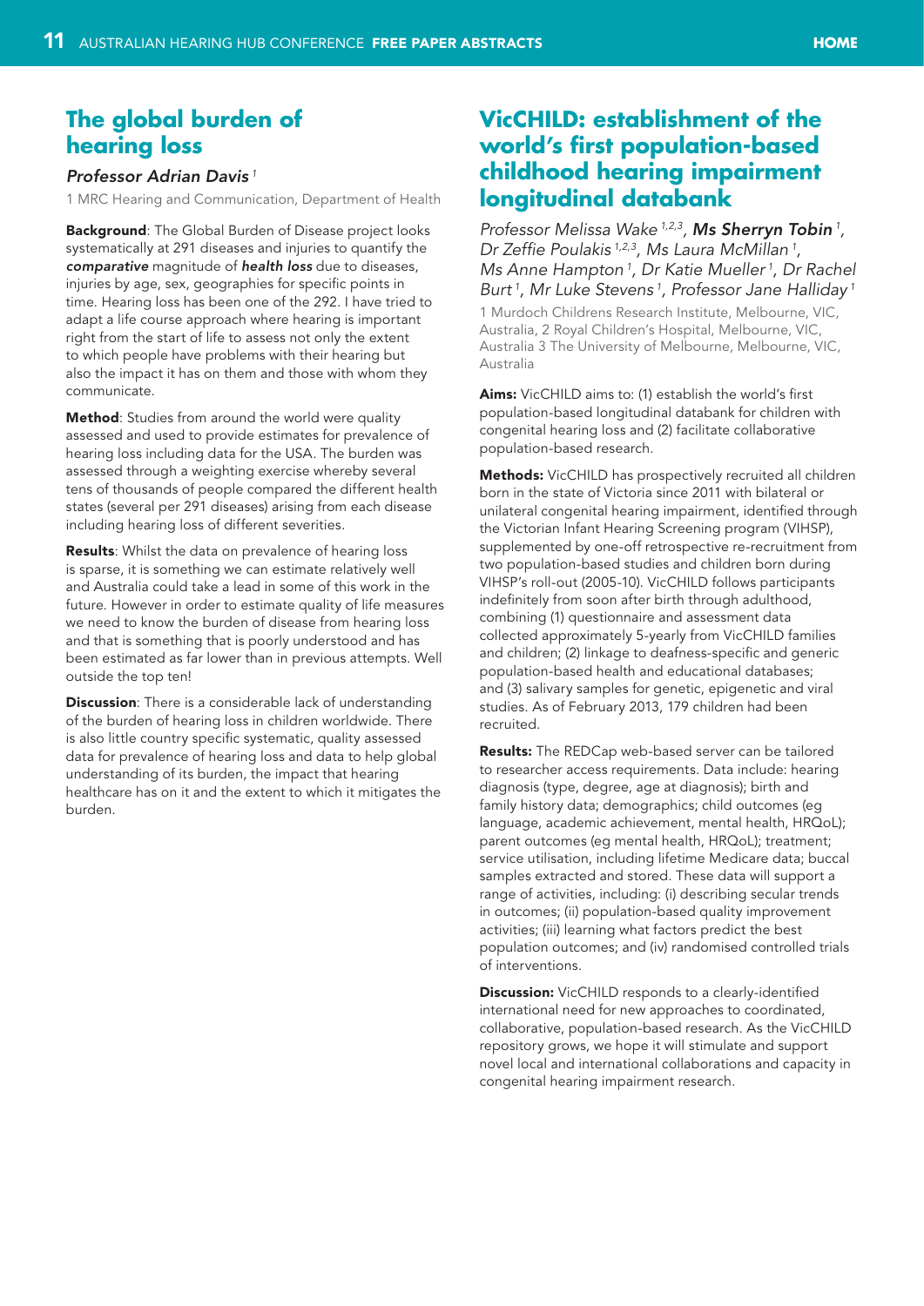## The global burden of hearing loss

*Professor Adrian Davis* [1]

1 MRC Hearing and Communication, Department of Health

**Background**: The Global Burden of Disease project looks systematically at 291 diseases and injuries to quantify the ***comparative*** magnitude of ***health loss*** due to diseases, injuries by age, sex, geographies for specific points in time. Hearing loss has been one of the 292. I have tried to adapt a life course approach where hearing is important right from the start of life to assess not only the extent to which people have problems with their hearing but also the impact it has on them and those with whom they communicate.

**Method**: Studies from around the world were quality assessed and used to provide estimates for prevalence of hearing loss including data for the USA. The burden was assessed through a weighting exercise whereby several tens of thousands of people compared the different health states (several per 291 diseases) arising from each disease including hearing loss of different severities.

**Results**: Whilst the data on prevalence of hearing loss is sparse, it is something we can estimate relatively well and Australia could take a lead in some of this work in the future. However in order to estimate quality of life measures we need to know the burden of disease from hearing loss and that is something that is poorly understood and has been estimated as far lower than in previous attempts. Well outside the top ten!

**Discussion**: There is a considerable lack of understanding of the burden of hearing loss in children worldwide. There is also little country specific systematic, quality assessed data for prevalence of hearing loss and data to help global understanding of its burden, the impact that hearing healthcare has on it and the extent to which it mitigates the burden.

## VicCHILD: establishment of the world's first population-based childhood hearing impairment longitudinal databank

*Professor Melissa Wake* [1,2,3], ***Ms Sherryn Tobin*** [1], *Dr Zeffie Poulakis* [1,2,3], *Ms Laura McMillan* [1], *Ms Anne Hampton* [1], *Dr Katie Mueller* [1], *Dr Rachel Burt* [1], *Mr Luke Stevens* [1], *Professor Jane Halliday* [1]

1 Murdoch Childrens Research Institute, Melbourne, VIC, Australia, 2 Royal Children's Hospital, Melbourne, VIC, Australia 3 The University of Melbourne, Melbourne, VIC, Australia

**Aims:** VicCHILD aims to: (1) establish the world's first population-based longitudinal databank for children with congenital hearing loss and (2) facilitate collaborative population-based research.

**Methods:** VicCHILD has prospectively recruited all children born in the state of Victoria since 2011 with bilateral or unilateral congenital hearing impairment, identified through the Victorian Infant Hearing Screening program (VIHSP), supplemented by one-off retrospective re-recruitment from two population-based studies and children born during VIHSP's roll-out (2005-10). VicCHILD follows participants indefinitely from soon after birth through adulthood, combining (1) questionnaire and assessment data collected approximately 5-yearly from VicCHILD families and children; (2) linkage to deafness-specific and generic population-based health and educational databases; and (3) salivary samples for genetic, epigenetic and viral studies. As of February 2013, 179 children had been recruited.

**Results:** The REDCap web-based server can be tailored to researcher access requirements. Data include: hearing diagnosis (type, degree, age at diagnosis); birth and family history data; demographics; child outcomes (eg language, academic achievement, mental health, HRQoL); parent outcomes (eg mental health, HRQoL); treatment; service utilisation, including lifetime Medicare data; buccal samples extracted and stored. These data will support a range of activities, including: (i) describing secular trends in outcomes; (ii) population-based quality improvement activities; (iii) learning what factors predict the best population outcomes; and (iv) randomised controlled trials of interventions.

**Discussion:** VicCHILD responds to a clearly-identified international need for new approaches to coordinated, collaborative, population-based research. As the VicCHILD repository grows, we hope it will stimulate and support novel local and international collaborations and capacity in congenital hearing impairment research.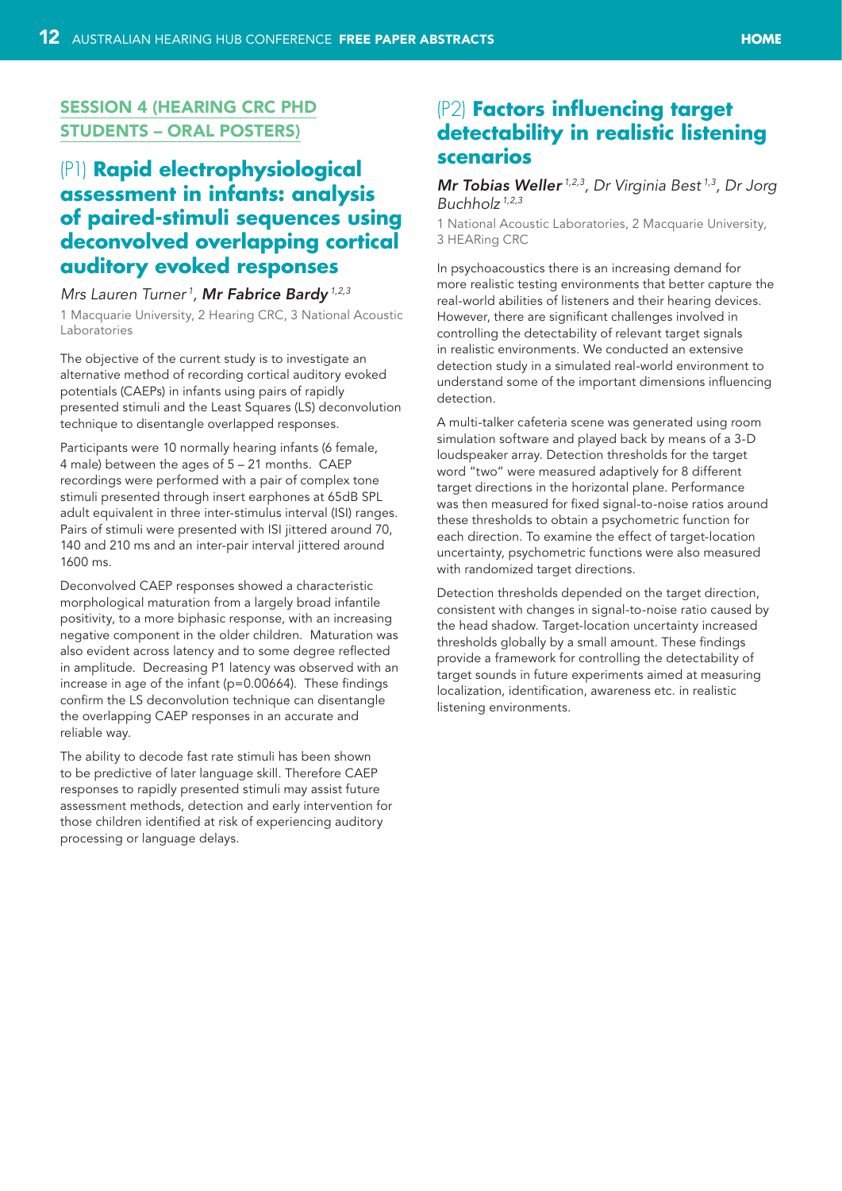## SESSION 4 (HEARING CRC PHD STUDENTS – ORAL POSTERS)

### (P1) Rapid electrophysiological assessment in infants: analysis of paired-stimuli sequences using deconvolved overlapping cortical auditory evoked responses

*Mrs Lauren Turner*[1], ***Mr Fabrice Bardy***[1,2,3]

1 Macquarie University, 2 Hearing CRC, 3 National Acoustic Laboratories

The objective of the current study is to investigate an alternative method of recording cortical auditory evoked potentials (CAEPs) in infants using pairs of rapidly presented stimuli and the Least Squares (LS) deconvolution technique to disentangle overlapped responses.

Participants were 10 normally hearing infants (6 female, 4 male) between the ages of 5 – 21 months. CAEP recordings were performed with a pair of complex tone stimuli presented through insert earphones at 65dB SPL adult equivalent in three inter-stimulus interval (ISI) ranges. Pairs of stimuli were presented with ISI jittered around 70, 140 and 210 ms and an inter-pair interval jittered around 1600 ms.

Deconvolved CAEP responses showed a characteristic morphological maturation from a largely broad infantile positivity, to a more biphasic response, with an increasing negative component in the older children. Maturation was also evident across latency and to some degree reflected in amplitude. Decreasing P1 latency was observed with an increase in age of the infant ($p=0.00664$). These findings confirm the LS deconvolution technique can disentangle the overlapping CAEP responses in an accurate and reliable way.

The ability to decode fast rate stimuli has been shown to be predictive of later language skill. Therefore CAEP responses to rapidly presented stimuli may assist future assessment methods, detection and early intervention for those children identified at risk of experiencing auditory processing or language delays.

### (P2) Factors influencing target detectability in realistic listening scenarios

***Mr Tobias Weller***[1,2,3], *Dr Virginia Best*[1,3], *Dr Jorg Buchholz*[1,2,3]

1 National Acoustic Laboratories, 2 Macquarie University, 3 HEARing CRC

In psychoacoustics there is an increasing demand for more realistic testing environments that better capture the real-world abilities of listeners and their hearing devices. However, there are significant challenges involved in controlling the detectability of relevant target signals in realistic environments. We conducted an extensive detection study in a simulated real-world environment to understand some of the important dimensions influencing detection.

A multi-talker cafeteria scene was generated using room simulation software and played back by means of a 3-D loudspeaker array. Detection thresholds for the target word "two" were measured adaptively for 8 different target directions in the horizontal plane. Performance was then measured for fixed signal-to-noise ratios around these thresholds to obtain a psychometric function for each direction. To examine the effect of target-location uncertainty, psychometric functions were also measured with randomized target directions.

Detection thresholds depended on the target direction, consistent with changes in signal-to-noise ratio caused by the head shadow. Target-location uncertainty increased thresholds globally by a small amount. These findings provide a framework for controlling the detectability of target sounds in future experiments aimed at measuring localization, identification, awareness etc. in realistic listening environments.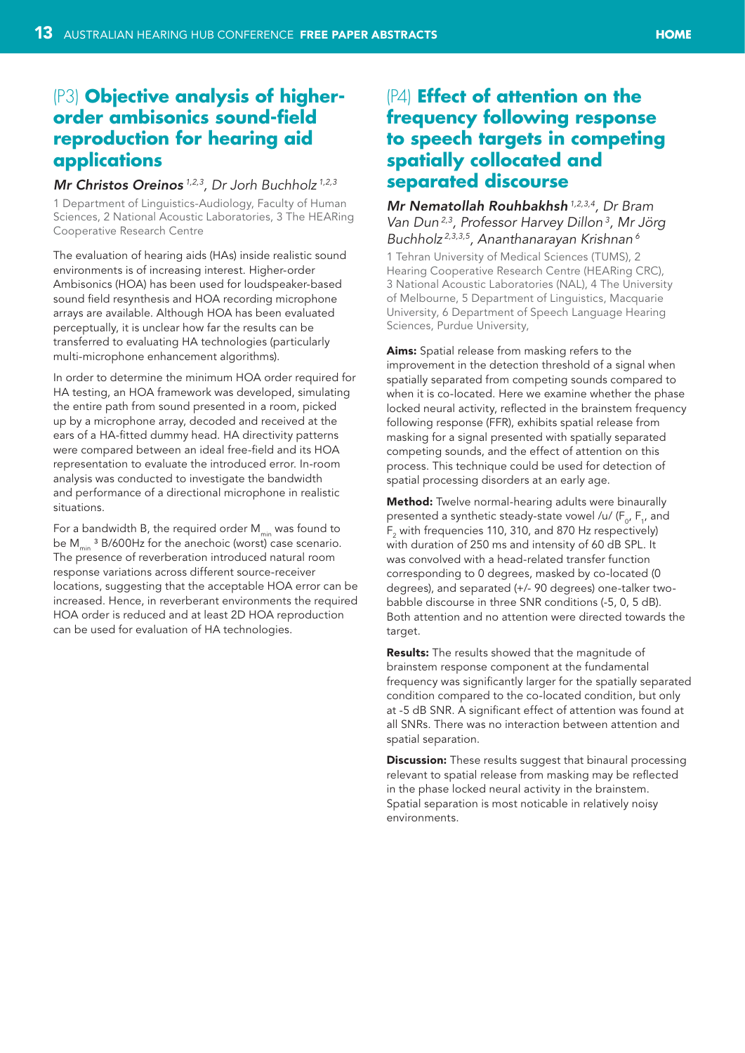## (P3) Objective analysis of higher-order ambisonics sound-field reproduction for hearing aid applications

***Mr Christos Oreinos*** *[1,2,3], Dr Jorh Buchholz [1,2,3]*

1 Department of Linguistics-Audiology, Faculty of Human Sciences, 2 National Acoustic Laboratories, 3 The HEARing Cooperative Research Centre

The evaluation of hearing aids (HAs) inside realistic sound environments is of increasing interest. Higher-order Ambisonics (HOA) has been used for loudspeaker-based sound field resynthesis and HOA recording microphone arrays are available. Although HOA has been evaluated perceptually, it is unclear how far the results can be transferred to evaluating HA technologies (particularly multi-microphone enhancement algorithms).

In order to determine the minimum HOA order required for HA testing, an HOA framework was developed, simulating the entire path from sound presented in a room, picked up by a microphone array, decoded and received at the ears of a HA-fitted dummy head. HA directivity patterns were compared between an ideal free-field and its HOA representation to evaluate the introduced error. In-room analysis was conducted to investigate the bandwidth and performance of a directional microphone in realistic situations.

For a bandwidth B, the required order $M_{min}$ was found to be $M_{min}$ ³ B/600Hz for the anechoic (worst) case scenario. The presence of reverberation introduced natural room response variations across different source-receiver locations, suggesting that the acceptable HOA error can be increased. Hence, in reverberant environments the required HOA order is reduced and at least 2D HOA reproduction can be used for evaluation of HA technologies.

## (P4) Effect of attention on the frequency following response to speech targets in competing spatially collocated and separated discourse

***Mr Nematollah Rouhbakhsh*** *[1,2,3,4], Dr Bram Van Dun [2,3], Professor Harvey Dillon [3], Mr Jörg Buchholz [2,3,3,5], Ananthanarayan Krishnan [6]*

1 Tehran University of Medical Sciences (TUMS), 2 Hearing Cooperative Research Centre (HEARing CRC), 3 National Acoustic Laboratories (NAL), 4 The University of Melbourne, 5 Department of Linguistics, Macquarie University, 6 Department of Speech Language Hearing Sciences, Purdue University,

**Aims:** Spatial release from masking refers to the improvement in the detection threshold of a signal when spatially separated from competing sounds compared to when it is co-located. Here we examine whether the phase locked neural activity, reflected in the brainstem frequency following response (FFR), exhibits spatial release from masking for a signal presented with spatially separated competing sounds, and the effect of attention on this process. This technique could be used for detection of spatial processing disorders at an early age.

**Method:** Twelve normal-hearing adults were binaurally presented a synthetic steady-state vowel /u/ ($F_0$, $F_1$, and $F_2$ with frequencies 110, 310, and 870 Hz respectively) with duration of 250 ms and intensity of 60 dB SPL. It was convolved with a head-related transfer function corresponding to 0 degrees, masked by co-located (0 degrees), and separated (+/- 90 degrees) one-talker two-babble discourse in three SNR conditions (-5, 0, 5 dB). Both attention and no attention were directed towards the target.

**Results:** The results showed that the magnitude of brainstem response component at the fundamental frequency was significantly larger for the spatially separated condition compared to the co-located condition, but only at -5 dB SNR. A significant effect of attention was found at all SNRs. There was no interaction between attention and spatial separation.

**Discussion:** These results suggest that binaural processing relevant to spatial release from masking may be reflected in the phase locked neural activity in the brainstem. Spatial separation is most noticable in relatively noisy environments.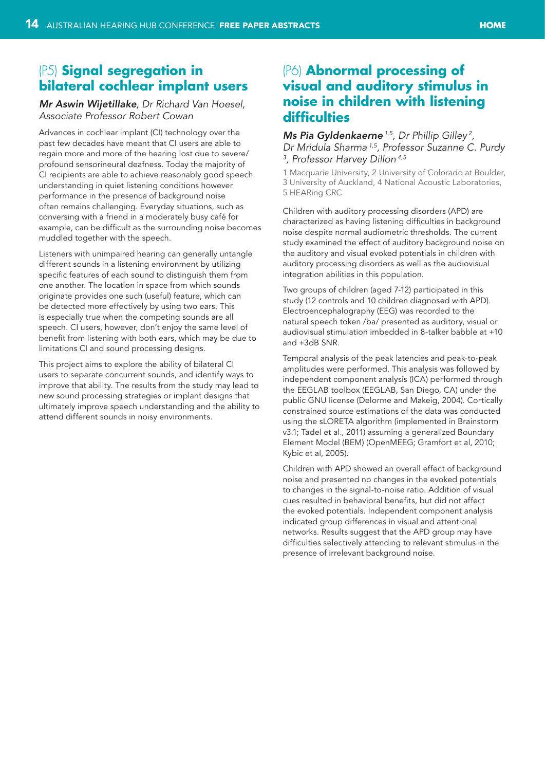## (P5) Signal segregation in bilateral cochlear implant users

***Mr Aswin Wijetillake**, Dr Richard Van Hoesel, Associate Professor Robert Cowan*

Advances in cochlear implant (CI) technology over the past few decades have meant that CI users are able to regain more and more of the hearing lost due to severe/profound sensorineural deafness. Today the majority of CI recipients are able to achieve reasonably good speech understanding in quiet listening conditions however performance in the presence of background noise often remains challenging. Everyday situations, such as conversing with a friend in a moderately busy café for example, can be difficult as the surrounding noise becomes muddled together with the speech.

Listeners with unimpaired hearing can generally untangle different sounds in a listening environment by utilizing specific features of each sound to distinguish them from one another. The location in space from which sounds originate provides one such (useful) feature, which can be detected more effectively by using two ears. This is especially true when the competing sounds are all speech. CI users, however, don't enjoy the same level of benefit from listening with both ears, which may be due to limitations CI and sound processing designs.

This project aims to explore the ability of bilateral CI users to separate concurrent sounds, and identify ways to improve that ability. The results from the study may lead to new sound processing strategies or implant designs that ultimately improve speech understanding and the ability to attend different sounds in noisy environments.

## (P6) Abnormal processing of visual and auditory stimulus in noise in children with listening difficulties

***Ms Pia Gyldenkaerne** [1,5], Dr Phillip Gilley [2], Dr Mridula Sharma [1,5], Professor Suzanne C. Purdy [3], Professor Harvey Dillon [4,5]*

1 Macquarie University, 2 University of Colorado at Boulder, 3 University of Auckland, 4 National Acoustic Laboratories, 5 HEARing CRC

Children with auditory processing disorders (APD) are characterized as having listening difficulties in background noise despite normal audiometric thresholds. The current study examined the effect of auditory background noise on the auditory and visual evoked potentials in children with auditory processing disorders as well as the audiovisual integration abilities in this population.

Two groups of children (aged 7-12) participated in this study (12 controls and 10 children diagnosed with APD). Electroencephalography (EEG) was recorded to the natural speech token /ba/ presented as auditory, visual or audiovisual stimulation imbedded in 8-talker babble at +10 and +3dB SNR.

Temporal analysis of the peak latencies and peak-to-peak amplitudes were performed. This analysis was followed by independent component analysis (ICA) performed through the EEGLAB toolbox (EEGLAB, San Diego, CA) under the public GNU license (Delorme and Makeig, 2004). Cortically constrained source estimations of the data was conducted using the sLORETA algorithm (implemented in Brainstorm v3.1; Tadel et al., 2011) assuming a generalized Boundary Element Model (BEM) (OpenMEEG; Gramfort et al, 2010; Kybic et al, 2005).

Children with APD showed an overall effect of background noise and presented no changes in the evoked potentials to changes in the signal-to-noise ratio. Addition of visual cues resulted in behavioral benefits, but did not affect the evoked potentials. Independent component analysis indicated group differences in visual and attentional networks. Results suggest that the APD group may have difficulties selectively attending to relevant stimulus in the presence of irrelevant background noise.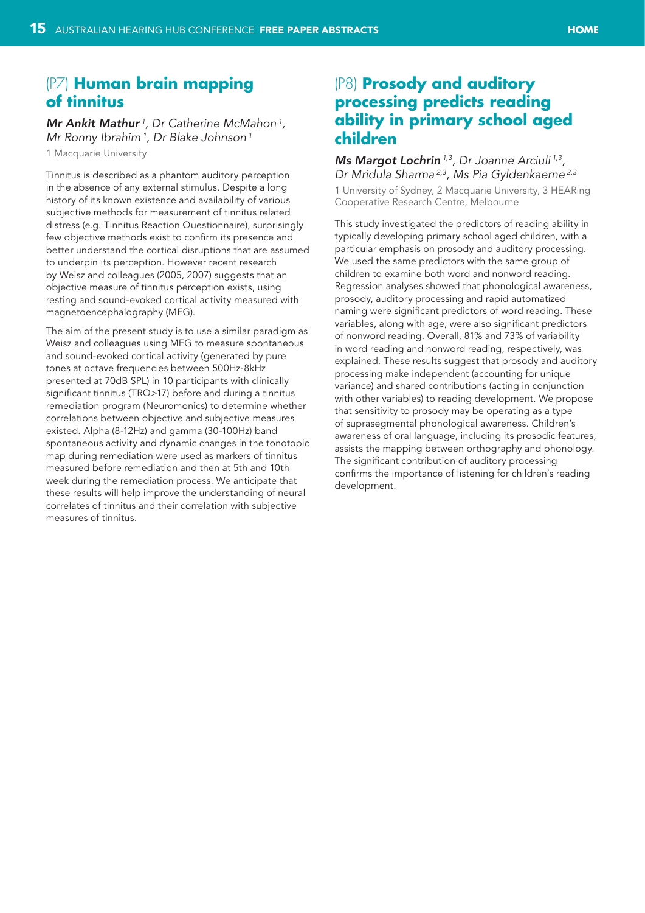## (P7) Human brain mapping of tinnitus

***Mr Ankit Mathur*** [1], *Dr Catherine McMahon* [1], *Mr Ronny Ibrahim* [1], *Dr Blake Johnson* [1]

1 Macquarie University

Tinnitus is described as a phantom auditory perception in the absence of any external stimulus. Despite a long history of its known existence and availability of various subjective methods for measurement of tinnitus related distress (e.g. Tinnitus Reaction Questionnaire), surprisingly few objective methods exist to confirm its presence and better understand the cortical disruptions that are assumed to underpin its perception. However recent research by Weisz and colleagues (2005, 2007) suggests that an objective measure of tinnitus perception exists, using resting and sound-evoked cortical activity measured with magnetoencephalography (MEG).

The aim of the present study is to use a similar paradigm as Weisz and colleagues using MEG to measure spontaneous and sound-evoked cortical activity (generated by pure tones at octave frequencies between 500Hz-8kHz presented at 70dB SPL) in 10 participants with clinically significant tinnitus (TRQ>17) before and during a tinnitus remediation program (Neuromonics) to determine whether correlations between objective and subjective measures existed. Alpha (8-12Hz) and gamma (30-100Hz) band spontaneous activity and dynamic changes in the tonotopic map during remediation were used as markers of tinnitus measured before remediation and then at 5th and 10th week during the remediation process. We anticipate that these results will help improve the understanding of neural correlates of tinnitus and their correlation with subjective measures of tinnitus.

## (P8) Prosody and auditory processing predicts reading ability in primary school aged children

***Ms Margot Lochrin*** [1,3], *Dr Joanne Arciuli* [1,3], *Dr Mridula Sharma* [2,3], *Ms Pia Gyldenkaerne* [2,3]

1 University of Sydney, 2 Macquarie University, 3 HEARing Cooperative Research Centre, Melbourne

This study investigated the predictors of reading ability in typically developing primary school aged children, with a particular emphasis on prosody and auditory processing. We used the same predictors with the same group of children to examine both word and nonword reading. Regression analyses showed that phonological awareness, prosody, auditory processing and rapid automatized naming were significant predictors of word reading. These variables, along with age, were also significant predictors of nonword reading. Overall, 81% and 73% of variability in word reading and nonword reading, respectively, was explained. These results suggest that prosody and auditory processing make independent (accounting for unique variance) and shared contributions (acting in conjunction with other variables) to reading development. We propose that sensitivity to prosody may be operating as a type of suprasegmental phonological awareness. Children's awareness of oral language, including its prosodic features, assists the mapping between orthography and phonology. The significant contribution of auditory processing confirms the importance of listening for children's reading development.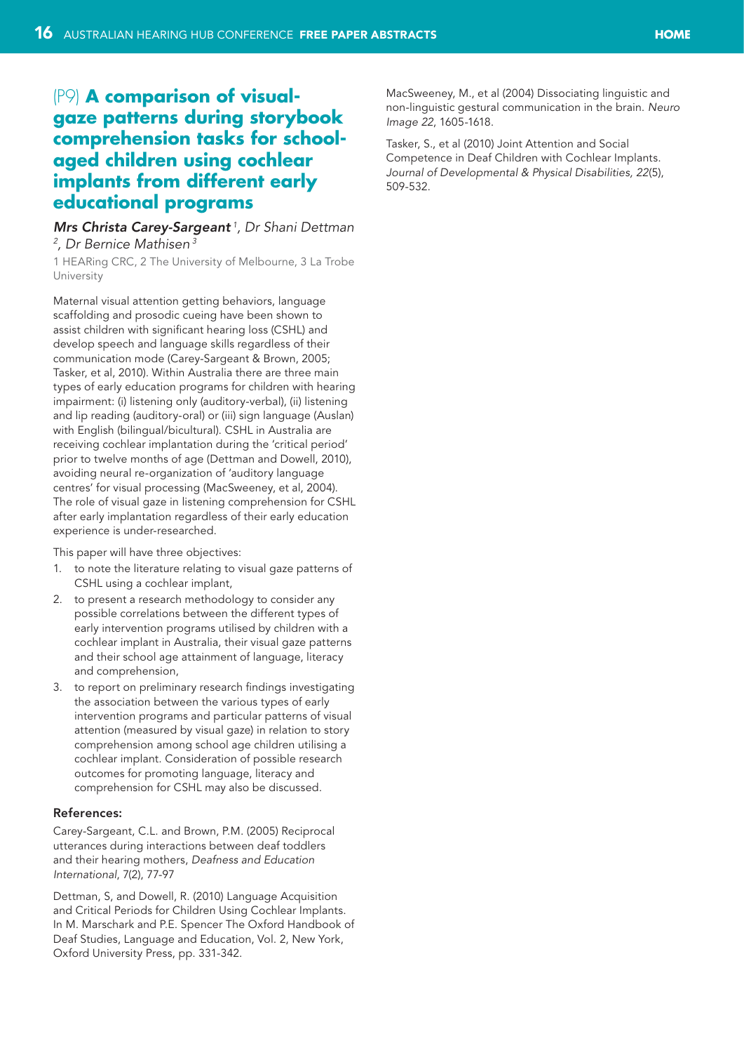## (P9) A comparison of visual-gaze patterns during storybook comprehension tasks for school-aged children using cochlear implants from different early educational programs

***Mrs Christa Carey-Sargeant*** *[1], Dr Shani Dettman [2], Dr Bernice Mathisen [3]*

1 HEARing CRC, 2 The University of Melbourne, 3 La Trobe University

Maternal visual attention getting behaviors, language scaffolding and prosodic cueing have been shown to assist children with significant hearing loss (CSHL) and develop speech and language skills regardless of their communication mode (Carey-Sargeant & Brown, 2005; Tasker, et al, 2010). Within Australia there are three main types of early education programs for children with hearing impairment: (i) listening only (auditory-verbal), (ii) listening and lip reading (auditory-oral) or (iii) sign language (Auslan) with English (bilingual/bicultural). CSHL in Australia are receiving cochlear implantation during the 'critical period' prior to twelve months of age (Dettman and Dowell, 2010), avoiding neural re-organization of 'auditory language centres' for visual processing (MacSweeney, et al, 2004). The role of visual gaze in listening comprehension for CSHL after early implantation regardless of their early education experience is under-researched.

This paper will have three objectives:

1. to note the literature relating to visual gaze patterns of CSHL using a cochlear implant,
2. to present a research methodology to consider any possible correlations between the different types of early intervention programs utilised by children with a cochlear implant in Australia, their visual gaze patterns and their school age attainment of language, literacy and comprehension,
3. to report on preliminary research findings investigating the association between the various types of early intervention programs and particular patterns of visual attention (measured by visual gaze) in relation to story comprehension among school age children utilising a cochlear implant. Consideration of possible research outcomes for promoting language, literacy and comprehension for CSHL may also be discussed.

#### References:

Carey-Sargeant, C.L. and Brown, P.M. (2005) Reciprocal utterances during interactions between deaf toddlers and their hearing mothers, *Deafness and Education International*, 7(2), 77-97

Dettman, S, and Dowell, R. (2010) Language Acquisition and Critical Periods for Children Using Cochlear Implants. In M. Marschark and P.E. Spencer The Oxford Handbook of Deaf Studies, Language and Education, Vol. 2, New York, Oxford University Press, pp. 331-342.

MacSweeney, M., et al (2004) Dissociating linguistic and non-linguistic gestural communication in the brain. *Neuro Image 22*, 1605-1618.

Tasker, S., et al (2010) Joint Attention and Social Competence in Deaf Children with Cochlear Implants. *Journal of Developmental & Physical Disabilities, 22*(5), 509-532.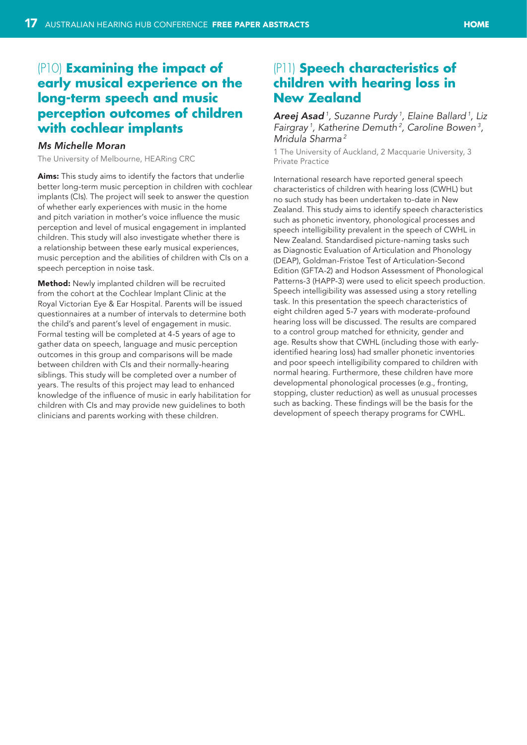## (P10) Examining the impact of early musical experience on the long-term speech and music perception outcomes of children with cochlear implants

*Ms Michelle Moran*

The University of Melbourne, HEARing CRC

**Aims:** This study aims to identify the factors that underlie better long-term music perception in children with cochlear implants (CIs). The project will seek to answer the question of whether early experiences with music in the home and pitch variation in mother's voice influence the music perception and level of musical engagement in implanted children. This study will also investigate whether there is a relationship between these early musical experiences, music perception and the abilities of children with CIs on a speech perception in noise task.

**Method:** Newly implanted children will be recruited from the cohort at the Cochlear Implant Clinic at the Royal Victorian Eye & Ear Hospital. Parents will be issued questionnaires at a number of intervals to determine both the child's and parent's level of engagement in music. Formal testing will be completed at 4-5 years of age to gather data on speech, language and music perception outcomes in this group and comparisons will be made between children with CIs and their normally-hearing siblings. This study will be completed over a number of years. The results of this project may lead to enhanced knowledge of the influence of music in early habilitation for children with CIs and may provide new guidelines to both clinicians and parents working with these children.

## (P11) Speech characteristics of children with hearing loss in New Zealand

***Areej Asad***[1], *Suzanne Purdy*[1], *Elaine Ballard*[1], *Liz Fairgray*[1], *Katherine Demuth*[2], *Caroline Bowen*[3], *Mridula Sharma*[2]

1 The University of Auckland, 2 Macquarie University, 3 Private Practice

International research have reported general speech characteristics of children with hearing loss (CWHL) but no such study has been undertaken to-date in New Zealand. This study aims to identify speech characteristics such as phonetic inventory, phonological processes and speech intelligibility prevalent in the speech of CWHL in New Zealand. Standardised picture-naming tasks such as Diagnostic Evaluation of Articulation and Phonology (DEAP), Goldman-Fristoe Test of Articulation-Second Edition (GFTA-2) and Hodson Assessment of Phonological Patterns-3 (HAPP-3) were used to elicit speech production. Speech intelligibility was assessed using a story retelling task. In this presentation the speech characteristics of eight children aged 5-7 years with moderate-profound hearing loss will be discussed. The results are compared to a control group matched for ethnicity, gender and age. Results show that CWHL (including those with early-identified hearing loss) had smaller phonetic inventories and poor speech intelligibility compared to children with normal hearing. Furthermore, these children have more developmental phonological processes (e.g., fronting, stopping, cluster reduction) as well as unusual processes such as backing. These findings will be the basis for the development of speech therapy programs for CWHL.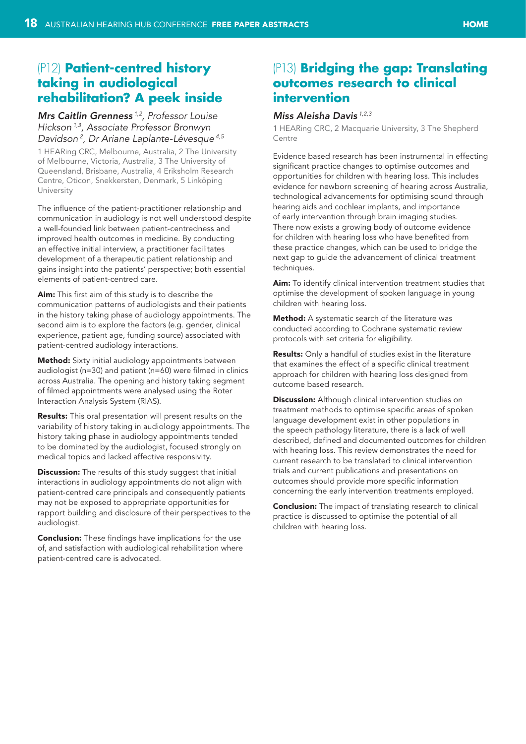## (P12) Patient-centred history taking in audiological rehabilitation? A peek inside

*Mrs Caitlin Grenness*[1,2], *Professor Louise Hickson*[1,3], *Associate Professor Bronwyn Davidson*[2], *Dr Ariane Laplante-Lévesque*[4,5]

1 HEARing CRC, Melbourne, Australia, 2 The University of Melbourne, Victoria, Australia, 3 The University of Queensland, Brisbane, Australia, 4 Eriksholm Research Centre, Oticon, Snekkersten, Denmark, 5 Linköping University

The influence of the patient-practitioner relationship and communication in audiology is not well understood despite a well-founded link between patient-centredness and improved health outcomes in medicine. By conducting an effective initial interview, a practitioner facilitates development of a therapeutic patient relationship and gains insight into the patients' perspective; both essential elements of patient-centred care.

**Aim:** This first aim of this study is to describe the communication patterns of audiologists and their patients in the history taking phase of audiology appointments. The second aim is to explore the factors (e.g. gender, clinical experience, patient age, funding source) associated with patient-centred audiology interactions.

**Method:** Sixty initial audiology appointments between audiologist (n=30) and patient (n=60) were filmed in clinics across Australia. The opening and history taking segment of filmed appointments were analysed using the Roter Interaction Analysis System (RIAS).

**Results:** This oral presentation will present results on the variability of history taking in audiology appointments. The history taking phase in audiology appointments tended to be dominated by the audiologist, focused strongly on medical topics and lacked affective responsivity.

**Discussion:** The results of this study suggest that initial interactions in audiology appointments do not align with patient-centred care principals and consequently patients may not be exposed to appropriate opportunities for rapport building and disclosure of their perspectives to the audiologist.

**Conclusion:** These findings have implications for the use of, and satisfaction with audiological rehabilitation where patient-centred care is advocated.

## (P13) Bridging the gap: Translating outcomes research to clinical intervention

*Miss Aleisha Davis*[1,2,3]

1 HEARing CRC, 2 Macquarie University, 3 The Shepherd Centre

Evidence based research has been instrumental in effecting significant practice changes to optimise outcomes and opportunities for children with hearing loss. This includes evidence for newborn screening of hearing across Australia, technological advancements for optimising sound through hearing aids and cochlear implants, and importance of early intervention through brain imaging studies. There now exists a growing body of outcome evidence for children with hearing loss who have benefited from these practice changes, which can be used to bridge the next gap to guide the advancement of clinical treatment techniques.

**Aim:** To identify clinical intervention treatment studies that optimise the development of spoken language in young children with hearing loss.

**Method:** A systematic search of the literature was conducted according to Cochrane systematic review protocols with set criteria for eligibility.

**Results:** Only a handful of studies exist in the literature that examines the effect of a specific clinical treatment approach for children with hearing loss designed from outcome based research.

**Discussion:** Although clinical intervention studies on treatment methods to optimise specific areas of spoken language development exist in other populations in the speech pathology literature, there is a lack of well described, defined and documented outcomes for children with hearing loss. This review demonstrates the need for current research to be translated to clinical intervention trials and current publications and presentations on outcomes should provide more specific information concerning the early intervention treatments employed.

**Conclusion:** The impact of translating research to clinical practice is discussed to optimise the potential of all children with hearing loss.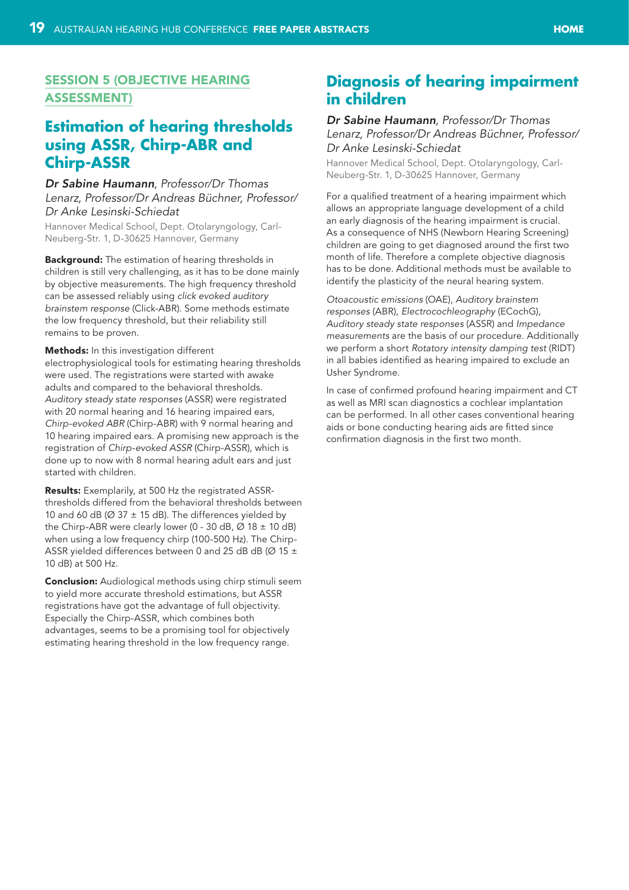## SESSION 5 (OBJECTIVE HEARING ASSESSMENT)

# Estimation of hearing thresholds using ASSR, Chirp-ABR and Chirp-ASSR

***Dr Sabine Haumann****, Professor/Dr Thomas Lenarz, Professor/Dr Andreas Büchner, Professor/Dr Anke Lesinski-Schiedat*

Hannover Medical School, Dept. Otolaryngology, Carl-Neuberg-Str. 1, D-30625 Hannover, Germany

**Background:** The estimation of hearing thresholds in children is still very challenging, as it has to be done mainly by objective measurements. The high frequency threshold can be assessed reliably using *click evoked auditory brainstem response* (Click-ABR). Some methods estimate the low frequency threshold, but their reliability still remains to be proven.

**Methods:** In this investigation different electrophysiological tools for estimating hearing thresholds were used. The registrations were started with awake adults and compared to the behavioral thresholds. *Auditory steady state responses* (ASSR) were registrated with 20 normal hearing and 16 hearing impaired ears, *Chirp-evoked ABR* (Chirp-ABR) with 9 normal hearing and 10 hearing impaired ears. A promising new approach is the registration of *Chirp-evoked ASSR* (Chirp-ASSR), which is done up to now with 8 normal hearing adult ears and just started with children.

**Results:** Exemplarily, at 500 Hz the registrated ASSR-thresholds differed from the behavioral thresholds between 10 and 60 dB (Ø 37 ± 15 dB). The differences yielded by the Chirp-ABR were clearly lower (0 - 30 dB, Ø 18 ± 10 dB) when using a low frequency chirp (100-500 Hz). The Chirp-ASSR yielded differences between 0 and 25 dB dB (Ø 15 ± 10 dB) at 500 Hz.

**Conclusion:** Audiological methods using chirp stimuli seem to yield more accurate threshold estimations, but ASSR registrations have got the advantage of full objectivity. Especially the Chirp-ASSR, which combines both advantages, seems to be a promising tool for objectively estimating hearing threshold in the low frequency range.

# Diagnosis of hearing impairment in children

***Dr Sabine Haumann****, Professor/Dr Thomas Lenarz, Professor/Dr Andreas Büchner, Professor/Dr Anke Lesinski-Schiedat*

Hannover Medical School, Dept. Otolaryngology, Carl-Neuberg-Str. 1, D-30625 Hannover, Germany

For a qualified treatment of a hearing impairment which allows an appropriate language development of a child an early diagnosis of the hearing impairment is crucial. As a consequence of NHS (Newborn Hearing Screening) children are going to get diagnosed around the first two month of life. Therefore a complete objective diagnosis has to be done. Additional methods must be available to identify the plasticity of the neural hearing system.

*Otoacoustic emissions* (OAE), *Auditory brainstem responses* (ABR), *Electrocochleography* (ECochG), *Auditory steady state responses* (ASSR) and *Impedance measurements* are the basis of our procedure. Additionally we perform a short *Rotatory intensity damping test* (RIDT) in all babies identified as hearing impaired to exclude an Usher Syndrome.

In case of confirmed profound hearing impairment and CT as well as MRI scan diagnostics a cochlear implantation can be performed. In all other cases conventional hearing aids or bone conducting hearing aids are fitted since confirmation diagnosis in the first two month.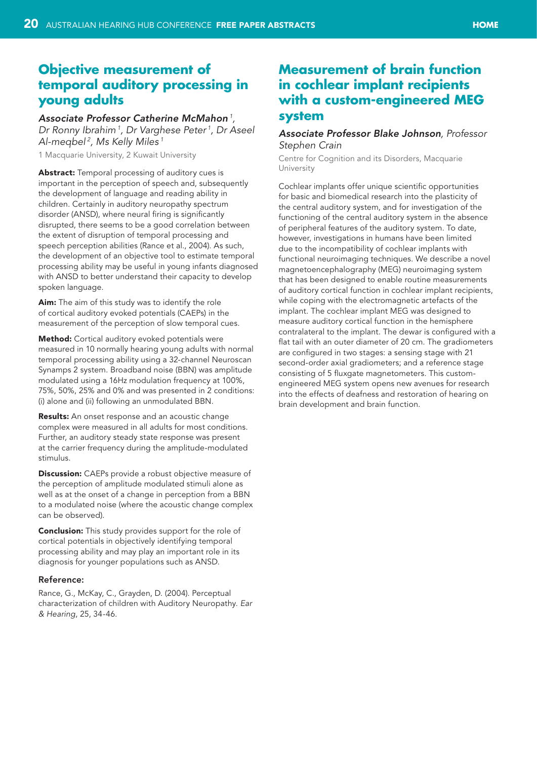## Objective measurement of temporal auditory processing in young adults

***Associate Professor Catherine McMahon** [1], Dr Ronny Ibrahim [1], Dr Varghese Peter [1], Dr Aseel Al-meqbel [2], Ms Kelly Miles [1]*

1 Macquarie University, 2 Kuwait University

**Abstract:** Temporal processing of auditory cues is important in the perception of speech and, subsequently the development of language and reading ability in children. Certainly in auditory neuropathy spectrum disorder (ANSD), where neural firing is significantly disrupted, there seems to be a good correlation between the extent of disruption of temporal processing and speech perception abilities (Rance et al., 2004). As such, the development of an objective tool to estimate temporal processing ability may be useful in young infants diagnosed with ANSD to better understand their capacity to develop spoken language.

**Aim:** The aim of this study was to identify the role of cortical auditory evoked potentials (CAEPs) in the measurement of the perception of slow temporal cues.

**Method:** Cortical auditory evoked potentials were measured in 10 normally hearing young adults with normal temporal processing ability using a 32-channel Neuroscan Synamps 2 system. Broadband noise (BBN) was amplitude modulated using a 16Hz modulation frequency at 100%, 75%, 50%, 25% and 0% and was presented in 2 conditions: (i) alone and (ii) following an unmodulated BBN.

**Results:** An onset response and an acoustic change complex were measured in all adults for most conditions. Further, an auditory steady state response was present at the carrier frequency during the amplitude-modulated stimulus.

**Discussion:** CAEPs provide a robust objective measure of the perception of amplitude modulated stimuli alone as well as at the onset of a change in perception from a BBN to a modulated noise (where the acoustic change complex can be observed).

**Conclusion:** This study provides support for the role of cortical potentials in objectively identifying temporal processing ability and may play an important role in its diagnosis for younger populations such as ANSD.

### Reference:

Rance, G., McKay, C., Grayden, D. (2004). Perceptual characterization of children with Auditory Neuropathy. *Ear & Hearing*, 25, 34-46.

## Measurement of brain function in cochlear implant recipients with a custom-engineered MEG system

***Associate Professor Blake Johnson**, Professor Stephen Crain*

Centre for Cognition and its Disorders, Macquarie University

Cochlear implants offer unique scientific opportunities for basic and biomedical research into the plasticity of the central auditory system, and for investigation of the functioning of the central auditory system in the absence of peripheral features of the auditory system. To date, however, investigations in humans have been limited due to the incompatibility of cochlear implants with functional neuroimaging techniques. We describe a novel magnetoencephalography (MEG) neuroimaging system that has been designed to enable routine measurements of auditory cortical function in cochlear implant recipients, while coping with the electromagnetic artefacts of the implant. The cochlear implant MEG was designed to measure auditory cortical function in the hemisphere contralateral to the implant. The dewar is configured with a flat tail with an outer diameter of 20 cm. The gradiometers are configured in two stages: a sensing stage with 21 second-order axial gradiometers; and a reference stage consisting of 5 fluxgate magnetometers. This custom-engineered MEG system opens new avenues for research into the effects of deafness and restoration of hearing on brain development and brain function.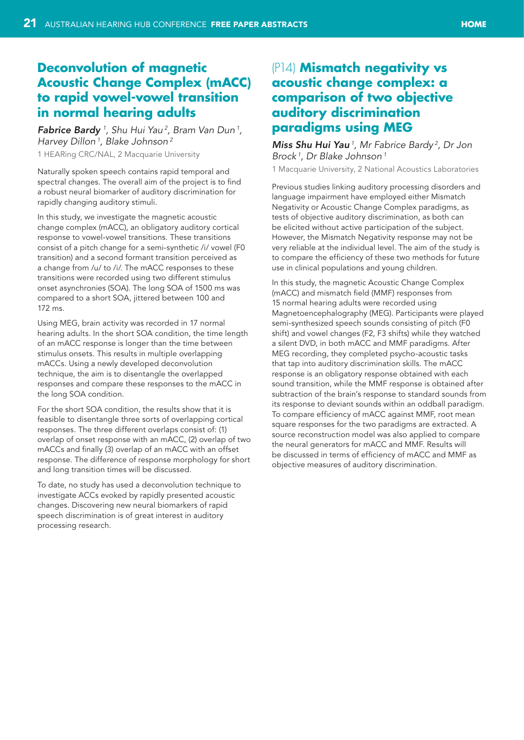## Deconvolution of magnetic Acoustic Change Complex (mACC) to rapid vowel-vowel transition in normal hearing adults

***Fabrice Bardy*** *[1], Shu Hui Yau [2], Bram Van Dun [1], Harvey Dillon [1], Blake Johnson [2]*

1 HEARing CRC/NAL, 2 Macquarie University

Naturally spoken speech contains rapid temporal and spectral changes. The overall aim of the project is to find a robust neural biomarker of auditory discrimination for rapidly changing auditory stimuli.

In this study, we investigate the magnetic acoustic change complex (mACC), an obligatory auditory cortical response to vowel-vowel transitions. These transitions consist of a pitch change for a semi-synthetic /i/ vowel (F0 transition) and a second formant transition perceived as a change from /u/ to /i/. The mACC responses to these transitions were recorded using two different stimulus onset asynchronies (SOA). The long SOA of 1500 ms was compared to a short SOA, jittered between 100 and 172 ms.

Using MEG, brain activity was recorded in 17 normal hearing adults. In the short SOA condition, the time length of an mACC response is longer than the time between stimulus onsets. This results in multiple overlapping mACCs. Using a newly developed deconvolution technique, the aim is to disentangle the overlapped responses and compare these responses to the mACC in the long SOA condition.

For the short SOA condition, the results show that it is feasible to disentangle three sorts of overlapping cortical responses. The three different overlaps consist of: (1) overlap of onset response with an mACC, (2) overlap of two mACCs and finally (3) overlap of an mACC with an offset response. The difference of response morphology for short and long transition times will be discussed.

To date, no study has used a deconvolution technique to investigate ACCs evoked by rapidly presented acoustic changes. Discovering new neural biomarkers of rapid speech discrimination is of great interest in auditory processing research.

## (P14) Mismatch negativity vs acoustic change complex: a comparison of two objective auditory discrimination paradigms using MEG

***Miss Shu Hui Yau*** *[1], Mr Fabrice Bardy [2], Dr Jon Brock [1], Dr Blake Johnson [1]*

1 Macquarie University, 2 National Acoustics Laboratories

Previous studies linking auditory processing disorders and language impairment have employed either Mismatch Negativity or Acoustic Change Complex paradigms, as tests of objective auditory discrimination, as both can be elicited without active participation of the subject. However, the Mismatch Negativity response may not be very reliable at the individual level. The aim of the study is to compare the efficiency of these two methods for future use in clinical populations and young children.

In this study, the magnetic Acoustic Change Complex (mACC) and mismatch field (MMF) responses from 15 normal hearing adults were recorded using Magnetoencephalography (MEG). Participants were played semi-synthesized speech sounds consisting of pitch (F0 shift) and vowel changes (F2, F3 shifts) while they watched a silent DVD, in both mACC and MMF paradigms. After MEG recording, they completed psycho-acoustic tasks that tap into auditory discrimination skills. The mACC response is an obligatory response obtained with each sound transition, while the MMF response is obtained after subtraction of the brain's response to standard sounds from its response to deviant sounds within an oddball paradigm. To compare efficiency of mACC against MMF, root mean square responses for the two paradigms are extracted. A source reconstruction model was also applied to compare the neural generators for mACC and MMF. Results will be discussed in terms of efficiency of mACC and MMF as objective measures of auditory discrimination.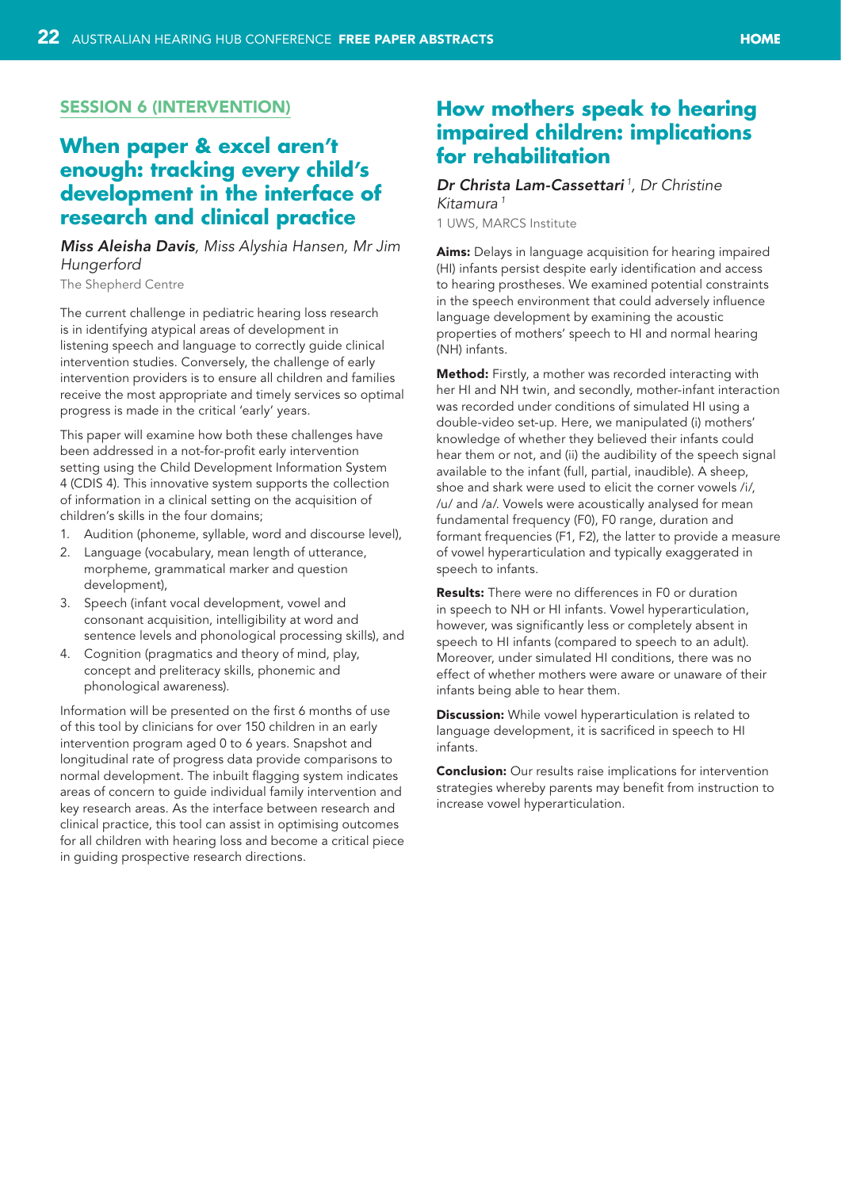## SESSION 6 (INTERVENTION)

# When paper & excel aren't enough: tracking every child's development in the interface of research and clinical practice

***Miss Aleisha Davis**, Miss Alyshia Hansen, Mr Jim Hungerford*

The Shepherd Centre

The current challenge in pediatric hearing loss research is in identifying atypical areas of development in listening speech and language to correctly guide clinical intervention studies. Conversely, the challenge of early intervention providers is to ensure all children and families receive the most appropriate and timely services so optimal progress is made in the critical 'early' years.

This paper will examine how both these challenges have been addressed in a not-for-profit early intervention setting using the Child Development Information System 4 (CDIS 4). This innovative system supports the collection of information in a clinical setting on the acquisition of children's skills in the four domains;

1. Audition (phoneme, syllable, word and discourse level),
2. Language (vocabulary, mean length of utterance, morpheme, grammatical marker and question development),
3. Speech (infant vocal development, vowel and consonant acquisition, intelligibility at word and sentence levels and phonological processing skills), and
4. Cognition (pragmatics and theory of mind, play, concept and preliteracy skills, phonemic and phonological awareness).

Information will be presented on the first 6 months of use of this tool by clinicians for over 150 children in an early intervention program aged 0 to 6 years. Snapshot and longitudinal rate of progress data provide comparisons to normal development. The inbuilt flagging system indicates areas of concern to guide individual family intervention and key research areas. As the interface between research and clinical practice, this tool can assist in optimising outcomes for all children with hearing loss and become a critical piece in guiding prospective research directions.

# How mothers speak to hearing impaired children: implications for rehabilitation

***Dr Christa Lam-Cassettari** [1], Dr Christine Kitamura [1]*

1 UWS, MARCS Institute

**Aims:** Delays in language acquisition for hearing impaired (HI) infants persist despite early identification and access to hearing prostheses. We examined potential constraints in the speech environment that could adversely influence language development by examining the acoustic properties of mothers' speech to HI and normal hearing (NH) infants.

**Method:** Firstly, a mother was recorded interacting with her HI and NH twin, and secondly, mother-infant interaction was recorded under conditions of simulated HI using a double-video set-up. Here, we manipulated (i) mothers' knowledge of whether they believed their infants could hear them or not, and (ii) the audibility of the speech signal available to the infant (full, partial, inaudible). A sheep, shoe and shark were used to elicit the corner vowels /i/, /u/ and /a/. Vowels were acoustically analysed for mean fundamental frequency (F0), F0 range, duration and formant frequencies (F1, F2), the latter to provide a measure of vowel hyperarticulation and typically exaggerated in speech to infants.

**Results:** There were no differences in F0 or duration in speech to NH or HI infants. Vowel hyperarticulation, however, was significantly less or completely absent in speech to HI infants (compared to speech to an adult). Moreover, under simulated HI conditions, there was no effect of whether mothers were aware or unaware of their infants being able to hear them.

**Discussion:** While vowel hyperarticulation is related to language development, it is sacrificed in speech to HI infants.

**Conclusion:** Our results raise implications for intervention strategies whereby parents may benefit from instruction to increase vowel hyperarticulation.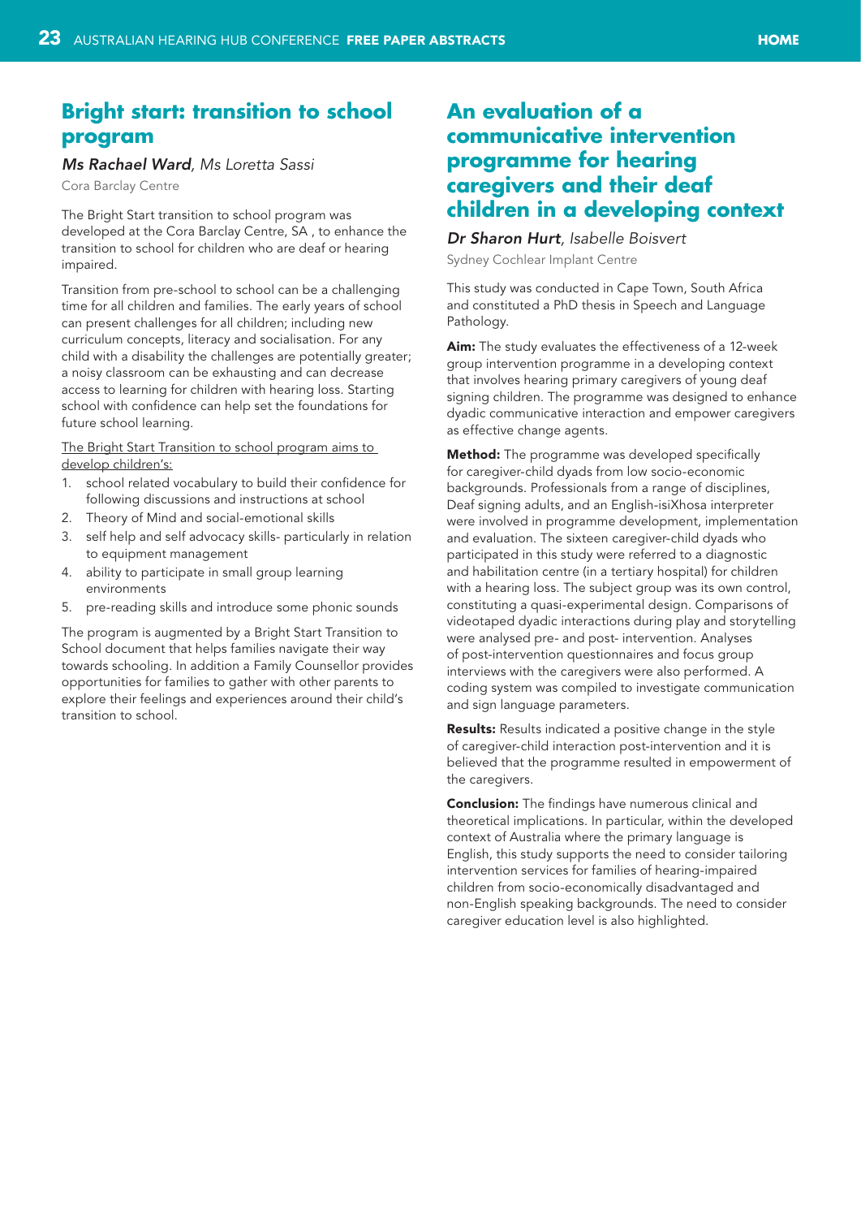## Bright start: transition to school program

***Ms Rachael Ward***, *Ms Loretta Sassi*

Cora Barclay Centre

The Bright Start transition to school program was developed at the Cora Barclay Centre, SA , to enhance the transition to school for children who are deaf or hearing impaired.

Transition from pre-school to school can be a challenging time for all children and families. The early years of school can present challenges for all children; including new curriculum concepts, literacy and socialisation. For any child with a disability the challenges are potentially greater; a noisy classroom can be exhausting and can decrease access to learning for children with hearing loss. Starting school with confidence can help set the foundations for future school learning.

<u>The Bright Start Transition to school program aims to develop children's:</u>

1. school related vocabulary to build their confidence for following discussions and instructions at school
2. Theory of Mind and social-emotional skills
3. self help and self advocacy skills- particularly in relation to equipment management
4. ability to participate in small group learning environments
5. pre-reading skills and introduce some phonic sounds

The program is augmented by a Bright Start Transition to School document that helps families navigate their way towards schooling. In addition a Family Counsellor provides opportunities for families to gather with other parents to explore their feelings and experiences around their child's transition to school.

## An evaluation of a communicative intervention programme for hearing caregivers and their deaf children in a developing context

***Dr Sharon Hurt***, *Isabelle Boisvert*

Sydney Cochlear Implant Centre

This study was conducted in Cape Town, South Africa and constituted a PhD thesis in Speech and Language Pathology.

**Aim:** The study evaluates the effectiveness of a 12-week group intervention programme in a developing context that involves hearing primary caregivers of young deaf signing children. The programme was designed to enhance dyadic communicative interaction and empower caregivers as effective change agents.

**Method:** The programme was developed specifically for caregiver-child dyads from low socio-economic backgrounds. Professionals from a range of disciplines, Deaf signing adults, and an English-isiXhosa interpreter were involved in programme development, implementation and evaluation. The sixteen caregiver-child dyads who participated in this study were referred to a diagnostic and habilitation centre (in a tertiary hospital) for children with a hearing loss. The subject group was its own control, constituting a quasi-experimental design. Comparisons of videotaped dyadic interactions during play and storytelling were analysed pre- and post- intervention. Analyses of post-intervention questionnaires and focus group interviews with the caregivers were also performed. A coding system was compiled to investigate communication and sign language parameters.

**Results:** Results indicated a positive change in the style of caregiver-child interaction post-intervention and it is believed that the programme resulted in empowerment of the caregivers.

**Conclusion:** The findings have numerous clinical and theoretical implications. In particular, within the developed context of Australia where the primary language is English, this study supports the need to consider tailoring intervention services for families of hearing-impaired children from socio-economically disadvantaged and non-English speaking backgrounds. The need to consider caregiver education level is also highlighted.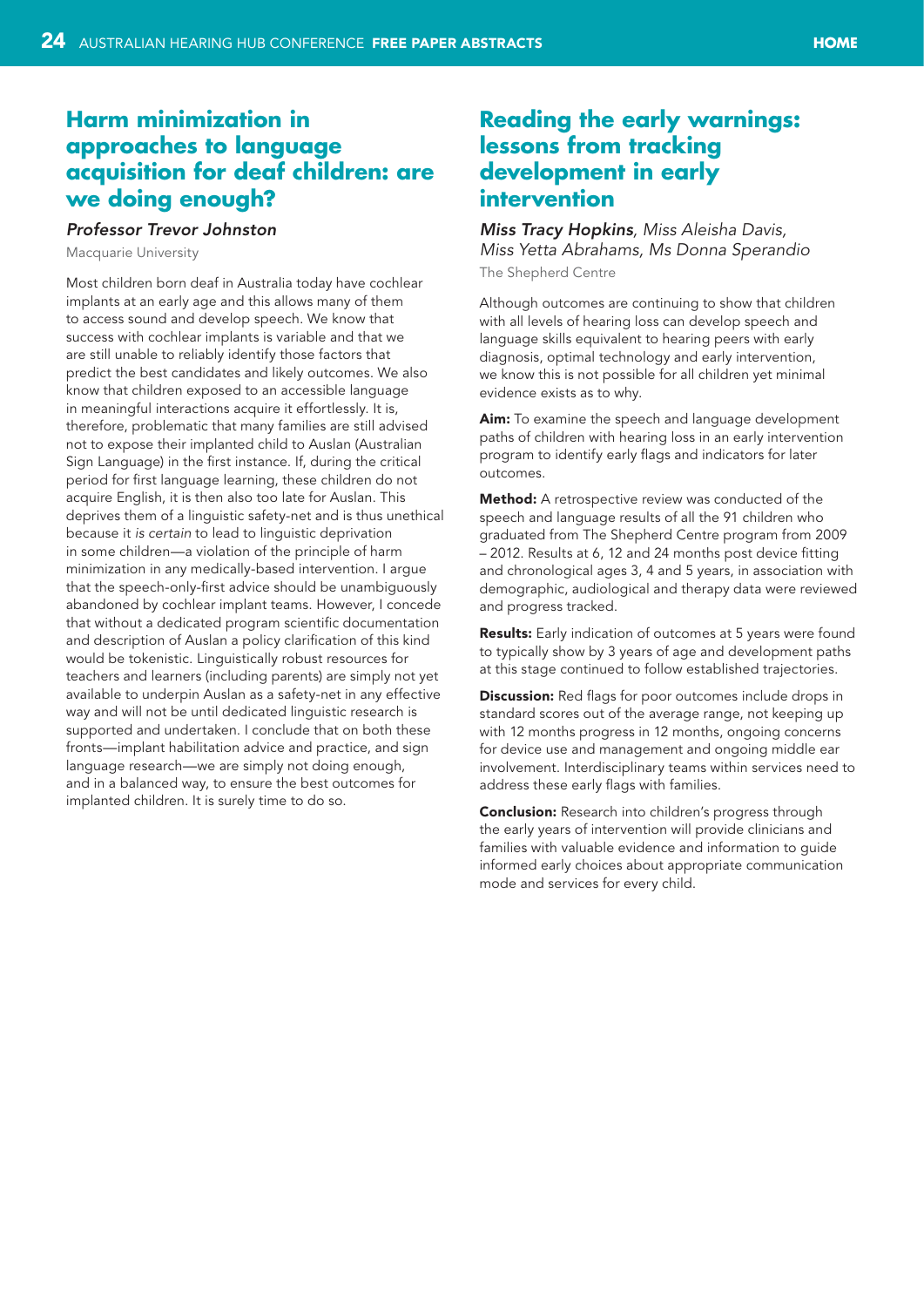## Harm minimization in approaches to language acquisition for deaf children: are we doing enough?

***Professor Trevor Johnston***

Macquarie University

Most children born deaf in Australia today have cochlear implants at an early age and this allows many of them to access sound and develop speech. We know that success with cochlear implants is variable and that we are still unable to reliably identify those factors that predict the best candidates and likely outcomes. We also know that children exposed to an accessible language in meaningful interactions acquire it effortlessly. It is, therefore, problematic that many families are still advised not to expose their implanted child to Auslan (Australian Sign Language) in the first instance. If, during the critical period for first language learning, these children do not acquire English, it is then also too late for Auslan. This deprives them of a linguistic safety-net and is thus unethical because it *is certain* to lead to linguistic deprivation in some children—a violation of the principle of harm minimization in any medically-based intervention. I argue that the speech-only-first advice should be unambiguously abandoned by cochlear implant teams. However, I concede that without a dedicated program scientific documentation and description of Auslan a policy clarification of this kind would be tokenistic. Linguistically robust resources for teachers and learners (including parents) are simply not yet available to underpin Auslan as a safety-net in any effective way and will not be until dedicated linguistic research is supported and undertaken. I conclude that on both these fronts—implant habilitation advice and practice, and sign language research—we are simply not doing enough, and in a balanced way, to ensure the best outcomes for implanted children. It is surely time to do so.

## Reading the early warnings: lessons from tracking development in early intervention

***Miss Tracy Hopkins**, Miss Aleisha Davis, Miss Yetta Abrahams, Ms Donna Sperandio*

The Shepherd Centre

Although outcomes are continuing to show that children with all levels of hearing loss can develop speech and language skills equivalent to hearing peers with early diagnosis, optimal technology and early intervention, we know this is not possible for all children yet minimal evidence exists as to why.

**Aim:** To examine the speech and language development paths of children with hearing loss in an early intervention program to identify early flags and indicators for later outcomes.

**Method:** A retrospective review was conducted of the speech and language results of all the 91 children who graduated from The Shepherd Centre program from 2009 – 2012. Results at 6, 12 and 24 months post device fitting and chronological ages 3, 4 and 5 years, in association with demographic, audiological and therapy data were reviewed and progress tracked.

**Results:** Early indication of outcomes at 5 years were found to typically show by 3 years of age and development paths at this stage continued to follow established trajectories.

**Discussion:** Red flags for poor outcomes include drops in standard scores out of the average range, not keeping up with 12 months progress in 12 months, ongoing concerns for device use and management and ongoing middle ear involvement. Interdisciplinary teams within services need to address these early flags with families.

**Conclusion:** Research into children's progress through the early years of intervention will provide clinicians and families with valuable evidence and information to guide informed early choices about appropriate communication mode and services for every child.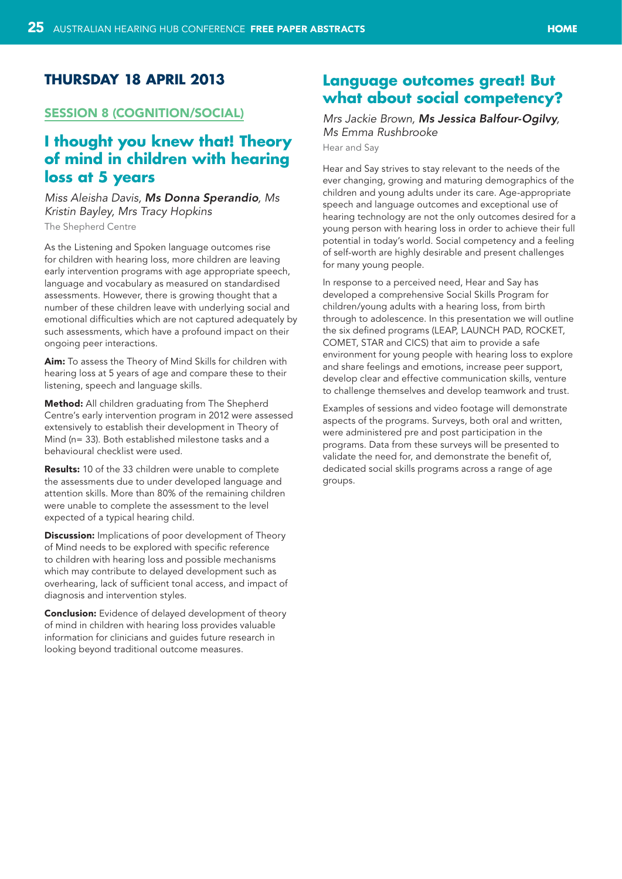## THURSDAY 18 APRIL 2013

### SESSION 8 (COGNITION/SOCIAL)

### I thought you knew that! Theory of mind in children with hearing loss at 5 years

*Miss Aleisha Davis, **Ms Donna Sperandio**, Ms Kristin Bayley, Mrs Tracy Hopkins*

The Shepherd Centre

As the Listening and Spoken language outcomes rise for children with hearing loss, more children are leaving early intervention programs with age appropriate speech, language and vocabulary as measured on standardised assessments. However, there is growing thought that a number of these children leave with underlying social and emotional difficulties which are not captured adequately by such assessments, which have a profound impact on their ongoing peer interactions.

**Aim:** To assess the Theory of Mind Skills for children with hearing loss at 5 years of age and compare these to their listening, speech and language skills.

**Method:** All children graduating from The Shepherd Centre's early intervention program in 2012 were assessed extensively to establish their development in Theory of Mind (n= 33). Both established milestone tasks and a behavioural checklist were used.

**Results:** 10 of the 33 children were unable to complete the assessments due to under developed language and attention skills. More than 80% of the remaining children were unable to complete the assessment to the level expected of a typical hearing child.

**Discussion:** Implications of poor development of Theory of Mind needs to be explored with specific reference to children with hearing loss and possible mechanisms which may contribute to delayed development such as overhearing, lack of sufficient tonal access, and impact of diagnosis and intervention styles.

**Conclusion:** Evidence of delayed development of theory of mind in children with hearing loss provides valuable information for clinicians and guides future research in looking beyond traditional outcome measures.

### Language outcomes great! But what about social competency?

*Mrs Jackie Brown, **Ms Jessica Balfour-Ogilvy**, Ms Emma Rushbrooke*

Hear and Say

Hear and Say strives to stay relevant to the needs of the ever changing, growing and maturing demographics of the children and young adults under its care. Age-appropriate speech and language outcomes and exceptional use of hearing technology are not the only outcomes desired for a young person with hearing loss in order to achieve their full potential in today's world. Social competency and a feeling of self-worth are highly desirable and present challenges for many young people.

In response to a perceived need, Hear and Say has developed a comprehensive Social Skills Program for children/young adults with a hearing loss, from birth through to adolescence. In this presentation we will outline the six defined programs (LEAP, LAUNCH PAD, ROCKET, COMET, STAR and CICS) that aim to provide a safe environment for young people with hearing loss to explore and share feelings and emotions, increase peer support, develop clear and effective communication skills, venture to challenge themselves and develop teamwork and trust.

Examples of sessions and video footage will demonstrate aspects of the programs. Surveys, both oral and written, were administered pre and post participation in the programs. Data from these surveys will be presented to validate the need for, and demonstrate the benefit of, dedicated social skills programs across a range of age groups.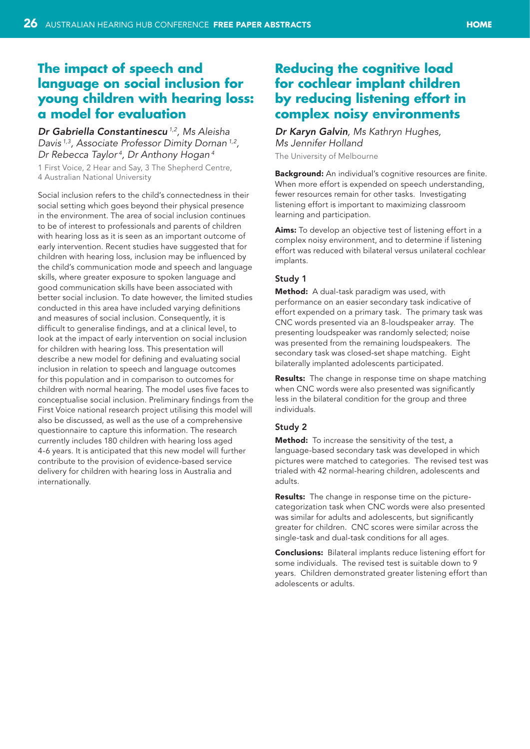## The impact of speech and language on social inclusion for young children with hearing loss: a model for evaluation

***Dr Gabriella Constantinescu*** *[1,2], Ms Aleisha Davis [1,3], Associate Professor Dimity Dornan [1,2], Dr Rebecca Taylor [4], Dr Anthony Hogan [4]*

1 First Voice, 2 Hear and Say, 3 The Shepherd Centre, 4 Australian National University

Social inclusion refers to the child's connectedness in their social setting which goes beyond their physical presence in the environment. The area of social inclusion continues to be of interest to professionals and parents of children with hearing loss as it is seen as an important outcome of early intervention. Recent studies have suggested that for children with hearing loss, inclusion may be influenced by the child's communication mode and speech and language skills, where greater exposure to spoken language and good communication skills have been associated with better social inclusion. To date however, the limited studies conducted in this area have included varying definitions and measures of social inclusion. Consequently, it is difficult to generalise findings, and at a clinical level, to look at the impact of early intervention on social inclusion for children with hearing loss. This presentation will describe a new model for defining and evaluating social inclusion in relation to speech and language outcomes for this population and in comparison to outcomes for children with normal hearing. The model uses five faces to conceptualise social inclusion. Preliminary findings from the First Voice national research project utilising this model will also be discussed, as well as the use of a comprehensive questionnaire to capture this information. The research currently includes 180 children with hearing loss aged 4-6 years. It is anticipated that this new model will further contribute to the provision of evidence-based service delivery for children with hearing loss in Australia and internationally.

## Reducing the cognitive load for cochlear implant children by reducing listening effort in complex noisy environments

***Dr Karyn Galvin****, Ms Kathryn Hughes, Ms Jennifer Holland*

The University of Melbourne

**Background:** An individual's cognitive resources are finite. When more effort is expended on speech understanding, fewer resources remain for other tasks. Investigating listening effort is important to maximizing classroom learning and participation.

**Aims:** To develop an objective test of listening effort in a complex noisy environment, and to determine if listening effort was reduced with bilateral versus unilateral cochlear implants.

### Study 1

**Method:** A dual-task paradigm was used, with performance on an easier secondary task indicative of effort expended on a primary task. The primary task was CNC words presented via an 8-loudspeaker array. The presenting loudspeaker was randomly selected; noise was presented from the remaining loudspeakers. The secondary task was closed-set shape matching. Eight bilaterally implanted adolescents participated.

**Results:** The change in response time on shape matching when CNC words were also presented was significantly less in the bilateral condition for the group and three individuals.

### Study 2

**Method:** To increase the sensitivity of the test, a language-based secondary task was developed in which pictures were matched to categories. The revised test was trialed with 42 normal-hearing children, adolescents and adults.

**Results:** The change in response time on the picture-categorization task when CNC words were also presented was similar for adults and adolescents, but significantly greater for children. CNC scores were similar across the single-task and dual-task conditions for all ages.

**Conclusions:** Bilateral implants reduce listening effort for some individuals. The revised test is suitable down to 9 years. Children demonstrated greater listening effort than adolescents or adults.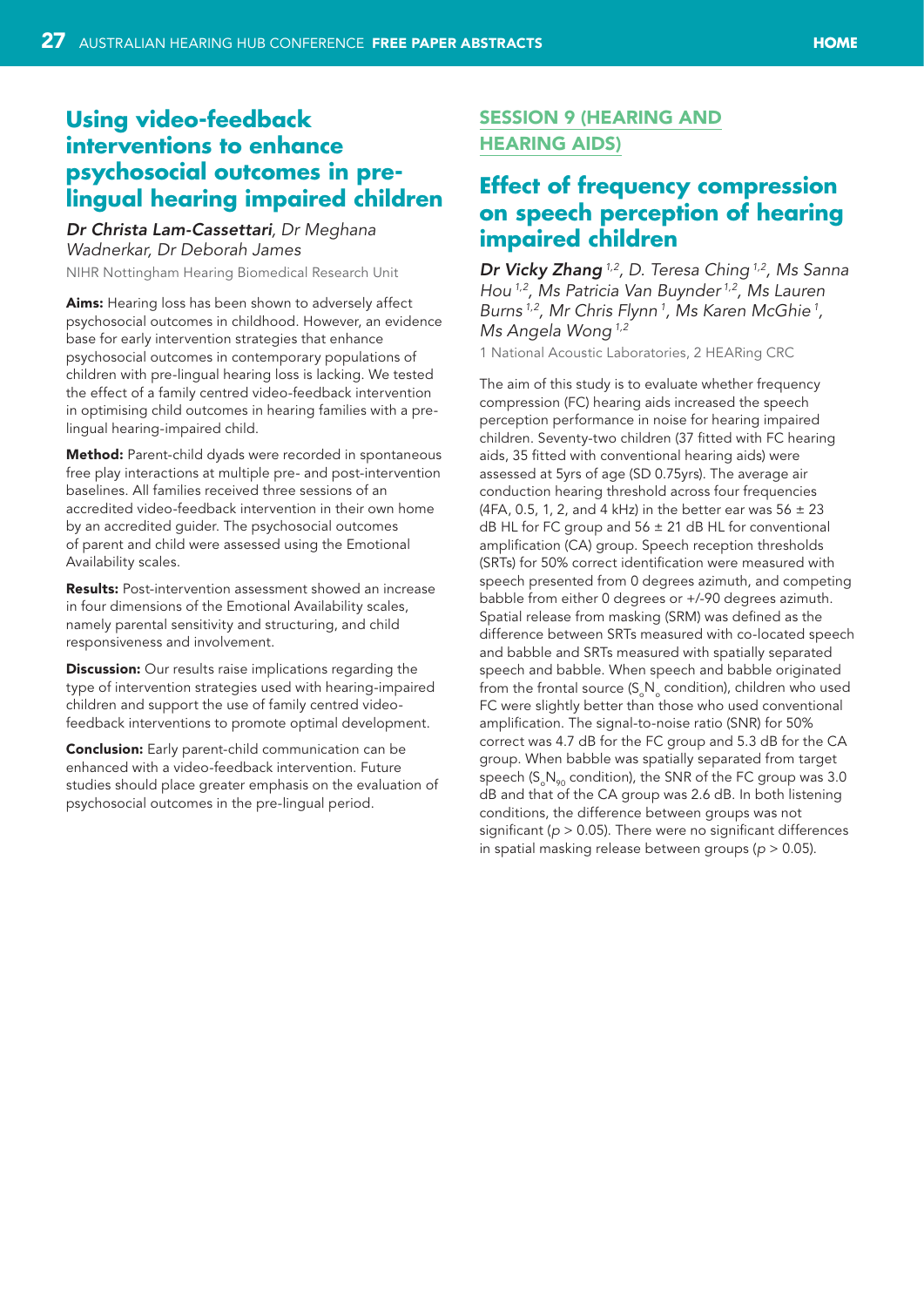## Using video-feedback interventions to enhance psychosocial outcomes in pre-lingual hearing impaired children

*Dr Christa Lam-Cassettari, Dr Meghana Wadnerkar, Dr Deborah James*

NIHR Nottingham Hearing Biomedical Research Unit

**Aims:** Hearing loss has been shown to adversely affect psychosocial outcomes in childhood. However, an evidence base for early intervention strategies that enhance psychosocial outcomes in contemporary populations of children with pre-lingual hearing loss is lacking. We tested the effect of a family centred video-feedback intervention in optimising child outcomes in hearing families with a pre-lingual hearing-impaired child.

**Method:** Parent-child dyads were recorded in spontaneous free play interactions at multiple pre- and post-intervention baselines. All families received three sessions of an accredited video-feedback intervention in their own home by an accredited guider. The psychosocial outcomes of parent and child were assessed using the Emotional Availability scales.

**Results:** Post-intervention assessment showed an increase in four dimensions of the Emotional Availability scales, namely parental sensitivity and structuring, and child responsiveness and involvement.

**Discussion:** Our results raise implications regarding the type of intervention strategies used with hearing-impaired children and support the use of family centred video-feedback interventions to promote optimal development.

**Conclusion:** Early parent-child communication can be enhanced with a video-feedback intervention. Future studies should place greater emphasis on the evaluation of psychosocial outcomes in the pre-lingual period.

# SESSION 9 (HEARING AND HEARING AIDS)

## Effect of frequency compression on speech perception of hearing impaired children

***Dr Vicky Zhang** [1,2], D. Teresa Ching [1,2], Ms Sanna Hou [1,2], Ms Patricia Van Buynder [1,2], Ms Lauren Burns [1,2], Mr Chris Flynn [1], Ms Karen McGhie [1], Ms Angela Wong [1,2]*

1 National Acoustic Laboratories, 2 HEARing CRC

The aim of this study is to evaluate whether frequency compression (FC) hearing aids increased the speech perception performance in noise for hearing impaired children. Seventy-two children (37 fitted with FC hearing aids, 35 fitted with conventional hearing aids) were assessed at 5yrs of age (SD 0.75yrs). The average air conduction hearing threshold across four frequencies (4FA, 0.5, 1, 2, and 4 kHz) in the better ear was 56 ± 23 dB HL for FC group and 56 ± 21 dB HL for conventional amplification (CA) group. Speech reception thresholds (SRTs) for 50% correct identification were measured with speech presented from 0 degrees azimuth, and competing babble from either 0 degrees or +/-90 degrees azimuth. Spatial release from masking (SRM) was defined as the difference between SRTs measured with co-located speech and babble and SRTs measured with spatially separated speech and babble. When speech and babble originated from the frontal source ($S_oN_o$ condition), children who used FC were slightly better than those who used conventional amplification. The signal-to-noise ratio (SNR) for 50% correct was 4.7 dB for the FC group and 5.3 dB for the CA group. When babble was spatially separated from target speech ($S_oN_{90}$ condition), the SNR of the FC group was 3.0 dB and that of the CA group was 2.6 dB. In both listening conditions, the difference between groups was not significant ($p > 0.05$). There were no significant differences in spatial masking release between groups ($p > 0.05$).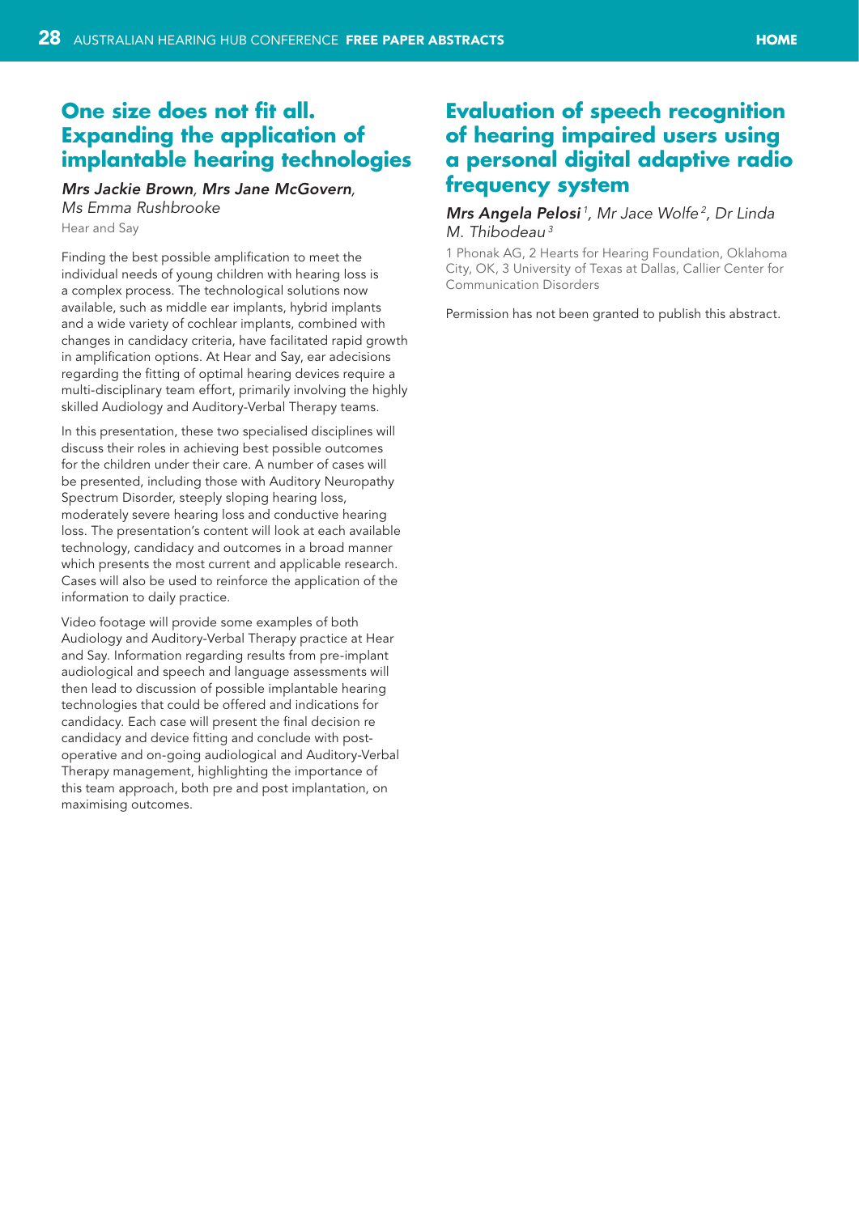## One size does not fit all. Expanding the application of implantable hearing technologies

*Mrs Jackie Brown, Mrs Jane McGovern, Ms Emma Rushbrooke*

Hear and Say

Finding the best possible amplification to meet the individual needs of young children with hearing loss is a complex process. The technological solutions now available, such as middle ear implants, hybrid implants and a wide variety of cochlear implants, combined with changes in candidacy criteria, have facilitated rapid growth in amplification options. At Hear and Say, ear adecisions regarding the fitting of optimal hearing devices require a multi-disciplinary team effort, primarily involving the highly skilled Audiology and Auditory-Verbal Therapy teams.

In this presentation, these two specialised disciplines will discuss their roles in achieving best possible outcomes for the children under their care. A number of cases will be presented, including those with Auditory Neuropathy Spectrum Disorder, steeply sloping hearing loss, moderately severe hearing loss and conductive hearing loss. The presentation's content will look at each available technology, candidacy and outcomes in a broad manner which presents the most current and applicable research. Cases will also be used to reinforce the application of the information to daily practice.

Video footage will provide some examples of both Audiology and Auditory-Verbal Therapy practice at Hear and Say. Information regarding results from pre-implant audiological and speech and language assessments will then lead to discussion of possible implantable hearing technologies that could be offered and indications for candidacy. Each case will present the final decision re candidacy and device fitting and conclude with post-operative and on-going audiological and Auditory-Verbal Therapy management, highlighting the importance of this team approach, both pre and post implantation, on maximising outcomes.

## Evaluation of speech recognition of hearing impaired users using a personal digital adaptive radio frequency system

*Mrs Angela Pelosi[1], Mr Jace Wolfe[2], Dr Linda M. Thibodeau[3]*

1 Phonak AG, 2 Hearts for Hearing Foundation, Oklahoma City, OK, 3 University of Texas at Dallas, Callier Center for Communication Disorders

Permission has not been granted to publish this abstract.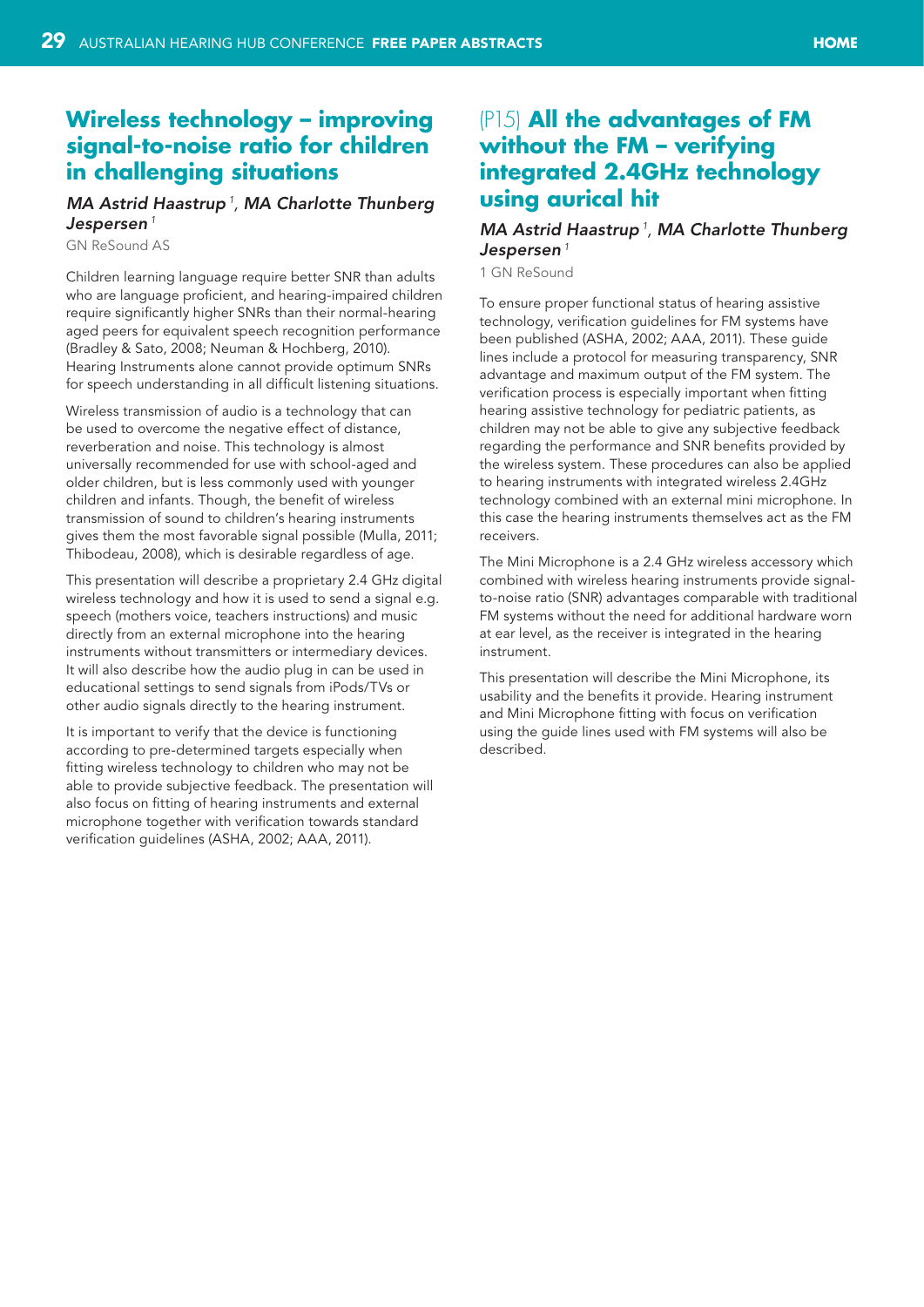## Wireless technology – improving signal-to-noise ratio for children in challenging situations

*MA Astrid Haastrup* [1], *MA Charlotte Thunberg Jespersen* [1]

GN ReSound AS

Children learning language require better SNR than adults who are language proficient, and hearing-impaired children require significantly higher SNRs than their normal-hearing aged peers for equivalent speech recognition performance (Bradley & Sato, 2008; Neuman & Hochberg, 2010). Hearing Instruments alone cannot provide optimum SNRs for speech understanding in all difficult listening situations.

Wireless transmission of audio is a technology that can be used to overcome the negative effect of distance, reverberation and noise. This technology is almost universally recommended for use with school-aged and older children, but is less commonly used with younger children and infants. Though, the benefit of wireless transmission of sound to children's hearing instruments gives them the most favorable signal possible (Mulla, 2011; Thibodeau, 2008), which is desirable regardless of age.

This presentation will describe a proprietary 2.4 GHz digital wireless technology and how it is used to send a signal e.g. speech (mothers voice, teachers instructions) and music directly from an external microphone into the hearing instruments without transmitters or intermediary devices. It will also describe how the audio plug in can be used in educational settings to send signals from iPods/TVs or other audio signals directly to the hearing instrument.

It is important to verify that the device is functioning according to pre-determined targets especially when fitting wireless technology to children who may not be able to provide subjective feedback. The presentation will also focus on fitting of hearing instruments and external microphone together with verification towards standard verification guidelines (ASHA, 2002; AAA, 2011).

## (P15) All the advantages of FM without the FM – verifying integrated 2.4GHz technology using aurical hit

*MA Astrid Haastrup* [1], *MA Charlotte Thunberg Jespersen* [1]

1 GN ReSound

To ensure proper functional status of hearing assistive technology, verification guidelines for FM systems have been published (ASHA, 2002; AAA, 2011). These guide lines include a protocol for measuring transparency, SNR advantage and maximum output of the FM system. The verification process is especially important when fitting hearing assistive technology for pediatric patients, as children may not be able to give any subjective feedback regarding the performance and SNR benefits provided by the wireless system. These procedures can also be applied to hearing instruments with integrated wireless 2.4GHz technology combined with an external mini microphone. In this case the hearing instruments themselves act as the FM receivers.

The Mini Microphone is a 2.4 GHz wireless accessory which combined with wireless hearing instruments provide signal-to-noise ratio (SNR) advantages comparable with traditional FM systems without the need for additional hardware worn at ear level, as the receiver is integrated in the hearing instrument.

This presentation will describe the Mini Microphone, its usability and the benefits it provide. Hearing instrument and Mini Microphone fitting with focus on verification using the guide lines used with FM systems will also be described.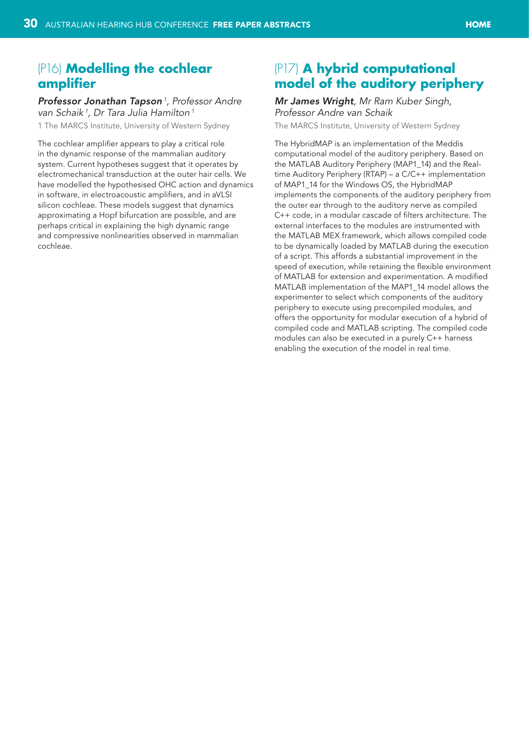## (P16) **Modelling the cochlear amplifier**

***Professor Jonathan Tapson**[1], Professor Andre van Schaik[1], Dr Tara Julia Hamilton[1]*

1 The MARCS Institute, University of Western Sydney

The cochlear amplifier appears to play a critical role in the dynamic response of the mammalian auditory system. Current hypotheses suggest that it operates by electromechanical transduction at the outer hair cells. We have modelled the hypothesised OHC action and dynamics in software, in electroacoustic amplifiers, and in aVLSI silicon cochleae. These models suggest that dynamics approximating a Hopf bifurcation are possible, and are perhaps critical in explaining the high dynamic range and compressive nonlinearities observed in mammalian cochleae.

## (P17) **A hybrid computational model of the auditory periphery**

***Mr James Wright**, Mr Ram Kuber Singh, Professor Andre van Schaik*

The MARCS Institute, University of Western Sydney

The HybridMAP is an implementation of the Meddis computational model of the auditory periphery. Based on the MATLAB Auditory Periphery (MAP1_14) and the Real-time Auditory Periphery (RTAP) – a C/C++ implementation of MAP1_14 for the Windows OS, the HybridMAP implements the components of the auditory periphery from the outer ear through to the auditory nerve as compiled C++ code, in a modular cascade of filters architecture. The external interfaces to the modules are instrumented with the MATLAB MEX framework, which allows compiled code to be dynamically loaded by MATLAB during the execution of a script. This affords a substantial improvement in the speed of execution, while retaining the flexible environment of MATLAB for extension and experimentation. A modified MATLAB implementation of the MAP1_14 model allows the experimenter to select which components of the auditory periphery to execute using precompiled modules, and offers the opportunity for modular execution of a hybrid of compiled code and MATLAB scripting. The compiled code modules can also be executed in a purely C++ harness enabling the execution of the model in real time.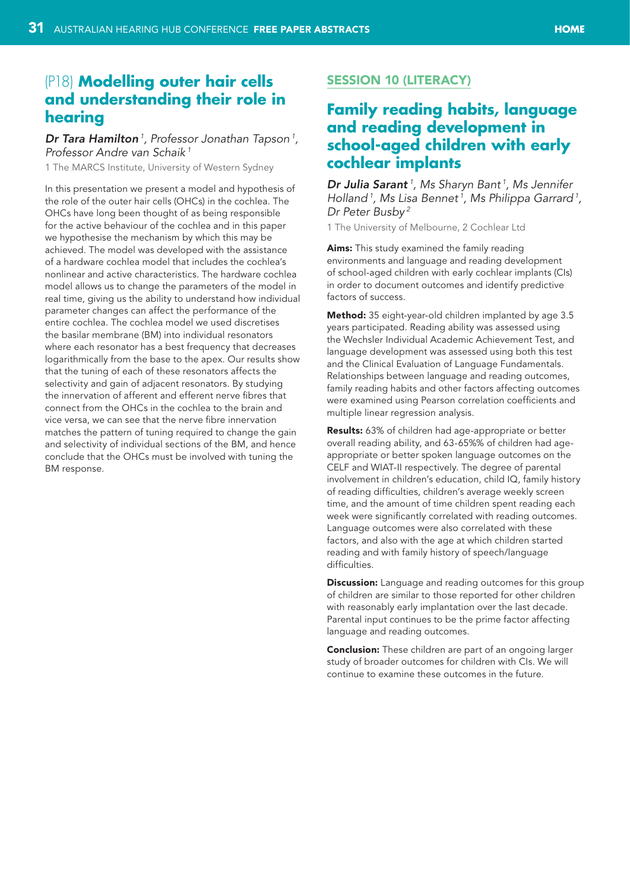## (P18) **Modelling outer hair cells and understanding their role in hearing**

***Dr Tara Hamilton***[1], *Professor Jonathan Tapson*[1], *Professor Andre van Schaik*[1]

1 The MARCS Institute, University of Western Sydney

In this presentation we present a model and hypothesis of the role of the outer hair cells (OHCs) in the cochlea. The OHCs have long been thought of as being responsible for the active behaviour of the cochlea and in this paper we hypothesise the mechanism by which this may be achieved. The model was developed with the assistance of a hardware cochlea model that includes the cochlea's nonlinear and active characteristics. The hardware cochlea model allows us to change the parameters of the model in real time, giving us the ability to understand how individual parameter changes can affect the performance of the entire cochlea. The cochlea model we used discretises the basilar membrane (BM) into individual resonators where each resonator has a best frequency that decreases logarithmically from the base to the apex. Our results show that the tuning of each of these resonators affects the selectivity and gain of adjacent resonators. By studying the innervation of afferent and efferent nerve fibres that connect from the OHCs in the cochlea to the brain and vice versa, we can see that the nerve fibre innervation matches the pattern of tuning required to change the gain and selectivity of individual sections of the BM, and hence conclude that the OHCs must be involved with tuning the BM response.

## SESSION 10 (LITERACY)

## **Family reading habits, language and reading development in school-aged children with early cochlear implants**

***Dr Julia Sarant***[1], *Ms Sharyn Bant*[1], *Ms Jennifer Holland*[1], *Ms Lisa Bennet*[1], *Ms Philippa Garrard*[1], *Dr Peter Busby*[2]

1 The University of Melbourne, 2 Cochlear Ltd

**Aims:** This study examined the family reading environments and language and reading development of school-aged children with early cochlear implants (CIs) in order to document outcomes and identify predictive factors of success.

**Method:** 35 eight-year-old children implanted by age 3.5 years participated. Reading ability was assessed using the Wechsler Individual Academic Achievement Test, and language development was assessed using both this test and the Clinical Evaluation of Language Fundamentals. Relationships between language and reading outcomes, family reading habits and other factors affecting outcomes were examined using Pearson correlation coefficients and multiple linear regression analysis.

**Results:** 63% of children had age-appropriate or better overall reading ability, and 63-65%% of children had age-appropriate or better spoken language outcomes on the CELF and WIAT-II respectively. The degree of parental involvement in children's education, child IQ, family history of reading difficulties, children's average weekly screen time, and the amount of time children spent reading each week were significantly correlated with reading outcomes. Language outcomes were also correlated with these factors, and also with the age at which children started reading and with family history of speech/language difficulties.

**Discussion:** Language and reading outcomes for this group of children are similar to those reported for other children with reasonably early implantation over the last decade. Parental input continues to be the prime factor affecting language and reading outcomes.

**Conclusion:** These children are part of an ongoing larger study of broader outcomes for children with CIs. We will continue to examine these outcomes in the future.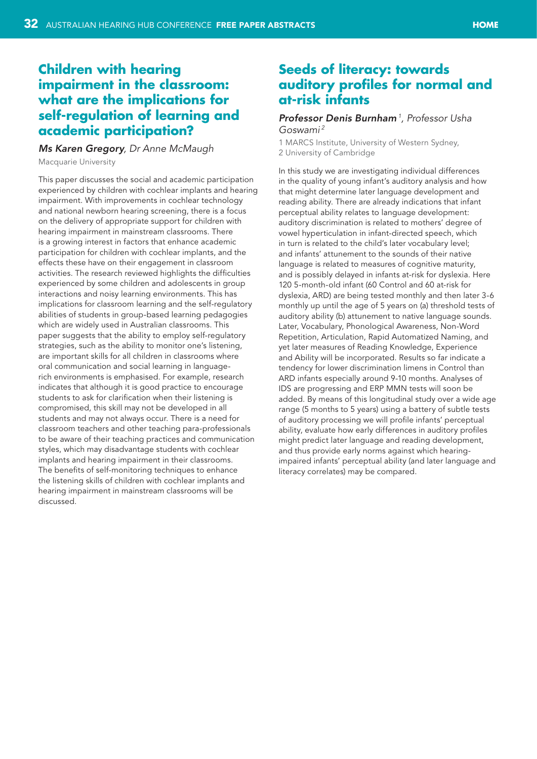## Children with hearing impairment in the classroom: what are the implications for self-regulation of learning and academic participation?

***Ms Karen Gregory**, Dr Anne McMaugh*

Macquarie University

This paper discusses the social and academic participation experienced by children with cochlear implants and hearing impairment. With improvements in cochlear technology and national newborn hearing screening, there is a focus on the delivery of appropriate support for children with hearing impairment in mainstream classrooms. There is a growing interest in factors that enhance academic participation for children with cochlear implants, and the effects these have on their engagement in classroom activities. The research reviewed highlights the difficulties experienced by some children and adolescents in group interactions and noisy learning environments. This has implications for classroom learning and the self-regulatory abilities of students in group-based learning pedagogies which are widely used in Australian classrooms. This paper suggests that the ability to employ self-regulatory strategies, such as the ability to monitor one's listening, are important skills for all children in classrooms where oral communication and social learning in language-rich environments is emphasised. For example, research indicates that although it is good practice to encourage students to ask for clarification when their listening is compromised, this skill may not be developed in all students and may not always occur. There is a need for classroom teachers and other teaching para-professionals to be aware of their teaching practices and communication styles, which may disadvantage students with cochlear implants and hearing impairment in their classrooms. The benefits of self-monitoring techniques to enhance the listening skills of children with cochlear implants and hearing impairment in mainstream classrooms will be discussed.

## Seeds of literacy: towards auditory profiles for normal and at-risk infants

***Professor Denis Burnham**[1], Professor Usha Goswami[2]*

1 MARCS Institute, University of Western Sydney,
2 University of Cambridge

In this study we are investigating individual differences in the quality of young infant's auditory analysis and how that might determine later language development and reading ability. There are already indications that infant perceptual ability relates to language development: auditory discrimination is related to mothers' degree of vowel hyperticulation in infant-directed speech, which in turn is related to the child's later vocabulary level; and infants' attunement to the sounds of their native language is related to measures of cognitive maturity, and is possibly delayed in infants at-risk for dyslexia. Here 120 5-month-old infant (60 Control and 60 at-risk for dyslexia, ARD) are being tested monthly and then later 3-6 monthly up until the age of 5 years on (a) threshold tests of auditory ability (b) attunement to native language sounds. Later, Vocabulary, Phonological Awareness, Non-Word Repetition, Articulation, Rapid Automatized Naming, and yet later measures of Reading Knowledge, Experience and Ability will be incorporated. Results so far indicate a tendency for lower discrimination limens in Control than ARD infants especially around 9-10 months. Analyses of IDS are progressing and ERP MMN tests will soon be added. By means of this longitudinal study over a wide age range (5 months to 5 years) using a battery of subtle tests of auditory processing we will profile infants' perceptual ability, evaluate how early differences in auditory profiles might predict later language and reading development, and thus provide early norms against which hearing-impaired infants' perceptual ability (and later language and literacy correlates) may be compared.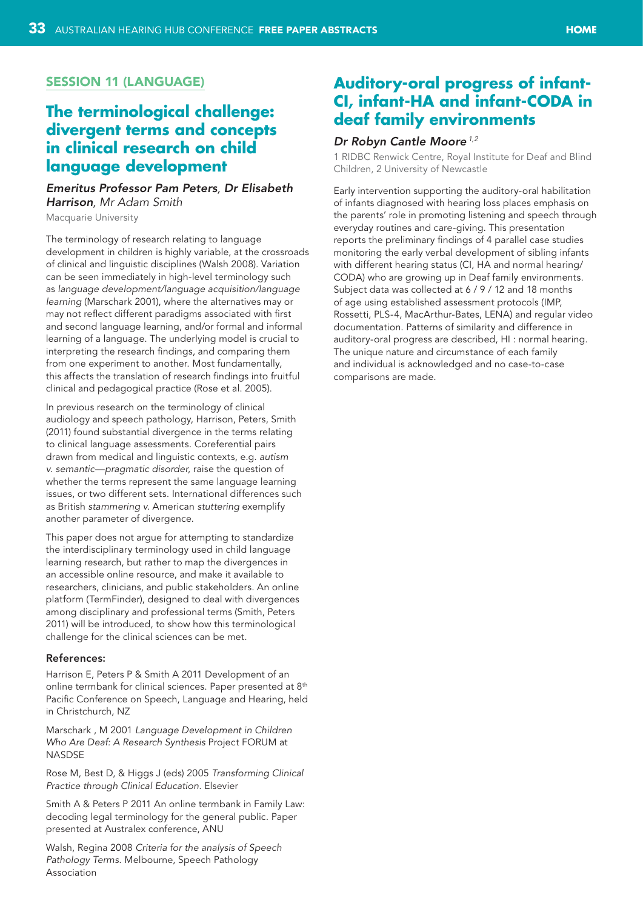## SESSION 11 (LANGUAGE)

# The terminological challenge: divergent terms and concepts in clinical research on child language development

***Emeritus Professor Pam Peters**, **Dr Elisabeth Harrison**, Mr Adam Smith*

Macquarie University

The terminology of research relating to language development in children is highly variable, at the crossroads of clinical and linguistic disciplines (Walsh 2008). Variation can be seen immediately in high-level terminology such as *language development/language acquisition/language learning* (Marschark 2001), where the alternatives may or may not reflect different paradigms associated with first and second language learning, and/or formal and informal learning of a language. The underlying model is crucial to interpreting the research findings, and comparing them from one experiment to another. Most fundamentally, this affects the translation of research findings into fruitful clinical and pedagogical practice (Rose et al. 2005).

In previous research on the terminology of clinical audiology and speech pathology, Harrison, Peters, Smith (2011) found substantial divergence in the terms relating to clinical language assessments. Coreferential pairs drawn from medical and linguistic contexts, e.g. *autism v. semantic—pragmatic disorder*, raise the question of whether the terms represent the same language learning issues, or two different sets. International differences such as British *stammering v.* American *stuttering* exemplify another parameter of divergence.

This paper does not argue for attempting to standardize the interdisciplinary terminology used in child language learning research, but rather to map the divergences in an accessible online resource, and make it available to researchers, clinicians, and public stakeholders. An online platform (TermFinder), designed to deal with divergences among disciplinary and professional terms (Smith, Peters 2011) will be introduced, to show how this terminological challenge for the clinical sciences can be met.

### References:

Harrison E, Peters P & Smith A 2011 Development of an online termbank for clinical sciences. Paper presented at 8th Pacific Conference on Speech, Language and Hearing, held in Christchurch, NZ

Marschark , M 2001 *Language Development in Children Who Are Deaf: A Research Synthesis* Project FORUM at NASDSE

Rose M, Best D, & Higgs J (eds) 2005 *Transforming Clinical Practice through Clinical Education.* Elsevier

Smith A & Peters P 2011 An online termbank in Family Law: decoding legal terminology for the general public. Paper presented at Australex conference, ANU

Walsh, Regina 2008 *Criteria for the analysis of Speech Pathology Terms.* Melbourne, Speech Pathology Association

# Auditory-oral progress of infant-CI, infant-HA and infant-CODA in deaf family environments

*Dr Robyn Cantle Moore* [1,2]

1 RIDBC Renwick Centre, Royal Institute for Deaf and Blind Children, 2 University of Newcastle

Early intervention supporting the auditory-oral habilitation of infants diagnosed with hearing loss places emphasis on the parents' role in promoting listening and speech through everyday routines and care-giving. This presentation reports the preliminary findings of 4 parallel case studies monitoring the early verbal development of sibling infants with different hearing status (CI, HA and normal hearing/ CODA) who are growing up in Deaf family environments. Subject data was collected at 6 / 9 / 12 and 18 months of age using established assessment protocols (IMP, Rossetti, PLS-4, MacArthur-Bates, LENA) and regular video documentation. Patterns of similarity and difference in auditory-oral progress are described, HI : normal hearing. The unique nature and circumstance of each family and individual is acknowledged and no case-to-case comparisons are made.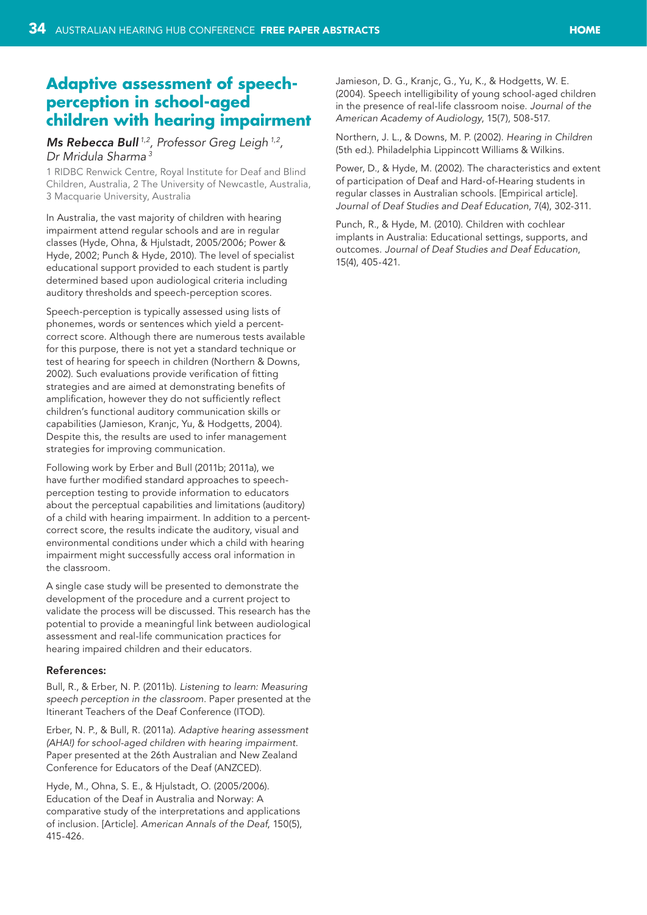# Adaptive assessment of speech-perception in school-aged children with hearing impairment

***Ms Rebecca Bull*** [1,2], *Professor Greg Leigh* [1,2], *Dr Mridula Sharma* [3]

1 RIDBC Renwick Centre, Royal Institute for Deaf and Blind Children, Australia, 2 The University of Newcastle, Australia, 3 Macquarie University, Australia

In Australia, the vast majority of children with hearing impairment attend regular schools and are in regular classes (Hyde, Ohna, & Hjulstadt, 2005/2006; Power & Hyde, 2002; Punch & Hyde, 2010). The level of specialist educational support provided to each student is partly determined based upon audiological criteria including auditory thresholds and speech-perception scores.

Speech-perception is typically assessed using lists of phonemes, words or sentences which yield a percent-correct score. Although there are numerous tests available for this purpose, there is not yet a standard technique or test of hearing for speech in children (Northern & Downs, 2002). Such evaluations provide verification of fitting strategies and are aimed at demonstrating benefits of amplification, however they do not sufficiently reflect children's functional auditory communication skills or capabilities (Jamieson, Kranjc, Yu, & Hodgetts, 2004). Despite this, the results are used to infer management strategies for improving communication.

Following work by Erber and Bull (2011b; 2011a), we have further modified standard approaches to speech-perception testing to provide information to educators about the perceptual capabilities and limitations (auditory) of a child with hearing impairment. In addition to a percent-correct score, the results indicate the auditory, visual and environmental conditions under which a child with hearing impairment might successfully access oral information in the classroom.

A single case study will be presented to demonstrate the development of the procedure and a current project to validate the process will be discussed. This research has the potential to provide a meaningful link between audiological assessment and real-life communication practices for hearing impaired children and their educators.

#### References:

Bull, R., & Erber, N. P. (2011b). *Listening to learn: Measuring speech perception in the classroom*. Paper presented at the Itinerant Teachers of the Deaf Conference (ITOD).

Erber, N. P., & Bull, R. (2011a). *Adaptive hearing assessment (AHA!) for school-aged children with hearing impairment*. Paper presented at the 26th Australian and New Zealand Conference for Educators of the Deaf (ANZCED).

Hyde, M., Ohna, S. E., & Hjulstadt, O. (2005/2006). Education of the Deaf in Australia and Norway: A comparative study of the interpretations and applications of inclusion. [Article]. *American Annals of the Deaf*, 150(5), 415-426.

Jamieson, D. G., Kranjc, G., Yu, K., & Hodgetts, W. E. (2004). Speech intelligibility of young school-aged children in the presence of real-life classroom noise. *Journal of the American Academy of Audiology*, 15(7), 508-517.

Northern, J. L., & Downs, M. P. (2002). *Hearing in Children* (5th ed.). Philadelphia Lippincott Williams & Wilkins.

Power, D., & Hyde, M. (2002). The characteristics and extent of participation of Deaf and Hard-of-Hearing students in regular classes in Australian schools. [Empirical article]. *Journal of Deaf Studies and Deaf Education*, 7(4), 302-311.

Punch, R., & Hyde, M. (2010). Children with cochlear implants in Australia: Educational settings, supports, and outcomes. *Journal of Deaf Studies and Deaf Education*, 15(4), 405-421.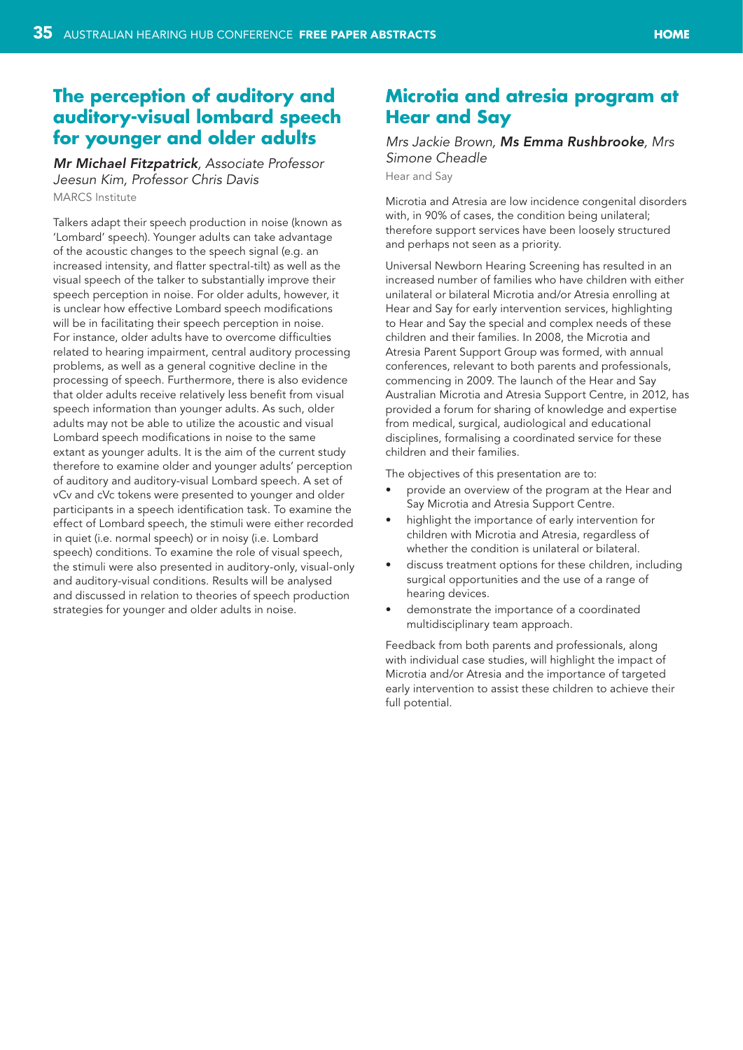## The perception of auditory and auditory-visual lombard speech for younger and older adults

***Mr Michael Fitzpatrick**, Associate Professor Jeesun Kim, Professor Chris Davis*

MARCS Institute

Talkers adapt their speech production in noise (known as 'Lombard' speech). Younger adults can take advantage of the acoustic changes to the speech signal (e.g. an increased intensity, and flatter spectral-tilt) as well as the visual speech of the talker to substantially improve their speech perception in noise. For older adults, however, it is unclear how effective Lombard speech modifications will be in facilitating their speech perception in noise. For instance, older adults have to overcome difficulties related to hearing impairment, central auditory processing problems, as well as a general cognitive decline in the processing of speech. Furthermore, there is also evidence that older adults receive relatively less benefit from visual speech information than younger adults. As such, older adults may not be able to utilize the acoustic and visual Lombard speech modifications in noise to the same extant as younger adults. It is the aim of the current study therefore to examine older and younger adults' perception of auditory and auditory-visual Lombard speech. A set of vCv and cVc tokens were presented to younger and older participants in a speech identification task. To examine the effect of Lombard speech, the stimuli were either recorded in quiet (i.e. normal speech) or in noisy (i.e. Lombard speech) conditions. To examine the role of visual speech, the stimuli were also presented in auditory-only, visual-only and auditory-visual conditions. Results will be analysed and discussed in relation to theories of speech production strategies for younger and older adults in noise.

## Microtia and atresia program at Hear and Say

*Mrs Jackie Brown, **Ms Emma Rushbrooke**, Mrs Simone Cheadle*

Hear and Say

Microtia and Atresia are low incidence congenital disorders with, in 90% of cases, the condition being unilateral; therefore support services have been loosely structured and perhaps not seen as a priority.

Universal Newborn Hearing Screening has resulted in an increased number of families who have children with either unilateral or bilateral Microtia and/or Atresia enrolling at Hear and Say for early intervention services, highlighting to Hear and Say the special and complex needs of these children and their families. In 2008, the Microtia and Atresia Parent Support Group was formed, with annual conferences, relevant to both parents and professionals, commencing in 2009. The launch of the Hear and Say Australian Microtia and Atresia Support Centre, in 2012, has provided a forum for sharing of knowledge and expertise from medical, surgical, audiological and educational disciplines, formalising a coordinated service for these children and their families.

The objectives of this presentation are to:

- provide an overview of the program at the Hear and Say Microtia and Atresia Support Centre.
- highlight the importance of early intervention for children with Microtia and Atresia, regardless of whether the condition is unilateral or bilateral.
- discuss treatment options for these children, including surgical opportunities and the use of a range of hearing devices.
- demonstrate the importance of a coordinated multidisciplinary team approach.

Feedback from both parents and professionals, along with individual case studies, will highlight the impact of Microtia and/or Atresia and the importance of targeted early intervention to assist these children to achieve their full potential.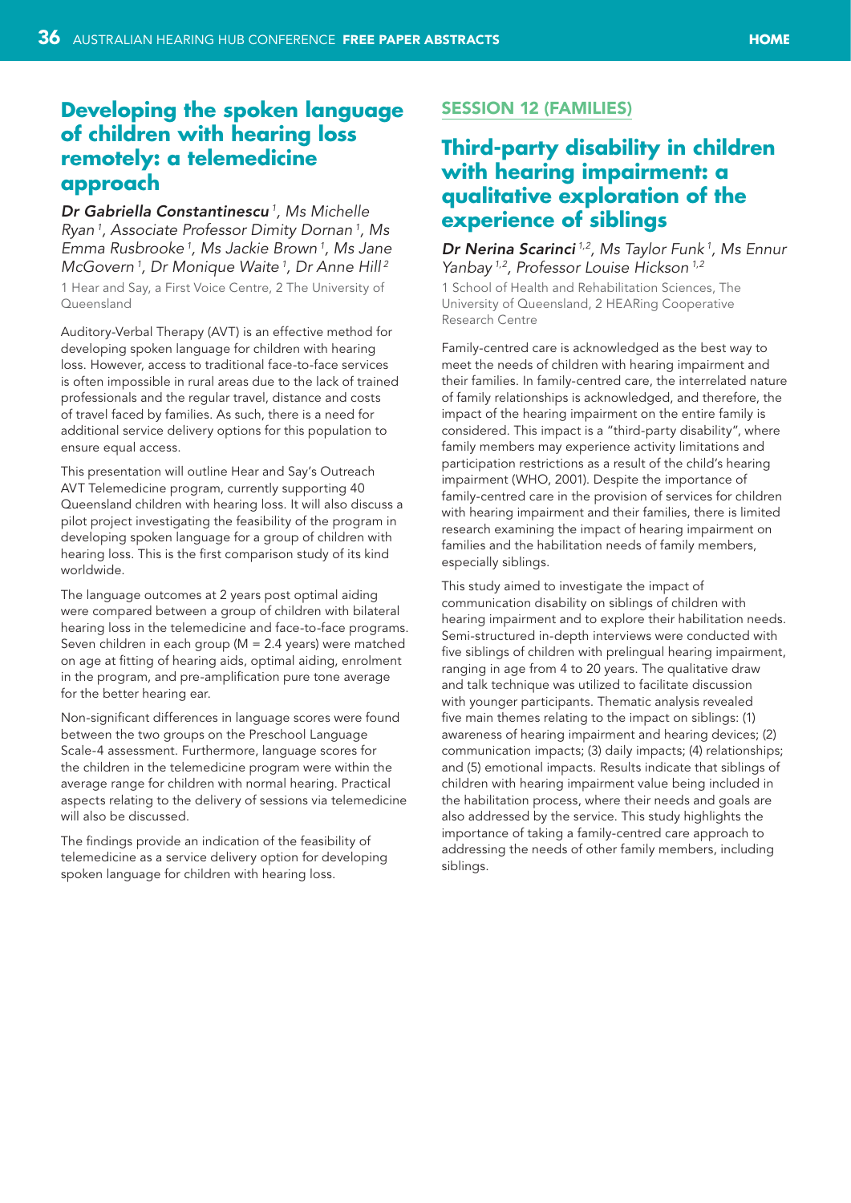## Developing the spoken language of children with hearing loss remotely: a telemedicine approach

***Dr Gabriella Constantinescu*** *[1], Ms Michelle Ryan [1], Associate Professor Dimity Dornan [1], Ms Emma Rusbrooke [1], Ms Jackie Brown [1], Ms Jane McGovern [1], Dr Monique Waite [1], Dr Anne Hill [2]*

1 Hear and Say, a First Voice Centre, 2 The University of Queensland

Auditory-Verbal Therapy (AVT) is an effective method for developing spoken language for children with hearing loss. However, access to traditional face-to-face services is often impossible in rural areas due to the lack of trained professionals and the regular travel, distance and costs of travel faced by families. As such, there is a need for additional service delivery options for this population to ensure equal access.

This presentation will outline Hear and Say's Outreach AVT Telemedicine program, currently supporting 40 Queensland children with hearing loss. It will also discuss a pilot project investigating the feasibility of the program in developing spoken language for a group of children with hearing loss. This is the first comparison study of its kind worldwide.

The language outcomes at 2 years post optimal aiding were compared between a group of children with bilateral hearing loss in the telemedicine and face-to-face programs. Seven children in each group (M = 2.4 years) were matched on age at fitting of hearing aids, optimal aiding, enrolment in the program, and pre-amplification pure tone average for the better hearing ear.

Non-significant differences in language scores were found between the two groups on the Preschool Language Scale-4 assessment. Furthermore, language scores for the children in the telemedicine program were within the average range for children with normal hearing. Practical aspects relating to the delivery of sessions via telemedicine will also be discussed.

The findings provide an indication of the feasibility of telemedicine as a service delivery option for developing spoken language for children with hearing loss.

### SESSION 12 (FAMILIES)

## Third-party disability in children with hearing impairment: a qualitative exploration of the experience of siblings

***Dr Nerina Scarinci*** *[1,2], Ms Taylor Funk [1], Ms Ennur Yanbay [1,2], Professor Louise Hickson [1,2]*

1 School of Health and Rehabilitation Sciences, The University of Queensland, 2 HEARing Cooperative Research Centre

Family-centred care is acknowledged as the best way to meet the needs of children with hearing impairment and their families. In family-centred care, the interrelated nature of family relationships is acknowledged, and therefore, the impact of the hearing impairment on the entire family is considered. This impact is a "third-party disability", where family members may experience activity limitations and participation restrictions as a result of the child's hearing impairment (WHO, 2001). Despite the importance of family-centred care in the provision of services for children with hearing impairment and their families, there is limited research examining the impact of hearing impairment on families and the habilitation needs of family members, especially siblings.

This study aimed to investigate the impact of communication disability on siblings of children with hearing impairment and to explore their habilitation needs. Semi-structured in-depth interviews were conducted with five siblings of children with prelingual hearing impairment, ranging in age from 4 to 20 years. The qualitative draw and talk technique was utilized to facilitate discussion with younger participants. Thematic analysis revealed five main themes relating to the impact on siblings: (1) awareness of hearing impairment and hearing devices; (2) communication impacts; (3) daily impacts; (4) relationships; and (5) emotional impacts. Results indicate that siblings of children with hearing impairment value being included in the habilitation process, where their needs and goals are also addressed by the service. This study highlights the importance of taking a family-centred care approach to addressing the needs of other family members, including siblings.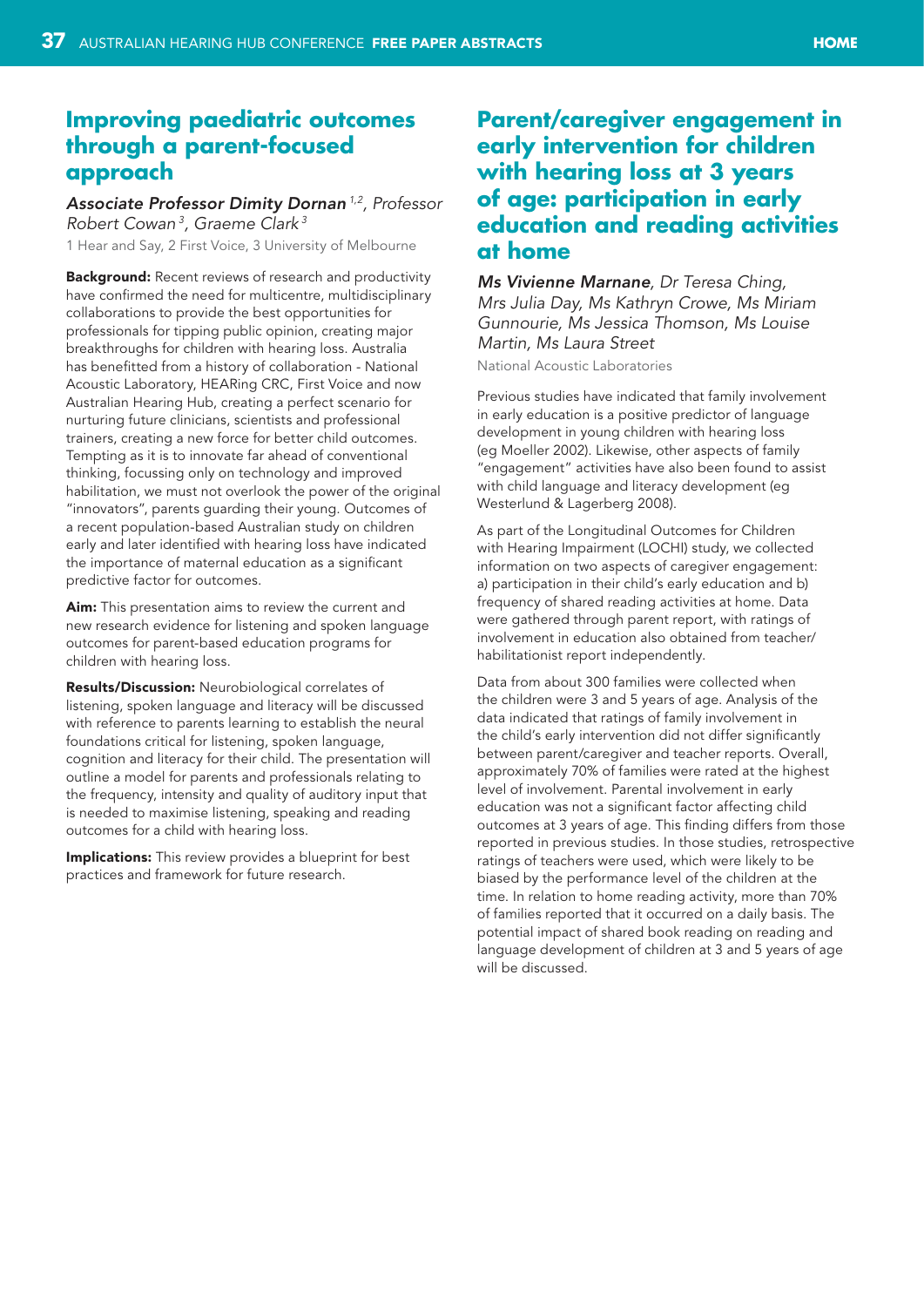## Improving paediatric outcomes through a parent-focused approach

***Associate Professor Dimity Dornan*** [1,2], *Professor Robert Cowan* [3], *Graeme Clark* [3]

1 Hear and Say, 2 First Voice, 3 University of Melbourne

**Background:** Recent reviews of research and productivity have confirmed the need for multicentre, multidisciplinary collaborations to provide the best opportunities for professionals for tipping public opinion, creating major breakthroughs for children with hearing loss. Australia has benefitted from a history of collaboration - National Acoustic Laboratory, HEARing CRC, First Voice and now Australian Hearing Hub, creating a perfect scenario for nurturing future clinicians, scientists and professional trainers, creating a new force for better child outcomes. Tempting as it is to innovate far ahead of conventional thinking, focussing only on technology and improved habilitation, we must not overlook the power of the original "innovators", parents guarding their young. Outcomes of a recent population-based Australian study on children early and later identified with hearing loss have indicated the importance of maternal education as a significant predictive factor for outcomes.

**Aim:** This presentation aims to review the current and new research evidence for listening and spoken language outcomes for parent-based education programs for children with hearing loss.

**Results/Discussion:** Neurobiological correlates of listening, spoken language and literacy will be discussed with reference to parents learning to establish the neural foundations critical for listening, spoken language, cognition and literacy for their child. The presentation will outline a model for parents and professionals relating to the frequency, intensity and quality of auditory input that is needed to maximise listening, speaking and reading outcomes for a child with hearing loss.

**Implications:** This review provides a blueprint for best practices and framework for future research.

## Parent/caregiver engagement in early intervention for children with hearing loss at 3 years of age: participation in early education and reading activities at home

***Ms Vivienne Marnane***, *Dr Teresa Ching, Mrs Julia Day, Ms Kathryn Crowe, Ms Miriam Gunnourie, Ms Jessica Thomson, Ms Louise Martin, Ms Laura Street*

National Acoustic Laboratories

Previous studies have indicated that family involvement in early education is a positive predictor of language development in young children with hearing loss (eg Moeller 2002). Likewise, other aspects of family "engagement" activities have also been found to assist with child language and literacy development (eg Westerlund & Lagerberg 2008).

As part of the Longitudinal Outcomes for Children with Hearing Impairment (LOCHI) study, we collected information on two aspects of caregiver engagement: a) participation in their child's early education and b) frequency of shared reading activities at home. Data were gathered through parent report, with ratings of involvement in education also obtained from teacher/ habilitationist report independently.

Data from about 300 families were collected when the children were 3 and 5 years of age. Analysis of the data indicated that ratings of family involvement in the child's early intervention did not differ significantly between parent/caregiver and teacher reports. Overall, approximately 70% of families were rated at the highest level of involvement. Parental involvement in early education was not a significant factor affecting child outcomes at 3 years of age. This finding differs from those reported in previous studies. In those studies, retrospective ratings of teachers were used, which were likely to be biased by the performance level of the children at the time. In relation to home reading activity, more than 70% of families reported that it occurred on a daily basis. The potential impact of shared book reading on reading and language development of children at 3 and 5 years of age will be discussed.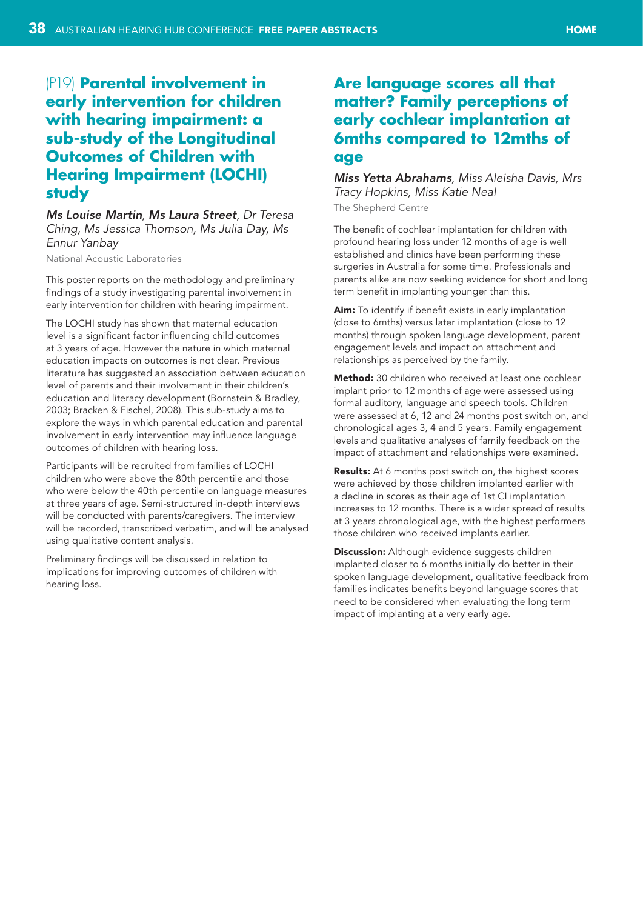## (P19) Parental involvement in early intervention for children with hearing impairment: a sub-study of the Longitudinal Outcomes of Children with Hearing Impairment (LOCHI) study

***Ms Louise Martin**, **Ms Laura Street**, Dr Teresa Ching, Ms Jessica Thomson, Ms Julia Day, Ms Ennur Yanbay*

National Acoustic Laboratories

This poster reports on the methodology and preliminary findings of a study investigating parental involvement in early intervention for children with hearing impairment.

The LOCHI study has shown that maternal education level is a significant factor influencing child outcomes at 3 years of age. However the nature in which maternal education impacts on outcomes is not clear. Previous literature has suggested an association between education level of parents and their involvement in their children's education and literacy development (Bornstein & Bradley, 2003; Bracken & Fischel, 2008). This sub-study aims to explore the ways in which parental education and parental involvement in early intervention may influence language outcomes of children with hearing loss.

Participants will be recruited from families of LOCHI children who were above the 80th percentile and those who were below the 40th percentile on language measures at three years of age. Semi-structured in-depth interviews will be conducted with parents/caregivers. The interview will be recorded, transcribed verbatim, and will be analysed using qualitative content analysis.

Preliminary findings will be discussed in relation to implications for improving outcomes of children with hearing loss.

## Are language scores all that matter? Family perceptions of early cochlear implantation at 6mths compared to 12mths of age

***Miss Yetta Abrahams**, Miss Aleisha Davis, Mrs Tracy Hopkins, Miss Katie Neal*

The Shepherd Centre

The benefit of cochlear implantation for children with profound hearing loss under 12 months of age is well established and clinics have been performing these surgeries in Australia for some time. Professionals and parents alike are now seeking evidence for short and long term benefit in implanting younger than this.

**Aim:** To identify if benefit exists in early implantation (close to 6mths) versus later implantation (close to 12 months) through spoken language development, parent engagement levels and impact on attachment and relationships as perceived by the family.

**Method:** 30 children who received at least one cochlear implant prior to 12 months of age were assessed using formal auditory, language and speech tools. Children were assessed at 6, 12 and 24 months post switch on, and chronological ages 3, 4 and 5 years. Family engagement levels and qualitative analyses of family feedback on the impact of attachment and relationships were examined.

**Results:** At 6 months post switch on, the highest scores were achieved by those children implanted earlier with a decline in scores as their age of 1st CI implantation increases to 12 months. There is a wider spread of results at 3 years chronological age, with the highest performers those children who received implants earlier.

**Discussion:** Although evidence suggests children implanted closer to 6 months initially do better in their spoken language development, qualitative feedback from families indicates benefits beyond language scores that need to be considered when evaluating the long term impact of implanting at a very early age.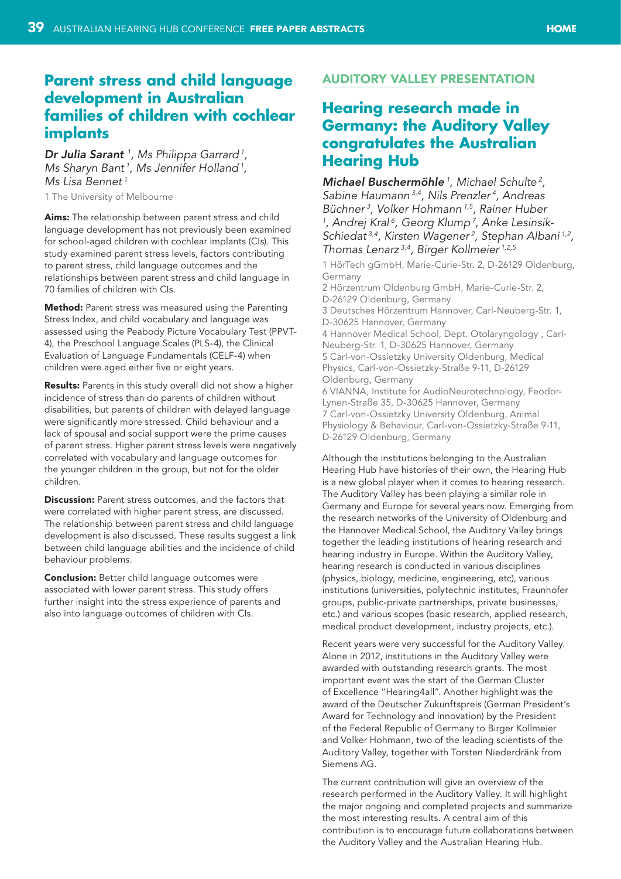## Parent stress and child language development in Australian families of children with cochlear implants

***Dr Julia Sarant*** [1], *Ms Philippa Garrard* [1], *Ms Sharyn Bant* [1], *Ms Jennifer Holland* [1], *Ms Lisa Bennet* [1]

1 The University of Melbourne

**Aims:** The relationship between parent stress and child language development has not previously been examined for school-aged children with cochlear implants (CIs). This study examined parent stress levels, factors contributing to parent stress, child language outcomes and the relationships between parent stress and child language in 70 families of children with CIs.

**Method:** Parent stress was measured using the Parenting Stress Index, and child vocabulary and language was assessed using the Peabody Picture Vocabulary Test (PPVT-4), the Preschool Language Scales (PLS-4), the Clinical Evaluation of Language Fundamentals (CELF-4) when children were aged either five or eight years.

**Results:** Parents in this study overall did not show a higher incidence of stress than do parents of children without disabilities, but parents of children with delayed language were significantly more stressed. Child behaviour and a lack of spousal and social support were the prime causes of parent stress. Higher parent stress levels were negatively correlated with vocabulary and language outcomes for the younger children in the group, but not for the older children.

**Discussion:** Parent stress outcomes, and the factors that were correlated with higher parent stress, are discussed. The relationship between parent stress and child language development is also discussed. These results suggest a link between child language abilities and the incidence of child behaviour problems.

**Conclusion:** Better child language outcomes were associated with lower parent stress. This study offers further insight into the stress experience of parents and also into language outcomes of children with CIs.

### AUDITORY VALLEY PRESENTATION

## Hearing research made in Germany: the Auditory Valley congratulates the Australian Hearing Hub

***Michael Buschermöhle*** [1], *Michael Schulte* [2], *Sabine Haumann* [3,4], *Nils Prenzler* [4], *Andreas Büchner* [3], *Volker Hohmann* [1,5], *Rainer Huber* [1], *Andrej Kral* [6], *Georg Klump* [7], *Anke Lesinsik-Schiedat* [3,4], *Kirsten Wagener* [2], *Stephan Albani* [1,2], *Thomas Lenarz* [3,4], *Birger Kollmeier* [1,2,5]

1 HörTech gGmbH, Marie-Curie-Str. 2, D-26129 Oldenburg, Germany
2 Hörzentrum Oldenburg GmbH, Marie-Curie-Str. 2, D-26129 Oldenburg, Germany
3 Deutsches Hörzentrum Hannover, Carl-Neuberg-Str. 1, D-30625 Hannover, Germany
4 Hannover Medical School, Dept. Otolaryngology , Carl-Neuberg-Str. 1, D-30625 Hannover, Germany
5 Carl-von-Ossietzky University Oldenburg, Medical Physics, Carl-von-Ossietzky-Straße 9-11, D-26129 Oldenburg, Germany
6 VIANNA, Institute for AudioNeurotechnology, Feodor-Lynen-Straße 35, D-30625 Hannover, Germany
7 Carl-von-Ossietzky University Oldenburg, Animal Physiology & Behaviour, Carl-von-Ossietzky-Straße 9-11, D-26129 Oldenburg, Germany

Although the institutions belonging to the Australian Hearing Hub have histories of their own, the Hearing Hub is a new global player when it comes to hearing research. The Auditory Valley has been playing a similar role in Germany and Europe for several years now. Emerging from the research networks of the University of Oldenburg and the Hannover Medical School, the Auditory Valley brings together the leading institutions of hearing research and hearing industry in Europe. Within the Auditory Valley, hearing research is conducted in various disciplines (physics, biology, medicine, engineering, etc) various institutions (universities, polytechnic institutes, Fraunhofer groups, public-private partnerships, private businesses, etc.) and various scopes (basic research, applied research, medical product development, industry projects, etc.).

Recent years were very successful for the Auditory Valley. Alone in 2012, institutions in the Auditory Valley were awarded with outstanding research grants. The most important event was the start of the German Cluster of Excellence "Hearing4all". Another highlight was the award of the Deutscher Zukunftspreis (German President's Award for Technology and Innovation) by the President of the Federal Republic of Germany to Birger Kollmeier and Volker Hohmann, two of the leading scientists of the Auditory Valley, together with Torsten Niederdränk from Siemens AG.

The current contribution will give an overview of the research performed in the Auditory Valley. It will highlight the major ongoing and completed projects and summarize the most interesting results. A central aim of this contribution is to encourage future collaborations between the Auditory Valley and the Australian Hearing Hub.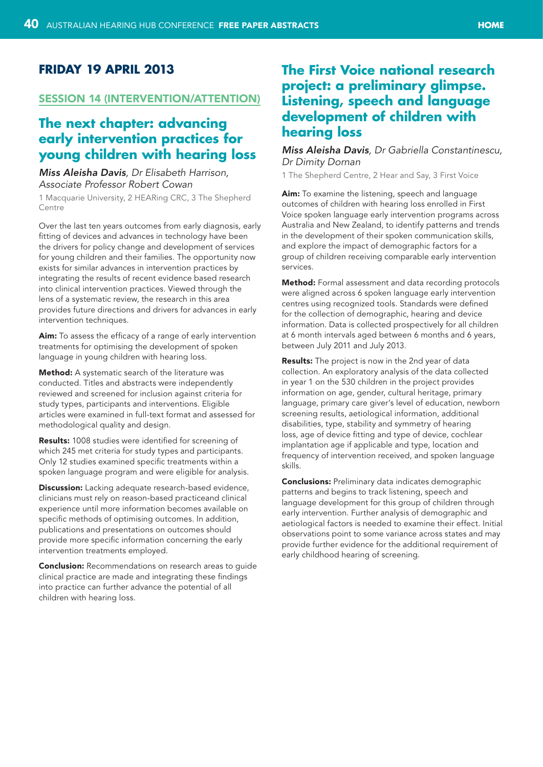## FRIDAY 19 APRIL 2013

### SESSION 14 (INTERVENTION/ATTENTION)

## The next chapter: advancing early intervention practices for young children with hearing loss

***Miss Aleisha Davis***, *Dr Elisabeth Harrison, Associate Professor Robert Cowan*

1 Macquarie University, 2 HEARing CRC, 3 The Shepherd Centre

Over the last ten years outcomes from early diagnosis, early fitting of devices and advances in technology have been the drivers for policy change and development of services for young children and their families. The opportunity now exists for similar advances in intervention practices by integrating the results of recent evidence based research into clinical intervention practices. Viewed through the lens of a systematic review, the research in this area provides future directions and drivers for advances in early intervention techniques.

**Aim:** To assess the efficacy of a range of early intervention treatments for optimising the development of spoken language in young children with hearing loss.

**Method:** A systematic search of the literature was conducted. Titles and abstracts were independently reviewed and screened for inclusion against criteria for study types, participants and interventions. Eligible articles were examined in full-text format and assessed for methodological quality and design.

**Results:** 1008 studies were identified for screening of which 245 met criteria for study types and participants. Only 12 studies examined specific treatments within a spoken language program and were eligible for analysis.

**Discussion:** Lacking adequate research-based evidence, clinicians must rely on reason-based practiceand clinical experience until more information becomes available on specific methods of optimising outcomes. In addition, publications and presentations on outcomes should provide more specific information concerning the early intervention treatments employed.

**Conclusion:** Recommendations on research areas to guide clinical practice are made and integrating these findings into practice can further advance the potential of all children with hearing loss.

## The First Voice national research project: a preliminary glimpse. Listening, speech and language development of children with hearing loss

***Miss Aleisha Davis***, *Dr Gabriella Constantinescu, Dr Dimity Dornan*

1 The Shepherd Centre, 2 Hear and Say, 3 First Voice

**Aim:** To examine the listening, speech and language outcomes of children with hearing loss enrolled in First Voice spoken language early intervention programs across Australia and New Zealand, to identify patterns and trends in the development of their spoken communication skills, and explore the impact of demographic factors for a group of children receiving comparable early intervention services.

**Method:** Formal assessment and data recording protocols were aligned across 6 spoken language early intervention centres using recognized tools. Standards were defined for the collection of demographic, hearing and device information. Data is collected prospectively for all children at 6 month intervals aged between 6 months and 6 years, between July 2011 and July 2013.

**Results:** The project is now in the 2nd year of data collection. An exploratory analysis of the data collected in year 1 on the 530 children in the project provides information on age, gender, cultural heritage, primary language, primary care giver's level of education, newborn screening results, aetiological information, additional disabilities, type, stability and symmetry of hearing loss, age of device fitting and type of device, cochlear implantation age if applicable and type, location and frequency of intervention received, and spoken language skills.

**Conclusions:** Preliminary data indicates demographic patterns and begins to track listening, speech and language development for this group of children through early intervention. Further analysis of demographic and aetiological factors is needed to examine their effect. Initial observations point to some variance across states and may provide further evidence for the additional requirement of early childhood hearing of screening.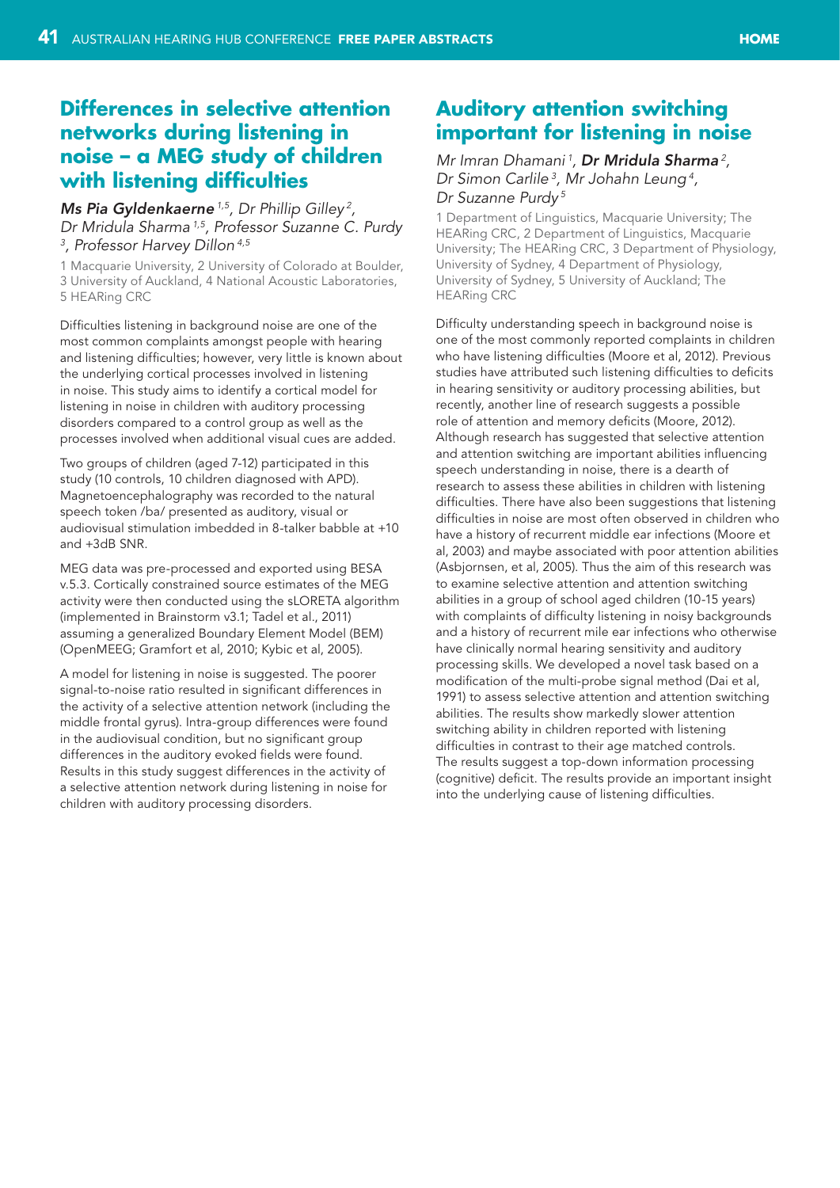## Differences in selective attention networks during listening in noise – a MEG study of children with listening difficulties

***Ms Pia Gyldenkaerne*** [1,5], *Dr Phillip Gilley* [2], *Dr Mridula Sharma* [1,5], *Professor Suzanne C. Purdy* [3], *Professor Harvey Dillon* [4,5]

1 Macquarie University, 2 University of Colorado at Boulder, 3 University of Auckland, 4 National Acoustic Laboratories, 5 HEARing CRC

Difficulties listening in background noise are one of the most common complaints amongst people with hearing and listening difficulties; however, very little is known about the underlying cortical processes involved in listening in noise. This study aims to identify a cortical model for listening in noise in children with auditory processing disorders compared to a control group as well as the processes involved when additional visual cues are added.

Two groups of children (aged 7-12) participated in this study (10 controls, 10 children diagnosed with APD). Magnetoencephalography was recorded to the natural speech token /ba/ presented as auditory, visual or audiovisual stimulation imbedded in 8-talker babble at +10 and +3dB SNR.

MEG data was pre-processed and exported using BESA v.5.3. Cortically constrained source estimates of the MEG activity were then conducted using the sLORETA algorithm (implemented in Brainstorm v3.1; Tadel et al., 2011) assuming a generalized Boundary Element Model (BEM) (OpenMEEG; Gramfort et al, 2010; Kybic et al, 2005).

A model for listening in noise is suggested. The poorer signal-to-noise ratio resulted in significant differences in the activity of a selective attention network (including the middle frontal gyrus). Intra-group differences were found in the audiovisual condition, but no significant group differences in the auditory evoked fields were found. Results in this study suggest differences in the activity of a selective attention network during listening in noise for children with auditory processing disorders.

## Auditory attention switching important for listening in noise

*Mr Imran Dhamani* [1], ***Dr Mridula Sharma*** [2], *Dr Simon Carlile* [3], *Mr Johahn Leung* [4], *Dr Suzanne Purdy* [5]

1 Department of Linguistics, Macquarie University; The HEARing CRC, 2 Department of Linguistics, Macquarie University; The HEARing CRC, 3 Department of Physiology, University of Sydney, 4 Department of Physiology, University of Sydney, 5 University of Auckland; The HEARing CRC

Difficulty understanding speech in background noise is one of the most commonly reported complaints in children who have listening difficulties (Moore et al, 2012). Previous studies have attributed such listening difficulties to deficits in hearing sensitivity or auditory processing abilities, but recently, another line of research suggests a possible role of attention and memory deficits (Moore, 2012). Although research has suggested that selective attention and attention switching are important abilities influencing speech understanding in noise, there is a dearth of research to assess these abilities in children with listening difficulties. There have also been suggestions that listening difficulties in noise are most often observed in children who have a history of recurrent middle ear infections (Moore et al, 2003) and maybe associated with poor attention abilities (Asbjornsen, et al, 2005). Thus the aim of this research was to examine selective attention and attention switching abilities in a group of school aged children (10-15 years) with complaints of difficulty listening in noisy backgrounds and a history of recurrent mile ear infections who otherwise have clinically normal hearing sensitivity and auditory processing skills. We developed a novel task based on a modification of the multi-probe signal method (Dai et al, 1991) to assess selective attention and attention switching abilities. The results show markedly slower attention switching ability in children reported with listening difficulties in contrast to their age matched controls. The results suggest a top-down information processing (cognitive) deficit. The results provide an important insight into the underlying cause of listening difficulties.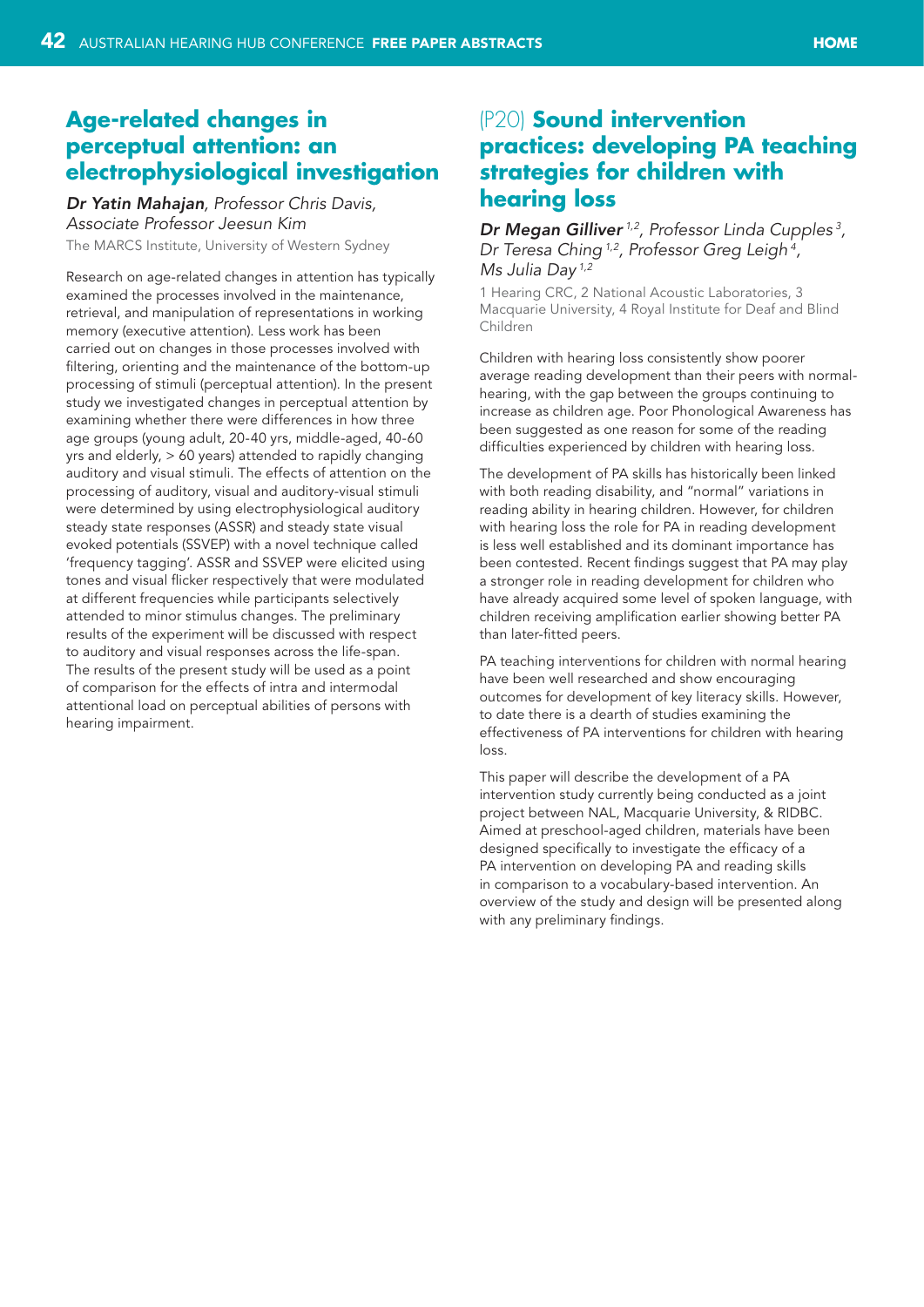## Age-related changes in perceptual attention: an electrophysiological investigation

***Dr Yatin Mahajan**, Professor Chris Davis, Associate Professor Jeesun Kim*

The MARCS Institute, University of Western Sydney

Research on age-related changes in attention has typically examined the processes involved in the maintenance, retrieval, and manipulation of representations in working memory (executive attention). Less work has been carried out on changes in those processes involved with filtering, orienting and the maintenance of the bottom-up processing of stimuli (perceptual attention). In the present study we investigated changes in perceptual attention by examining whether there were differences in how three age groups (young adult, 20-40 yrs, middle-aged, 40-60 yrs and elderly, > 60 years) attended to rapidly changing auditory and visual stimuli. The effects of attention on the processing of auditory, visual and auditory-visual stimuli were determined by using electrophysiological auditory steady state responses (ASSR) and steady state visual evoked potentials (SSVEP) with a novel technique called 'frequency tagging'. ASSR and SSVEP were elicited using tones and visual flicker respectively that were modulated at different frequencies while participants selectively attended to minor stimulus changes. The preliminary results of the experiment will be discussed with respect to auditory and visual responses across the life-span. The results of the present study will be used as a point of comparison for the effects of intra and intermodal attentional load on perceptual abilities of persons with hearing impairment.

## (P20) Sound intervention practices: developing PA teaching strategies for children with hearing loss

***Dr Megan Gilliver** [1,2], Professor Linda Cupples [3], Dr Teresa Ching [1,2], Professor Greg Leigh [4], Ms Julia Day [1,2]*

1 Hearing CRC, 2 National Acoustic Laboratories, 3 Macquarie University, 4 Royal Institute for Deaf and Blind Children

Children with hearing loss consistently show poorer average reading development than their peers with normal-hearing, with the gap between the groups continuing to increase as children age. Poor Phonological Awareness has been suggested as one reason for some of the reading difficulties experienced by children with hearing loss.

The development of PA skills has historically been linked with both reading disability, and "normal" variations in reading ability in hearing children. However, for children with hearing loss the role for PA in reading development is less well established and its dominant importance has been contested. Recent findings suggest that PA may play a stronger role in reading development for children who have already acquired some level of spoken language, with children receiving amplification earlier showing better PA than later-fitted peers.

PA teaching interventions for children with normal hearing have been well researched and show encouraging outcomes for development of key literacy skills. However, to date there is a dearth of studies examining the effectiveness of PA interventions for children with hearing loss.

This paper will describe the development of a PA intervention study currently being conducted as a joint project between NAL, Macquarie University, & RIDBC. Aimed at preschool-aged children, materials have been designed specifically to investigate the efficacy of a PA intervention on developing PA and reading skills in comparison to a vocabulary-based intervention. An overview of the study and design will be presented along with any preliminary findings.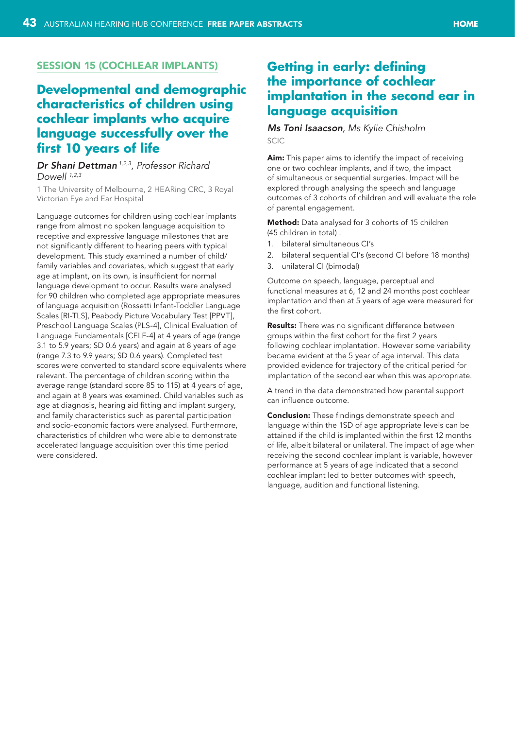## SESSION 15 (COCHLEAR IMPLANTS)

# Developmental and demographic characteristics of children using cochlear implants who acquire language successfully over the first 10 years of life

***Dr Shani Dettman*** *[1,2,3], Professor Richard Dowell [1,2,3]*

1 The University of Melbourne, 2 HEARing CRC, 3 Royal Victorian Eye and Ear Hospital

Language outcomes for children using cochlear implants range from almost no spoken language acquisition to receptive and expressive language milestones that are not significantly different to hearing peers with typical development. This study examined a number of child/family variables and covariates, which suggest that early age at implant, on its own, is insufficient for normal language development to occur. Results were analysed for 90 children who completed age appropriate measures of language acquisition (Rossetti Infant-Toddler Language Scales [RI-TLS], Peabody Picture Vocabulary Test [PPVT], Preschool Language Scales (PLS-4], Clinical Evaluation of Language Fundamentals [CELF-4] at 4 years of age (range 3.1 to 5.9 years; SD 0.6 years) and again at 8 years of age (range 7.3 to 9.9 years; SD 0.6 years). Completed test scores were converted to standard score equivalents where relevant. The percentage of children scoring within the average range (standard score 85 to 115) at 4 years of age, and again at 8 years was examined. Child variables such as age at diagnosis, hearing aid fitting and implant surgery, and family characteristics such as parental participation and socio-economic factors were analysed. Furthermore, characteristics of children who were able to demonstrate accelerated language acquisition over this time period were considered.

# Getting in early: defining the importance of cochlear implantation in the second ear in language acquisition

***Ms Toni Isaacson****, Ms Kylie Chisholm*

SCIC

**Aim:** This paper aims to identify the impact of receiving one or two cochlear implants, and if two, the impact of simultaneous or sequential surgeries. Impact will be explored through analysing the speech and language outcomes of 3 cohorts of children and will evaluate the role of parental engagement.

**Method:** Data analysed for 3 cohorts of 15 children (45 children in total) .

1. bilateral simultaneous CI's
2. bilateral sequential CI's (second CI before 18 months)
3. unilateral CI (bimodal)

Outcome on speech, language, perceptual and functional measures at 6, 12 and 24 months post cochlear implantation and then at 5 years of age were measured for the first cohort.

**Results:** There was no significant difference between groups within the first cohort for the first 2 years following cochlear implantation. However some variability became evident at the 5 year of age interval. This data provided evidence for trajectory of the critical period for implantation of the second ear when this was appropriate.

A trend in the data demonstrated how parental support can influence outcome.

**Conclusion:** These findings demonstrate speech and language within the 1SD of age appropriate levels can be attained if the child is implanted within the first 12 months of life, albeit bilateral or unilateral. The impact of age when receiving the second cochlear implant is variable, however performance at 5 years of age indicated that a second cochlear implant led to better outcomes with speech, language, audition and functional listening.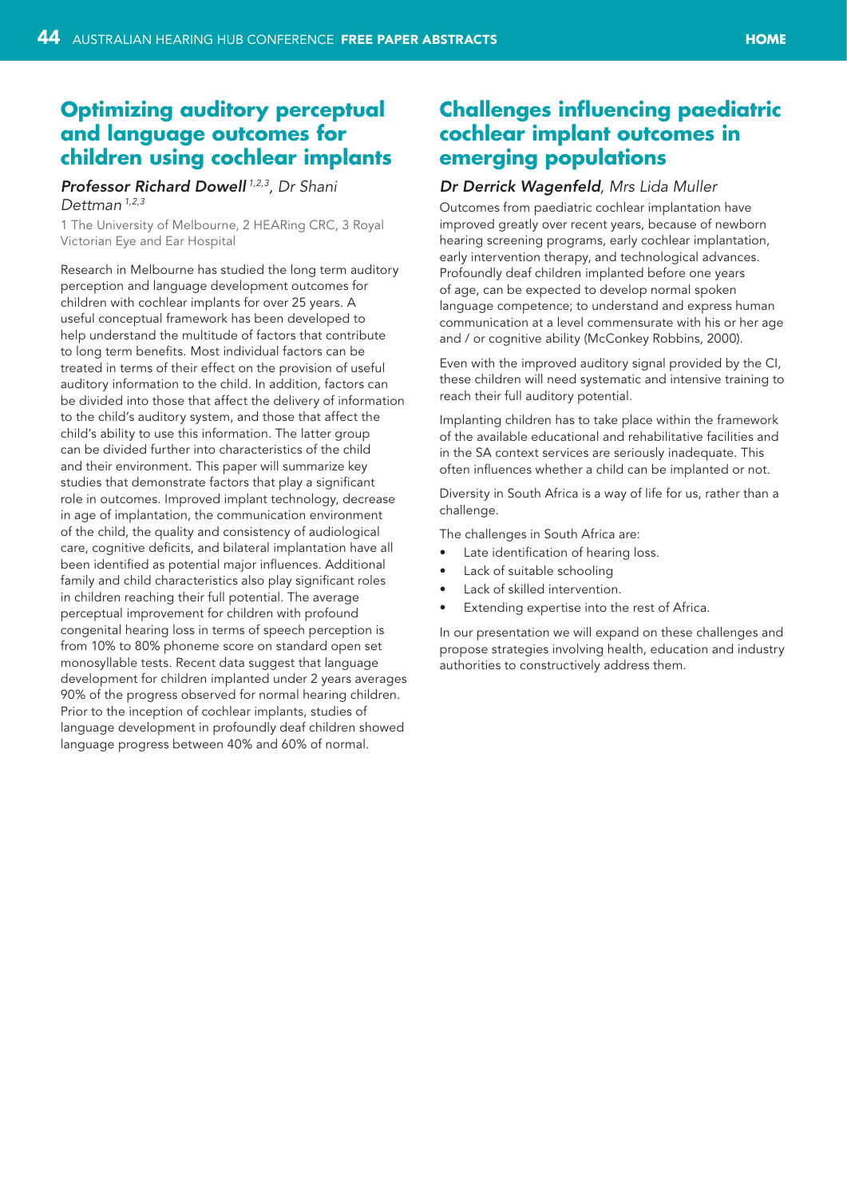## Optimizing auditory perceptual and language outcomes for children using cochlear implants

***Professor Richard Dowell*** *[1,2,3], Dr Shani Dettman [1,2,3]*

1 The University of Melbourne, 2 HEARing CRC, 3 Royal Victorian Eye and Ear Hospital

Research in Melbourne has studied the long term auditory perception and language development outcomes for children with cochlear implants for over 25 years. A useful conceptual framework has been developed to help understand the multitude of factors that contribute to long term benefits. Most individual factors can be treated in terms of their effect on the provision of useful auditory information to the child. In addition, factors can be divided into those that affect the delivery of information to the child's auditory system, and those that affect the child's ability to use this information. The latter group can be divided further into characteristics of the child and their environment. This paper will summarize key studies that demonstrate factors that play a significant role in outcomes. Improved implant technology, decrease in age of implantation, the communication environment of the child, the quality and consistency of audiological care, cognitive deficits, and bilateral implantation have all been identified as potential major influences. Additional family and child characteristics also play significant roles in children reaching their full potential. The average perceptual improvement for children with profound congenital hearing loss in terms of speech perception is from 10% to 80% phoneme score on standard open set monosyllable tests. Recent data suggest that language development for children implanted under 2 years averages 90% of the progress observed for normal hearing children. Prior to the inception of cochlear implants, studies of language development in profoundly deaf children showed language progress between 40% and 60% of normal.

## Challenges influencing paediatric cochlear implant outcomes in emerging populations

***Dr Derrick Wagenfeld****, Mrs Lida Muller*

Outcomes from paediatric cochlear implantation have improved greatly over recent years, because of newborn hearing screening programs, early cochlear implantation, early intervention therapy, and technological advances. Profoundly deaf children implanted before one years of age, can be expected to develop normal spoken language competence; to understand and express human communication at a level commensurate with his or her age and / or cognitive ability (McConkey Robbins, 2000).

Even with the improved auditory signal provided by the CI, these children will need systematic and intensive training to reach their full auditory potential.

Implanting children has to take place within the framework of the available educational and rehabilitative facilities and in the SA context services are seriously inadequate. This often influences whether a child can be implanted or not.

Diversity in South Africa is a way of life for us, rather than a challenge.

The challenges in South Africa are:

- Late identification of hearing loss.
- Lack of suitable schooling
- Lack of skilled intervention.
- Extending expertise into the rest of Africa.

In our presentation we will expand on these challenges and propose strategies involving health, education and industry authorities to constructively address them.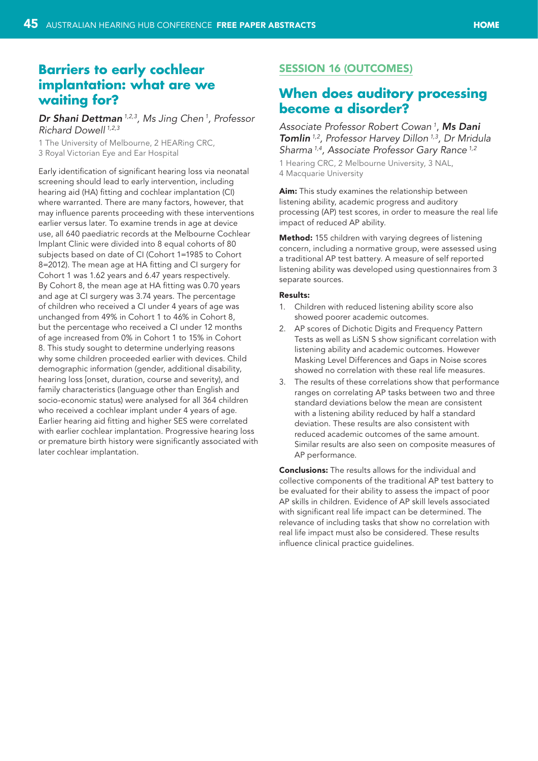## Barriers to early cochlear implantation: what are we waiting for?

***Dr Shani Dettman*** *[1,2,3], Ms Jing Chen [1], Professor Richard Dowell [1,2,3]*

1 The University of Melbourne, 2 HEARing CRC, 3 Royal Victorian Eye and Ear Hospital

Early identification of significant hearing loss via neonatal screening should lead to early intervention, including hearing aid (HA) fitting and cochlear implantation (CI) where warranted. There are many factors, however, that may influence parents proceeding with these interventions earlier versus later. To examine trends in age at device use, all 640 paediatric records at the Melbourne Cochlear Implant Clinic were divided into 8 equal cohorts of 80 subjects based on date of CI (Cohort 1=1985 to Cohort 8=2012). The mean age at HA fitting and CI surgery for Cohort 1 was 1.62 years and 6.47 years respectively. By Cohort 8, the mean age at HA fitting was 0.70 years and age at CI surgery was 3.74 years. The percentage of children who received a CI under 4 years of age was unchanged from 49% in Cohort 1 to 46% in Cohort 8, but the percentage who received a CI under 12 months of age increased from 0% in Cohort 1 to 15% in Cohort 8. This study sought to determine underlying reasons why some children proceeded earlier with devices. Child demographic information (gender, additional disability, hearing loss [onset, duration, course and severity), and family characteristics (language other than English and socio-economic status) were analysed for all 364 children who received a cochlear implant under 4 years of age. Earlier hearing aid fitting and higher SES were correlated with earlier cochlear implantation. Progressive hearing loss or premature birth history were significantly associated with later cochlear implantation.

### SESSION 16 (OUTCOMES)

## When does auditory processing become a disorder?

*Associate Professor Robert Cowan [1],* ***Ms Dani Tomlin*** *[1,2], Professor Harvey Dillon [1,3], Dr Mridula Sharma [1,4], Associate Professor Gary Rance [1,2]*

1 Hearing CRC, 2 Melbourne University, 3 NAL, 4 Macquarie University

**Aim:** This study examines the relationship between listening ability, academic progress and auditory processing (AP) test scores, in order to measure the real life impact of reduced AP ability.

**Method:** 155 children with varying degrees of listening concern, including a normative group, were assessed using a traditional AP test battery. A measure of self reported listening ability was developed using questionnaires from 3 separate sources.

**Results:**

1. Children with reduced listening ability score also showed poorer academic outcomes.
2. AP scores of Dichotic Digits and Frequency Pattern Tests as well as LiSN S show significant correlation with listening ability and academic outcomes. However Masking Level Differences and Gaps in Noise scores showed no correlation with these real life measures.
3. The results of these correlations show that performance ranges on correlating AP tasks between two and three standard deviations below the mean are consistent with a listening ability reduced by half a standard deviation. These results are also consistent with reduced academic outcomes of the same amount. Similar results are also seen on composite measures of AP performance.

**Conclusions:** The results allows for the individual and collective components of the traditional AP test battery to be evaluated for their ability to assess the impact of poor AP skills in children. Evidence of AP skill levels associated with significant real life impact can be determined. The relevance of including tasks that show no correlation with real life impact must also be considered. These results influence clinical practice guidelines.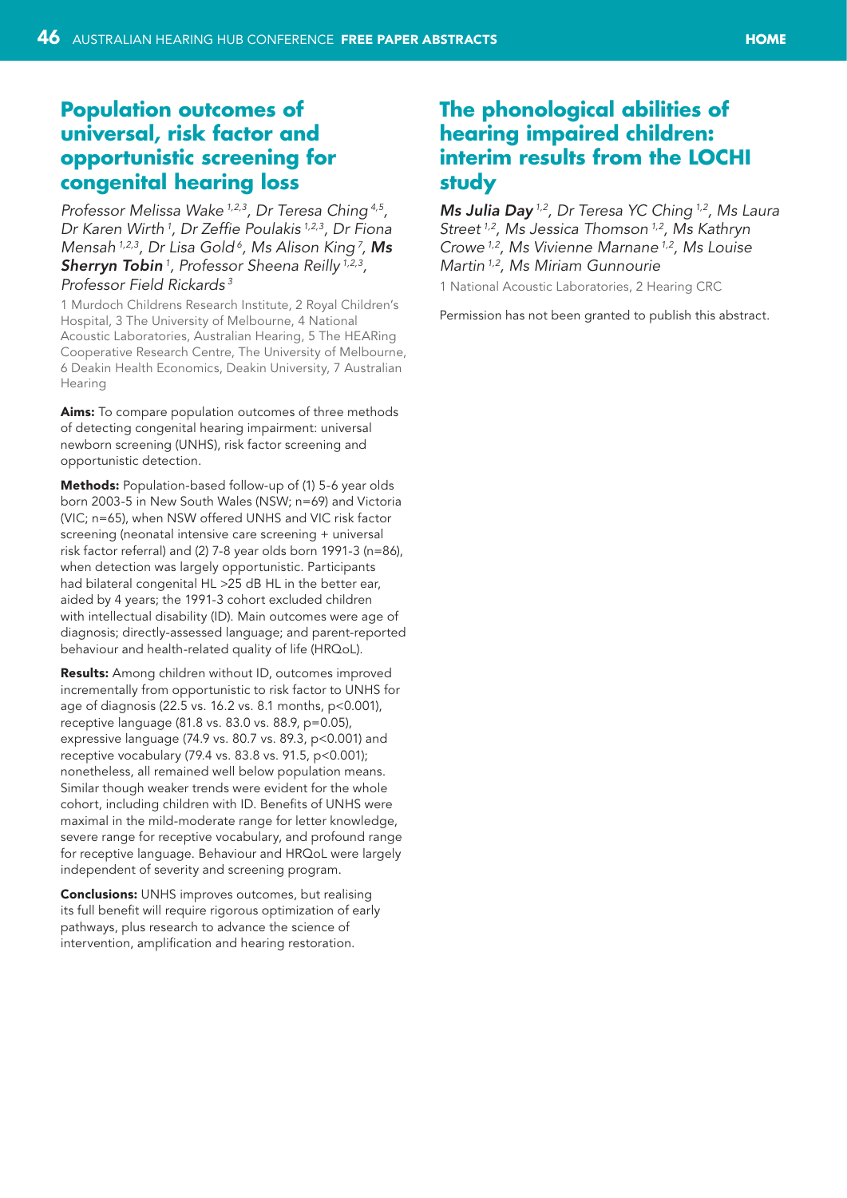## Population outcomes of universal, risk factor and opportunistic screening for congenital hearing loss

*Professor Melissa Wake [1,2,3], Dr Teresa Ching [4,5], Dr Karen Wirth [1], Dr Zeffie Poulakis [1,2,3], Dr Fiona Mensah [1,2,3], Dr Lisa Gold [6], Ms Alison King [7],* ***Ms Sherryn Tobin*** *[1], Professor Sheena Reilly [1,2,3], Professor Field Rickards [3]*

1 Murdoch Childrens Research Institute, 2 Royal Children's Hospital, 3 The University of Melbourne, 4 National Acoustic Laboratories, Australian Hearing, 5 The HEARing Cooperative Research Centre, The University of Melbourne, 6 Deakin Health Economics, Deakin University, 7 Australian Hearing

**Aims:** To compare population outcomes of three methods of detecting congenital hearing impairment: universal newborn screening (UNHS), risk factor screening and opportunistic detection.

**Methods:** Population-based follow-up of (1) 5-6 year olds born 2003-5 in New South Wales (NSW; n=69) and Victoria (VIC; n=65), when NSW offered UNHS and VIC risk factor screening (neonatal intensive care screening + universal risk factor referral) and (2) 7-8 year olds born 1991-3 (n=86), when detection was largely opportunistic. Participants had bilateral congenital HL >25 dB HL in the better ear, aided by 4 years; the 1991-3 cohort excluded children with intellectual disability (ID). Main outcomes were age of diagnosis; directly-assessed language; and parent-reported behaviour and health-related quality of life (HRQoL).

**Results:** Among children without ID, outcomes improved incrementally from opportunistic to risk factor to UNHS for age of diagnosis (22.5 vs. 16.2 vs. 8.1 months, $p<0.001$), receptive language (81.8 vs. 83.0 vs. 88.9, $p=0.05$), expressive language (74.9 vs. 80.7 vs. 89.3, $p<0.001$) and receptive vocabulary (79.4 vs. 83.8 vs. 91.5, $p<0.001$); nonetheless, all remained well below population means. Similar though weaker trends were evident for the whole cohort, including children with ID. Benefits of UNHS were maximal in the mild-moderate range for letter knowledge, severe range for receptive vocabulary, and profound range for receptive language. Behaviour and HRQoL were largely independent of severity and screening program.

**Conclusions:** UNHS improves outcomes, but realising its full benefit will require rigorous optimization of early pathways, plus research to advance the science of intervention, amplification and hearing restoration.

## The phonological abilities of hearing impaired children: interim results from the LOCHI study

***Ms Julia Day*** *[1,2], Dr Teresa YC Ching [1,2], Ms Laura Street [1,2], Ms Jessica Thomson [1,2], Ms Kathryn Crowe [1,2], Ms Vivienne Marnane [1,2], Ms Louise Martin [1,2], Ms Miriam Gunnourie*

1 National Acoustic Laboratories, 2 Hearing CRC

Permission has not been granted to publish this abstract.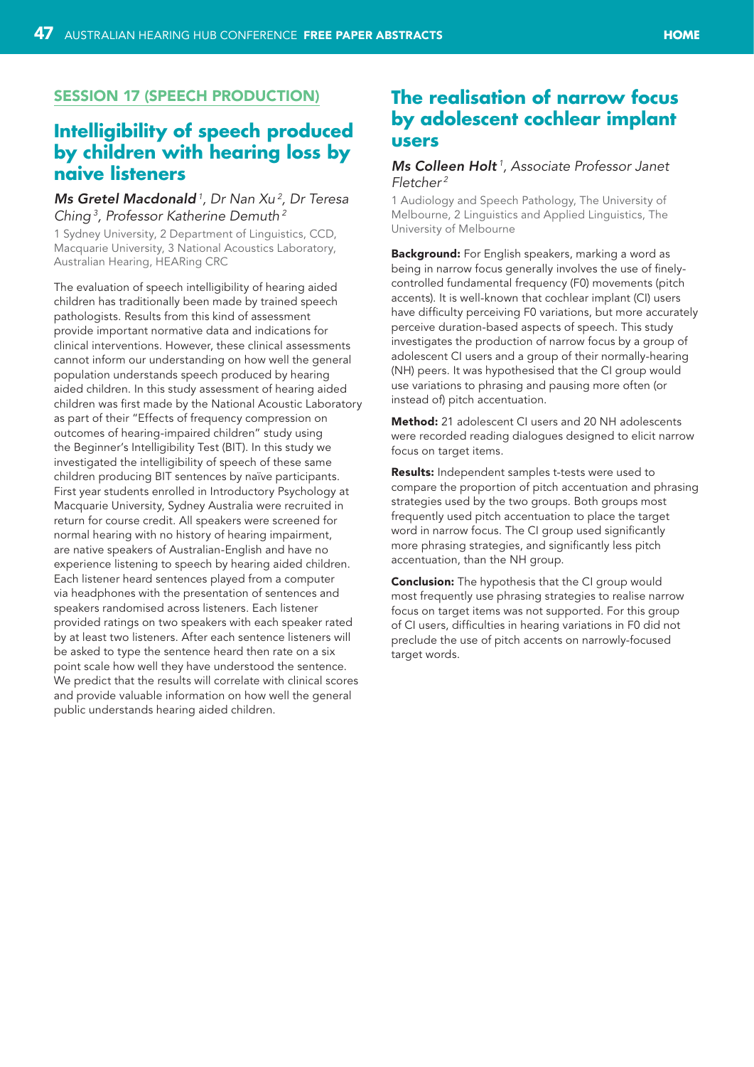## SESSION 17 (SPEECH PRODUCTION)

# Intelligibility of speech produced by children with hearing loss by naive listeners

***Ms Gretel Macdonald*** *[1], Dr Nan Xu [2], Dr Teresa Ching [3], Professor Katherine Demuth [2]*

1 Sydney University, 2 Department of Linguistics, CCD, Macquarie University, 3 National Acoustics Laboratory, Australian Hearing, HEARing CRC

The evaluation of speech intelligibility of hearing aided children has traditionally been made by trained speech pathologists. Results from this kind of assessment provide important normative data and indications for clinical interventions. However, these clinical assessments cannot inform our understanding on how well the general population understands speech produced by hearing aided children. In this study assessment of hearing aided children was first made by the National Acoustic Laboratory as part of their "Effects of frequency compression on outcomes of hearing-impaired children" study using the Beginner's Intelligibility Test (BIT). In this study we investigated the intelligibility of speech of these same children producing BIT sentences by naïve participants. First year students enrolled in Introductory Psychology at Macquarie University, Sydney Australia were recruited in return for course credit. All speakers were screened for normal hearing with no history of hearing impairment, are native speakers of Australian-English and have no experience listening to speech by hearing aided children. Each listener heard sentences played from a computer via headphones with the presentation of sentences and speakers randomised across listeners. Each listener provided ratings on two speakers with each speaker rated by at least two listeners. After each sentence listeners will be asked to type the sentence heard then rate on a six point scale how well they have understood the sentence. We predict that the results will correlate with clinical scores and provide valuable information on how well the general public understands hearing aided children.

# The realisation of narrow focus by adolescent cochlear implant users

***Ms Colleen Holt*** *[1], Associate Professor Janet Fletcher [2]*

1 Audiology and Speech Pathology, The University of Melbourne, 2 Linguistics and Applied Linguistics, The University of Melbourne

**Background:** For English speakers, marking a word as being in narrow focus generally involves the use of finely-controlled fundamental frequency (F0) movements (pitch accents). It is well-known that cochlear implant (CI) users have difficulty perceiving F0 variations, but more accurately perceive duration-based aspects of speech. This study investigates the production of narrow focus by a group of adolescent CI users and a group of their normally-hearing (NH) peers. It was hypothesised that the CI group would use variations to phrasing and pausing more often (or instead of) pitch accentuation.

**Method:** 21 adolescent CI users and 20 NH adolescents were recorded reading dialogues designed to elicit narrow focus on target items.

**Results:** Independent samples t-tests were used to compare the proportion of pitch accentuation and phrasing strategies used by the two groups. Both groups most frequently used pitch accentuation to place the target word in narrow focus. The CI group used significantly more phrasing strategies, and significantly less pitch accentuation, than the NH group.

**Conclusion:** The hypothesis that the CI group would most frequently use phrasing strategies to realise narrow focus on target items was not supported. For this group of CI users, difficulties in hearing variations in F0 did not preclude the use of pitch accents on narrowly-focused target words.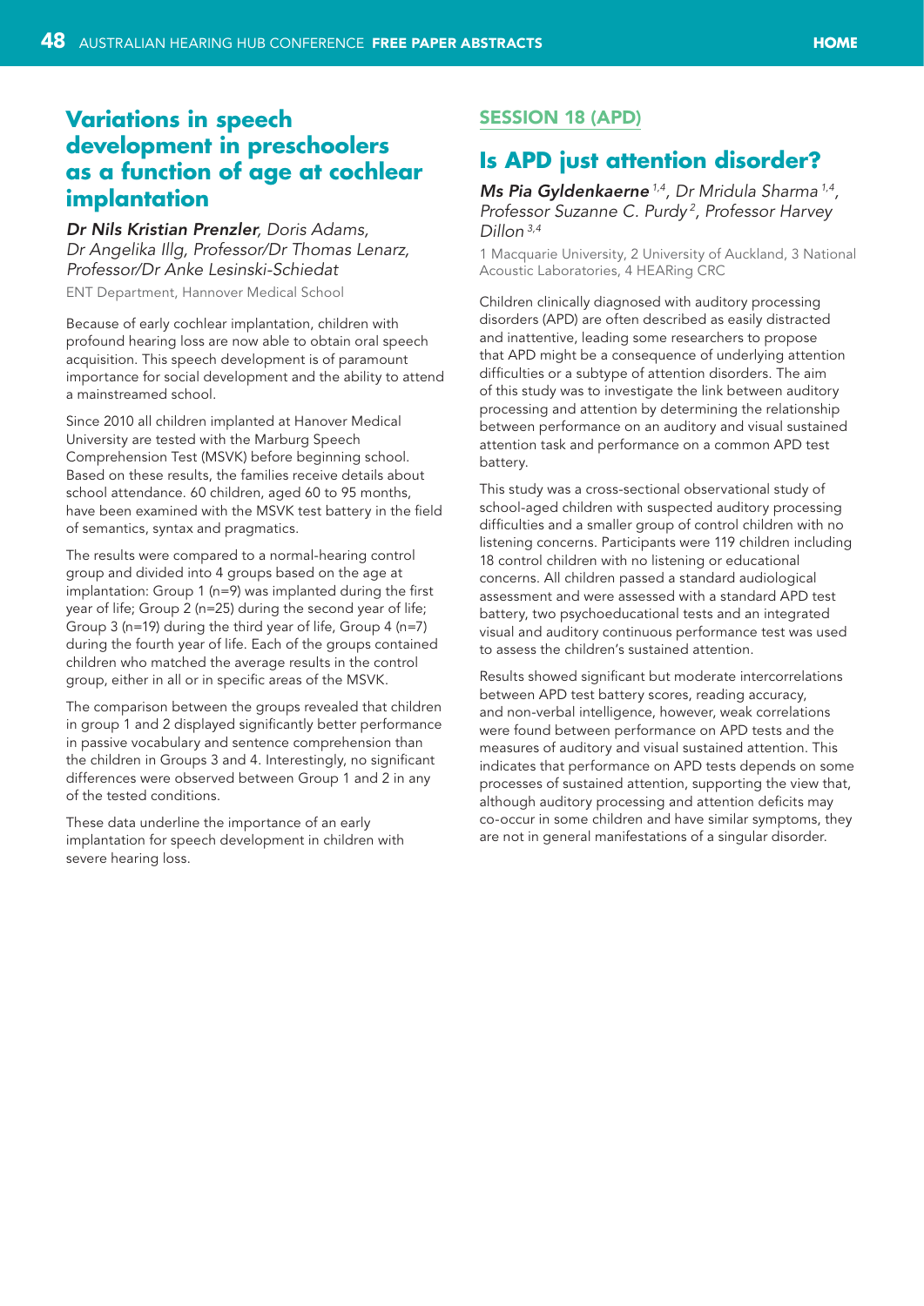## Variations in speech development in preschoolers as a function of age at cochlear implantation

***Dr Nils Kristian Prenzler**, Doris Adams, Dr Angelika Illg, Professor/Dr Thomas Lenarz, Professor/Dr Anke Lesinski-Schiedat*

ENT Department, Hannover Medical School

Because of early cochlear implantation, children with profound hearing loss are now able to obtain oral speech acquisition. This speech development is of paramount importance for social development and the ability to attend a mainstreamed school.

Since 2010 all children implanted at Hanover Medical University are tested with the Marburg Speech Comprehension Test (MSVK) before beginning school. Based on these results, the families receive details about school attendance. 60 children, aged 60 to 95 months, have been examined with the MSVK test battery in the field of semantics, syntax and pragmatics.

The results were compared to a normal-hearing control group and divided into 4 groups based on the age at implantation: Group 1 (n=9) was implanted during the first year of life; Group 2 (n=25) during the second year of life; Group 3 (n=19) during the third year of life, Group 4 (n=7) during the fourth year of life. Each of the groups contained children who matched the average results in the control group, either in all or in specific areas of the MSVK.

The comparison between the groups revealed that children in group 1 and 2 displayed significantly better performance in passive vocabulary and sentence comprehension than the children in Groups 3 and 4. Interestingly, no significant differences were observed between Group 1 and 2 in any of the tested conditions.

These data underline the importance of an early implantation for speech development in children with severe hearing loss.

### SESSION 18 (APD)

## Is APD just attention disorder?

***Ms Pia Gyldenkaerne**[1,4], Dr Mridula Sharma[1,4], Professor Suzanne C. Purdy[2], Professor Harvey Dillon[3,4]*

1 Macquarie University, 2 University of Auckland, 3 National Acoustic Laboratories, 4 HEARing CRC

Children clinically diagnosed with auditory processing disorders (APD) are often described as easily distracted and inattentive, leading some researchers to propose that APD might be a consequence of underlying attention difficulties or a subtype of attention disorders. The aim of this study was to investigate the link between auditory processing and attention by determining the relationship between performance on an auditory and visual sustained attention task and performance on a common APD test battery.

This study was a cross-sectional observational study of school-aged children with suspected auditory processing difficulties and a smaller group of control children with no listening concerns. Participants were 119 children including 18 control children with no listening or educational concerns. All children passed a standard audiological assessment and were assessed with a standard APD test battery, two psychoeducational tests and an integrated visual and auditory continuous performance test was used to assess the children's sustained attention.

Results showed significant but moderate intercorrelations between APD test battery scores, reading accuracy, and non-verbal intelligence, however, weak correlations were found between performance on APD tests and the measures of auditory and visual sustained attention. This indicates that performance on APD tests depends on some processes of sustained attention, supporting the view that, although auditory processing and attention deficits may co-occur in some children and have similar symptoms, they are not in general manifestations of a singular disorder.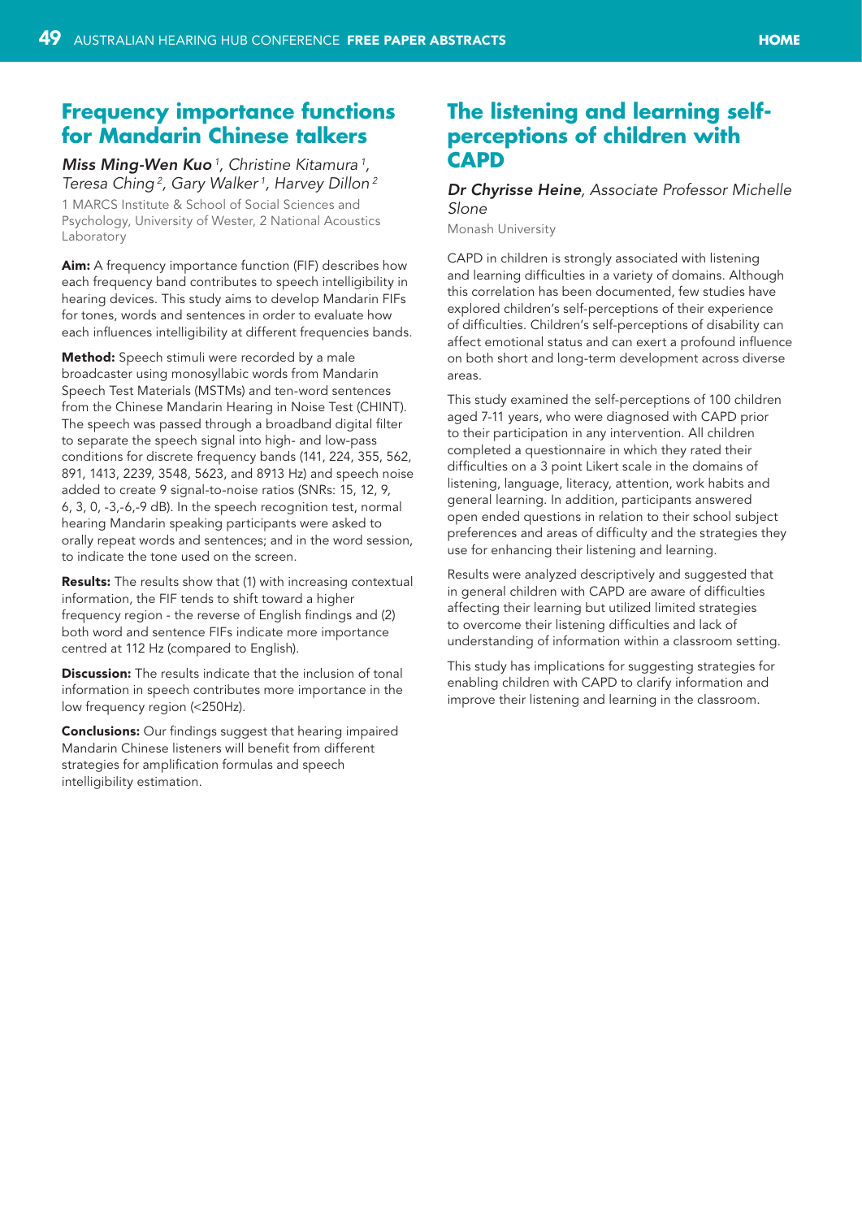## Frequency importance functions for Mandarin Chinese talkers

***Miss Ming-Wen Kuo*** [1], *Christine Kitamura* [1], *Teresa Ching* [2], *Gary Walker* [1], *Harvey Dillon* [2]

1 MARCS Institute & School of Social Sciences and Psychology, University of Wester, 2 National Acoustics Laboratory

**Aim:** A frequency importance function (FIF) describes how each frequency band contributes to speech intelligibility in hearing devices. This study aims to develop Mandarin FIFs for tones, words and sentences in order to evaluate how each influences intelligibility at different frequencies bands.

**Method:** Speech stimuli were recorded by a male broadcaster using monosyllabic words from Mandarin Speech Test Materials (MSTMs) and ten-word sentences from the Chinese Mandarin Hearing in Noise Test (CHINT). The speech was passed through a broadband digital filter to separate the speech signal into high- and low-pass conditions for discrete frequency bands (141, 224, 355, 562, 891, 1413, 2239, 3548, 5623, and 8913 Hz) and speech noise added to create 9 signal-to-noise ratios (SNRs: 15, 12, 9, 6, 3, 0, -3,-6,-9 dB). In the speech recognition test, normal hearing Mandarin speaking participants were asked to orally repeat words and sentences; and in the word session, to indicate the tone used on the screen.

**Results:** The results show that (1) with increasing contextual information, the FIF tends to shift toward a higher frequency region - the reverse of English findings and (2) both word and sentence FIFs indicate more importance centred at 112 Hz (compared to English).

**Discussion:** The results indicate that the inclusion of tonal information in speech contributes more importance in the low frequency region (<250Hz).

**Conclusions:** Our findings suggest that hearing impaired Mandarin Chinese listeners will benefit from different strategies for amplification formulas and speech intelligibility estimation.

## The listening and learning self-perceptions of children with CAPD

***Dr Chyrisse Heine***, *Associate Professor Michelle Slone*

Monash University

CAPD in children is strongly associated with listening and learning difficulties in a variety of domains. Although this correlation has been documented, few studies have explored children's self-perceptions of their experience of difficulties. Children's self-perceptions of disability can affect emotional status and can exert a profound influence on both short and long-term development across diverse areas.

This study examined the self-perceptions of 100 children aged 7-11 years, who were diagnosed with CAPD prior to their participation in any intervention. All children completed a questionnaire in which they rated their difficulties on a 3 point Likert scale in the domains of listening, language, literacy, attention, work habits and general learning. In addition, participants answered open ended questions in relation to their school subject preferences and areas of difficulty and the strategies they use for enhancing their listening and learning.

Results were analyzed descriptively and suggested that in general children with CAPD are aware of difficulties affecting their learning but utilized limited strategies to overcome their listening difficulties and lack of understanding of information within a classroom setting.

This study has implications for suggesting strategies for enabling children with CAPD to clarify information and improve their listening and learning in the classroom.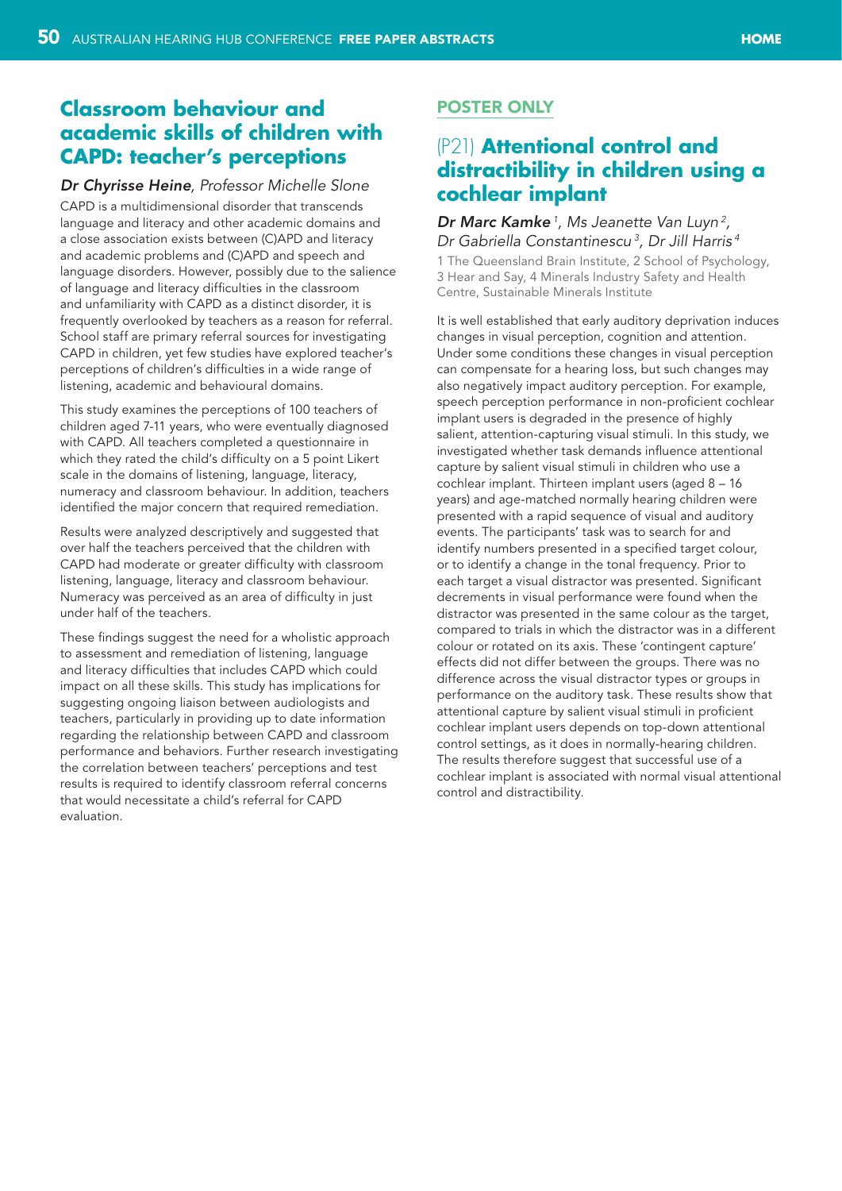## Classroom behaviour and academic skills of children with CAPD: teacher's perceptions

***Dr Chyrisse Heine**, Professor Michelle Slone*

CAPD is a multidimensional disorder that transcends language and literacy and other academic domains and a close association exists between (C)APD and literacy and academic problems and (C)APD and speech and language disorders. However, possibly due to the salience of language and literacy difficulties in the classroom and unfamiliarity with CAPD as a distinct disorder, it is frequently overlooked by teachers as a reason for referral. School staff are primary referral sources for investigating CAPD in children, yet few studies have explored teacher's perceptions of children's difficulties in a wide range of listening, academic and behavioural domains.

This study examines the perceptions of 100 teachers of children aged 7-11 years, who were eventually diagnosed with CAPD. All teachers completed a questionnaire in which they rated the child's difficulty on a 5 point Likert scale in the domains of listening, language, literacy, numeracy and classroom behaviour. In addition, teachers identified the major concern that required remediation.

Results were analyzed descriptively and suggested that over half the teachers perceived that the children with CAPD had moderate or greater difficulty with classroom listening, language, literacy and classroom behaviour. Numeracy was perceived as an area of difficulty in just under half of the teachers.

These findings suggest the need for a wholistic approach to assessment and remediation of listening, language and literacy difficulties that includes CAPD which could impact on all these skills. This study has implications for suggesting ongoing liaison between audiologists and teachers, particularly in providing up to date information regarding the relationship between CAPD and classroom performance and behaviors. Further research investigating the correlation between teachers' perceptions and test results is required to identify classroom referral concerns that would necessitate a child's referral for CAPD evaluation.

### POSTER ONLY

## (P21) Attentional control and distractibility in children using a cochlear implant

***Dr Marc Kamke**[1], Ms Jeanette Van Luyn[2], Dr Gabriella Constantinescu[3], Dr Jill Harris[4]*

1 The Queensland Brain Institute, 2 School of Psychology, 3 Hear and Say, 4 Minerals Industry Safety and Health Centre, Sustainable Minerals Institute

It is well established that early auditory deprivation induces changes in visual perception, cognition and attention. Under some conditions these changes in visual perception can compensate for a hearing loss, but such changes may also negatively impact auditory perception. For example, speech perception performance in non-proficient cochlear implant users is degraded in the presence of highly salient, attention-capturing visual stimuli. In this study, we investigated whether task demands influence attentional capture by salient visual stimuli in children who use a cochlear implant. Thirteen implant users (aged 8 – 16 years) and age-matched normally hearing children were presented with a rapid sequence of visual and auditory events. The participants' task was to search for and identify numbers presented in a specified target colour, or to identify a change in the tonal frequency. Prior to each target a visual distractor was presented. Significant decrements in visual performance were found when the distractor was presented in the same colour as the target, compared to trials in which the distractor was in a different colour or rotated on its axis. These 'contingent capture' effects did not differ between the groups. There was no difference across the visual distractor types or groups in performance on the auditory task. These results show that attentional capture by salient visual stimuli in proficient cochlear implant users depends on top-down attentional control settings, as it does in normally-hearing children. The results therefore suggest that successful use of a cochlear implant is associated with normal visual attentional control and distractibility.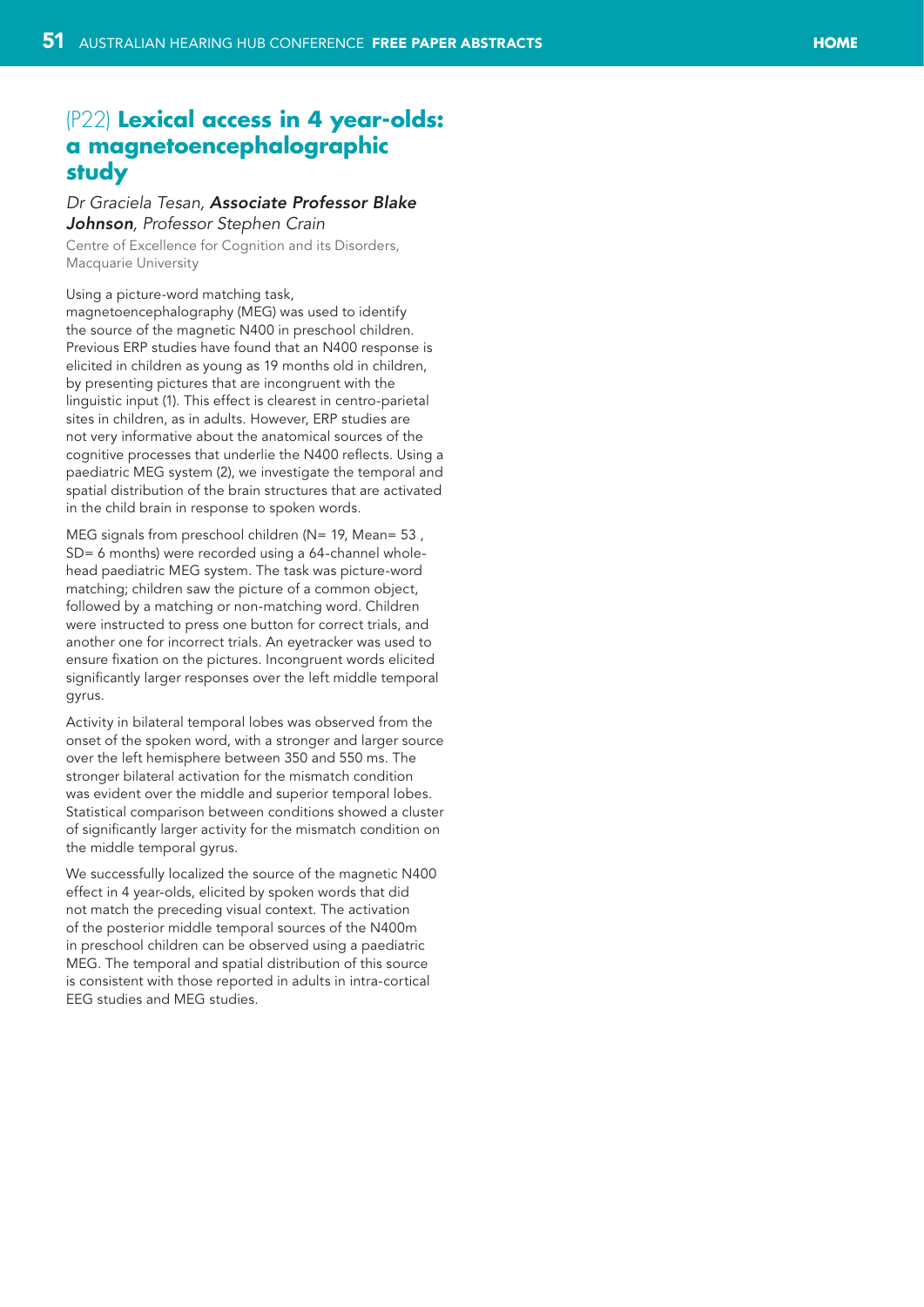## (P22) **Lexical access in 4 year-olds: a magnetoencephalographic study**

*Dr Graciela Tesan, **Associate Professor Blake Johnson**, Professor Stephen Crain*

Centre of Excellence for Cognition and its Disorders, Macquarie University

Using a picture-word matching task, magnetoencephalography (MEG) was used to identify the source of the magnetic N400 in preschool children. Previous ERP studies have found that an N400 response is elicited in children as young as 19 months old in children, by presenting pictures that are incongruent with the linguistic input (1). This effect is clearest in centro-parietal sites in children, as in adults. However, ERP studies are not very informative about the anatomical sources of the cognitive processes that underlie the N400 reflects. Using a paediatric MEG system (2), we investigate the temporal and spatial distribution of the brain structures that are activated in the child brain in response to spoken words.

MEG signals from preschool children (N= 19, Mean= 53 , SD= 6 months) were recorded using a 64-channel whole-head paediatric MEG system. The task was picture-word matching; children saw the picture of a common object, followed by a matching or non-matching word. Children were instructed to press one button for correct trials, and another one for incorrect trials. An eyetracker was used to ensure fixation on the pictures. Incongruent words elicited significantly larger responses over the left middle temporal gyrus.

Activity in bilateral temporal lobes was observed from the onset of the spoken word, with a stronger and larger source over the left hemisphere between 350 and 550 ms. The stronger bilateral activation for the mismatch condition was evident over the middle and superior temporal lobes. Statistical comparison between conditions showed a cluster of significantly larger activity for the mismatch condition on the middle temporal gyrus.

We successfully localized the source of the magnetic N400 effect in 4 year-olds, elicited by spoken words that did not match the preceding visual context. The activation of the posterior middle temporal sources of the N400m in preschool children can be observed using a paediatric MEG. The temporal and spatial distribution of this source is consistent with those reported in adults in intra-cortical EEG studies and MEG studies.